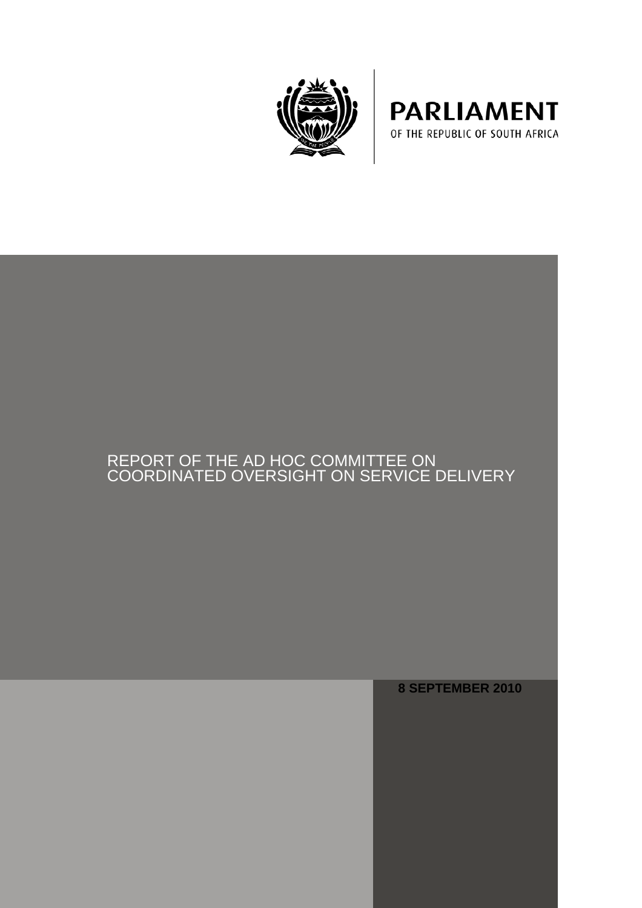PARLIAMENT
OF THE REPUBLIC OF SOUTH AFRICA

# REPORT OF THE AD HOC COMMITTEE ON COORDINATED OVERSIGHT ON SERVICE DELIVERY

**8 SEPTEMBER 2010**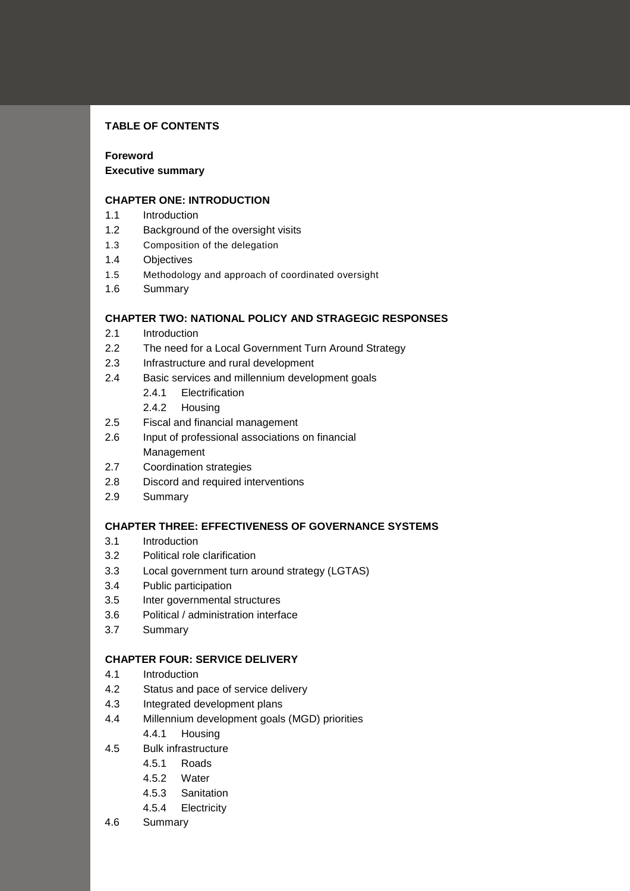**TABLE OF CONTENTS**

**Foreword**
**Executive summary**

**CHAPTER ONE: INTRODUCTION**

1.1 Introduction
1.2 Background of the oversight visits
1.3 Composition of the delegation
1.4 Objectives
1.5 Methodology and approach of coordinated oversight
1.6 Summary

**CHAPTER TWO: NATIONAL POLICY AND STRAGEGIC RESPONSES**

2.1 Introduction
2.2 The need for a Local Government Turn Around Strategy
2.3 Infrastructure and rural development
2.4 Basic services and millennium development goals
  2.4.1 Electrification
  2.4.2 Housing
2.5 Fiscal and financial management
2.6 Input of professional associations on financial Management
2.7 Coordination strategies
2.8 Discord and required interventions
2.9 Summary

**CHAPTER THREE: EFFECTIVENESS OF GOVERNANCE SYSTEMS**

3.1 Introduction
3.2 Political role clarification
3.3 Local government turn around strategy (LGTAS)
3.4 Public participation
3.5 Inter governmental structures
3.6 Political / administration interface
3.7 Summary

**CHAPTER FOUR: SERVICE DELIVERY**

4.1 Introduction
4.2 Status and pace of service delivery
4.3 Integrated development plans
4.4 Millennium development goals (MGD) priorities
  4.4.1 Housing
4.5 Bulk infrastructure
  4.5.1 Roads
  4.5.2 Water
  4.5.3 Sanitation
  4.5.4 Electricity
4.6 Summary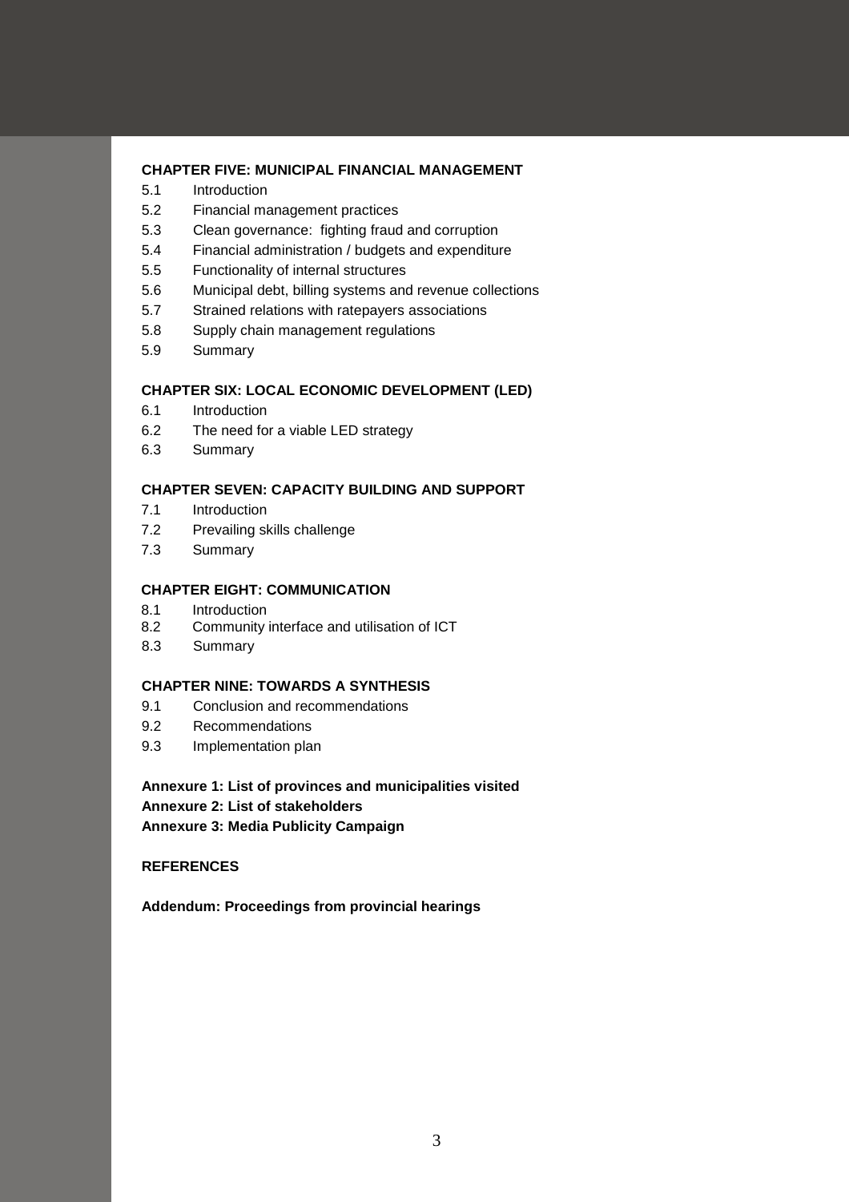**CHAPTER FIVE: MUNICIPAL FINANCIAL MANAGEMENT**

5.1 Introduction
5.2 Financial management practices
5.3 Clean governance: fighting fraud and corruption
5.4 Financial administration / budgets and expenditure
5.5 Functionality of internal structures
5.6 Municipal debt, billing systems and revenue collections
5.7 Strained relations with ratepayers associations
5.8 Supply chain management regulations
5.9 Summary

**CHAPTER SIX: LOCAL ECONOMIC DEVELOPMENT (LED)**

6.1 Introduction
6.2 The need for a viable LED strategy
6.3 Summary

**CHAPTER SEVEN: CAPACITY BUILDING AND SUPPORT**

7.1 Introduction
7.2 Prevailing skills challenge
7.3 Summary

**CHAPTER EIGHT: COMMUNICATION**

8.1 Introduction
8.2 Community interface and utilisation of ICT
8.3 Summary

**CHAPTER NINE: TOWARDS A SYNTHESIS**

9.1 Conclusion and recommendations
9.2 Recommendations
9.3 Implementation plan

**Annexure 1: List of provinces and municipalities visited**
**Annexure 2: List of stakeholders**
**Annexure 3: Media Publicity Campaign**

**REFERENCES**

**Addendum: Proceedings from provincial hearings**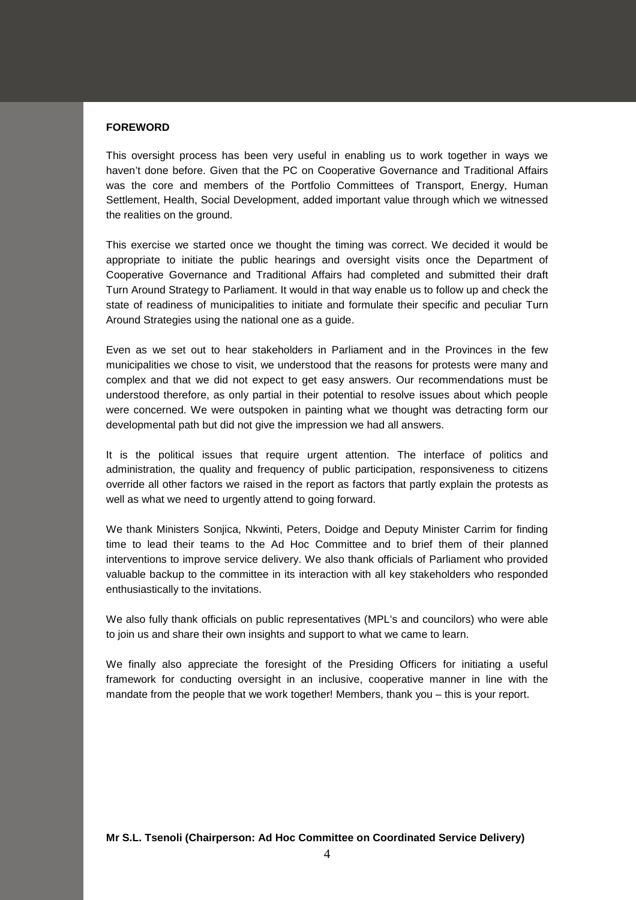**FOREWORD**

This oversight process has been very useful in enabling us to work together in ways we haven't done before. Given that the PC on Cooperative Governance and Traditional Affairs was the core and members of the Portfolio Committees of Transport, Energy, Human Settlement, Health, Social Development, added important value through which we witnessed the realities on the ground.

This exercise we started once we thought the timing was correct. We decided it would be appropriate to initiate the public hearings and oversight visits once the Department of Cooperative Governance and Traditional Affairs had completed and submitted their draft Turn Around Strategy to Parliament. It would in that way enable us to follow up and check the state of readiness of municipalities to initiate and formulate their specific and peculiar Turn Around Strategies using the national one as a guide.

Even as we set out to hear stakeholders in Parliament and in the Provinces in the few municipalities we chose to visit, we understood that the reasons for protests were many and complex and that we did not expect to get easy answers. Our recommendations must be understood therefore, as only partial in their potential to resolve issues about which people were concerned. We were outspoken in painting what we thought was detracting form our developmental path but did not give the impression we had all answers.

It is the political issues that require urgent attention. The interface of politics and administration, the quality and frequency of public participation, responsiveness to citizens override all other factors we raised in the report as factors that partly explain the protests as well as what we need to urgently attend to going forward.

We thank Ministers Sonjica, Nkwinti, Peters, Doidge and Deputy Minister Carrim for finding time to lead their teams to the Ad Hoc Committee and to brief them of their planned interventions to improve service delivery. We also thank officials of Parliament who provided valuable backup to the committee in its interaction with all key stakeholders who responded enthusiastically to the invitations.

We also fully thank officials on public representatives (MPL's and councilors) who were able to join us and share their own insights and support to what we came to learn.

We finally also appreciate the foresight of the Presiding Officers for initiating a useful framework for conducting oversight in an inclusive, cooperative manner in line with the mandate from the people that we work together! Members, thank you – this is your report.

**Mr S.L. Tsenoli (Chairperson: Ad Hoc Committee on Coordinated Service Delivery)**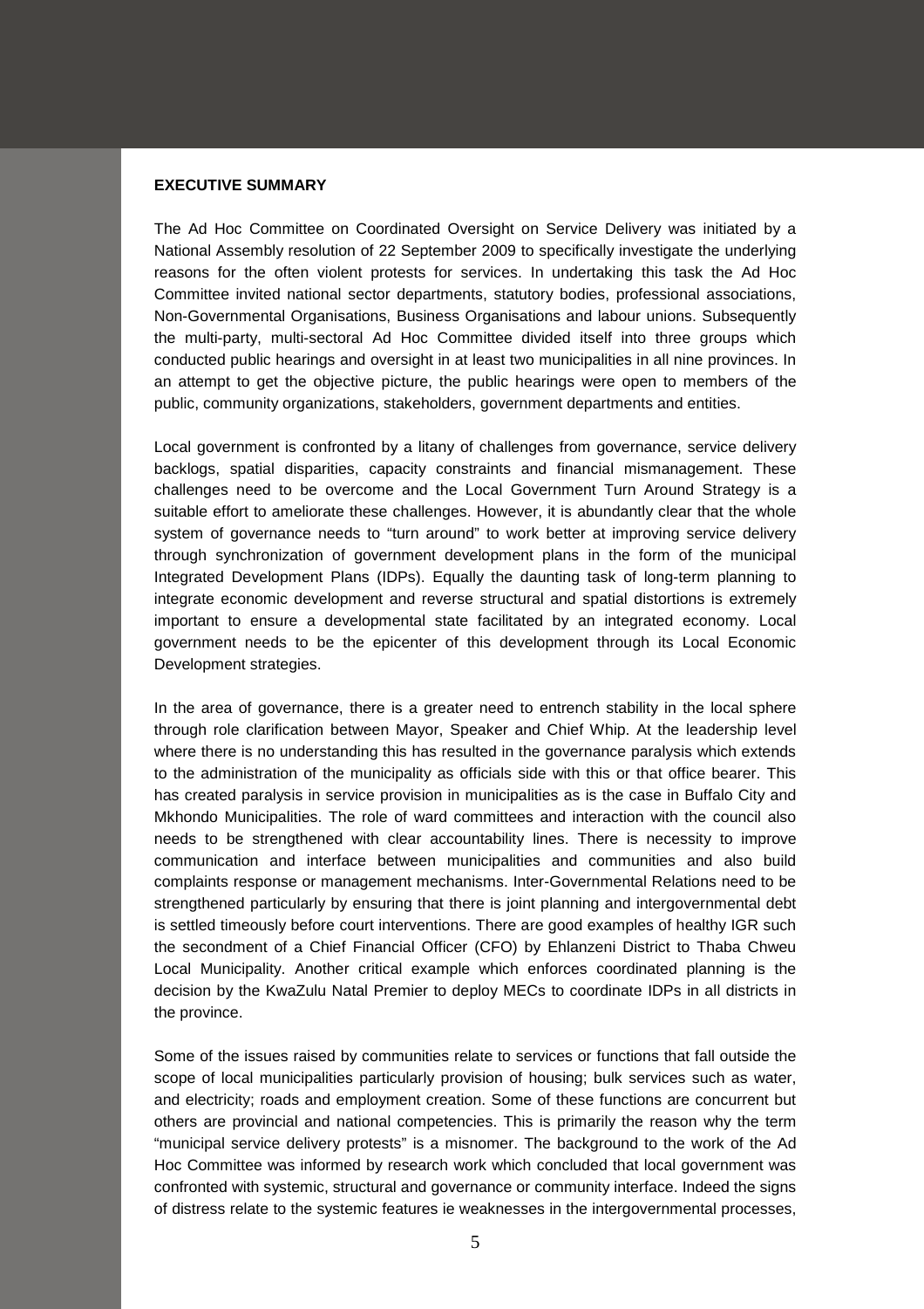**EXECUTIVE SUMMARY**

The Ad Hoc Committee on Coordinated Oversight on Service Delivery was initiated by a National Assembly resolution of 22 September 2009 to specifically investigate the underlying reasons for the often violent protests for services. In undertaking this task the Ad Hoc Committee invited national sector departments, statutory bodies, professional associations, Non-Governmental Organisations, Business Organisations and labour unions. Subsequently the multi-party, multi-sectoral Ad Hoc Committee divided itself into three groups which conducted public hearings and oversight in at least two municipalities in all nine provinces. In an attempt to get the objective picture, the public hearings were open to members of the public, community organizations, stakeholders, government departments and entities.

Local government is confronted by a litany of challenges from governance, service delivery backlogs, spatial disparities, capacity constraints and financial mismanagement. These challenges need to be overcome and the Local Government Turn Around Strategy is a suitable effort to ameliorate these challenges. However, it is abundantly clear that the whole system of governance needs to "turn around" to work better at improving service delivery through synchronization of government development plans in the form of the municipal Integrated Development Plans (IDPs). Equally the daunting task of long-term planning to integrate economic development and reverse structural and spatial distortions is extremely important to ensure a developmental state facilitated by an integrated economy. Local government needs to be the epicenter of this development through its Local Economic Development strategies.

In the area of governance, there is a greater need to entrench stability in the local sphere through role clarification between Mayor, Speaker and Chief Whip. At the leadership level where there is no understanding this has resulted in the governance paralysis which extends to the administration of the municipality as officials side with this or that office bearer. This has created paralysis in service provision in municipalities as is the case in Buffalo City and Mkhondo Municipalities. The role of ward committees and interaction with the council also needs to be strengthened with clear accountability lines. There is necessity to improve communication and interface between municipalities and communities and also build complaints response or management mechanisms. Inter-Governmental Relations need to be strengthened particularly by ensuring that there is joint planning and intergovernmental debt is settled timeously before court interventions. There are good examples of healthy IGR such the secondment of a Chief Financial Officer (CFO) by Ehlanzeni District to Thaba Chweu Local Municipality. Another critical example which enforces coordinated planning is the decision by the KwaZulu Natal Premier to deploy MECs to coordinate IDPs in all districts in the province.

Some of the issues raised by communities relate to services or functions that fall outside the scope of local municipalities particularly provision of housing; bulk services such as water, and electricity; roads and employment creation. Some of these functions are concurrent but others are provincial and national competencies. This is primarily the reason why the term "municipal service delivery protests" is a misnomer. The background to the work of the Ad Hoc Committee was informed by research work which concluded that local government was confronted with systemic, structural and governance or community interface. Indeed the signs of distress relate to the systemic features ie weaknesses in the intergovernmental processes,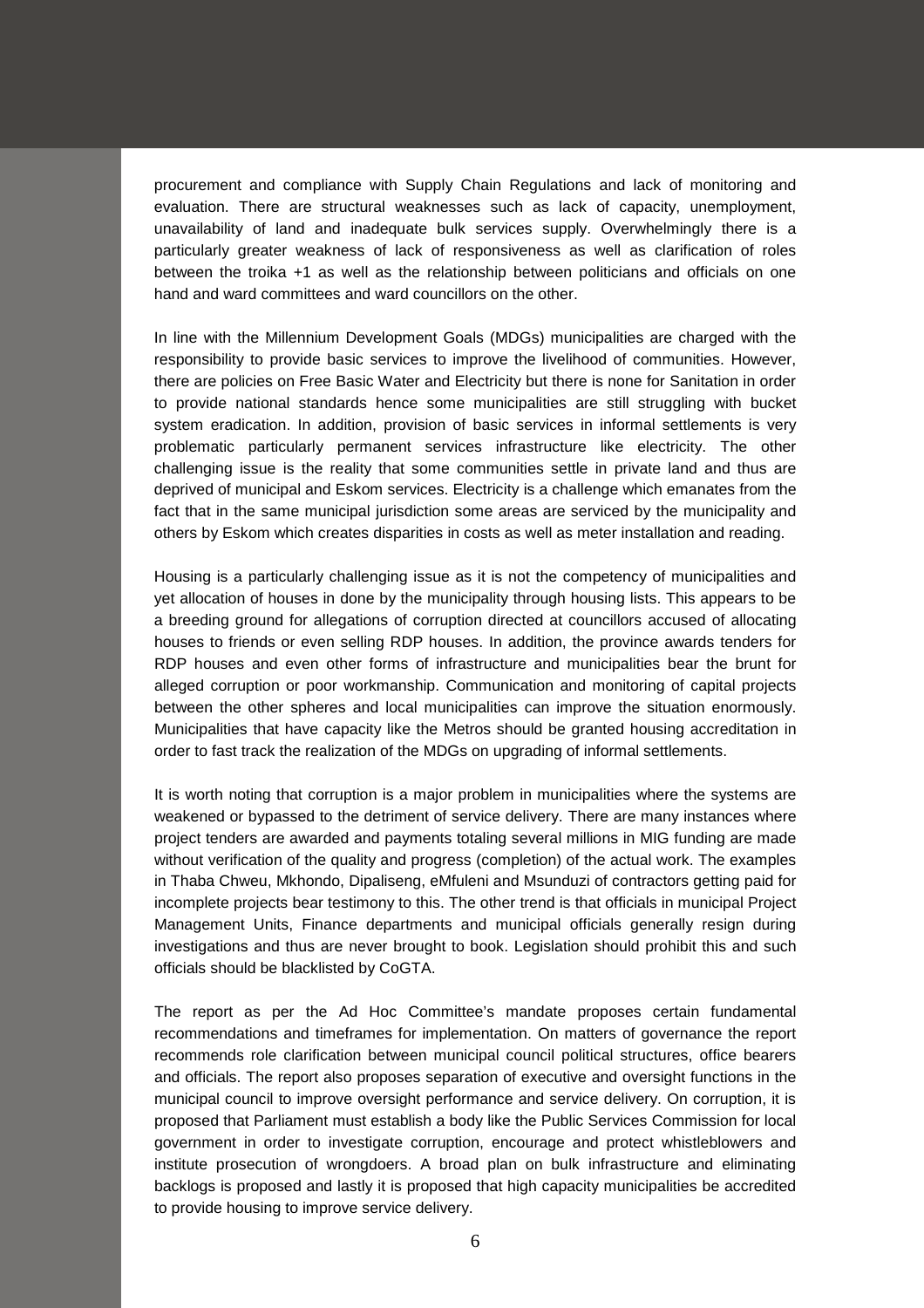procurement and compliance with Supply Chain Regulations and lack of monitoring and evaluation. There are structural weaknesses such as lack of capacity, unemployment, unavailability of land and inadequate bulk services supply. Overwhelmingly there is a particularly greater weakness of lack of responsiveness as well as clarification of roles between the troika +1 as well as the relationship between politicians and officials on one hand and ward committees and ward councillors on the other.

In line with the Millennium Development Goals (MDGs) municipalities are charged with the responsibility to provide basic services to improve the livelihood of communities. However, there are policies on Free Basic Water and Electricity but there is none for Sanitation in order to provide national standards hence some municipalities are still struggling with bucket system eradication. In addition, provision of basic services in informal settlements is very problematic particularly permanent services infrastructure like electricity. The other challenging issue is the reality that some communities settle in private land and thus are deprived of municipal and Eskom services. Electricity is a challenge which emanates from the fact that in the same municipal jurisdiction some areas are serviced by the municipality and others by Eskom which creates disparities in costs as well as meter installation and reading.

Housing is a particularly challenging issue as it is not the competency of municipalities and yet allocation of houses in done by the municipality through housing lists. This appears to be a breeding ground for allegations of corruption directed at councillors accused of allocating houses to friends or even selling RDP houses. In addition, the province awards tenders for RDP houses and even other forms of infrastructure and municipalities bear the brunt for alleged corruption or poor workmanship. Communication and monitoring of capital projects between the other spheres and local municipalities can improve the situation enormously. Municipalities that have capacity like the Metros should be granted housing accreditation in order to fast track the realization of the MDGs on upgrading of informal settlements.

It is worth noting that corruption is a major problem in municipalities where the systems are weakened or bypassed to the detriment of service delivery. There are many instances where project tenders are awarded and payments totaling several millions in MIG funding are made without verification of the quality and progress (completion) of the actual work. The examples in Thaba Chweu, Mkhondo, Dipaliseng, eMfuleni and Msunduzi of contractors getting paid for incomplete projects bear testimony to this. The other trend is that officials in municipal Project Management Units, Finance departments and municipal officials generally resign during investigations and thus are never brought to book. Legislation should prohibit this and such officials should be blacklisted by CoGTA.

The report as per the Ad Hoc Committee's mandate proposes certain fundamental recommendations and timeframes for implementation. On matters of governance the report recommends role clarification between municipal council political structures, office bearers and officials. The report also proposes separation of executive and oversight functions in the municipal council to improve oversight performance and service delivery. On corruption, it is proposed that Parliament must establish a body like the Public Services Commission for local government in order to investigate corruption, encourage and protect whistleblowers and institute prosecution of wrongdoers. A broad plan on bulk infrastructure and eliminating backlogs is proposed and lastly it is proposed that high capacity municipalities be accredited to provide housing to improve service delivery.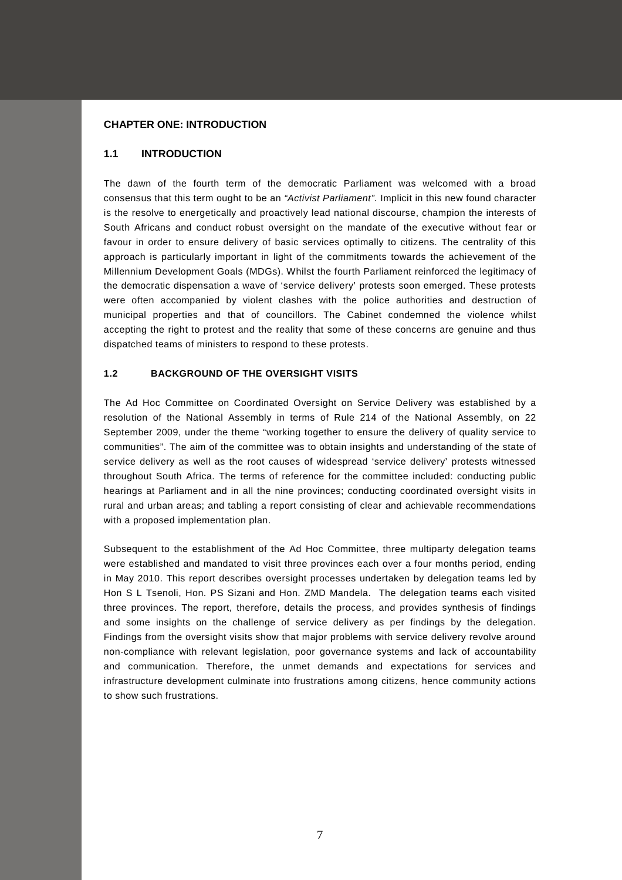# CHAPTER ONE: INTRODUCTION

## 1.1 INTRODUCTION

The dawn of the fourth term of the democratic Parliament was welcomed with a broad consensus that this term ought to be an *"Activist Parliament".* Implicit in this new found character is the resolve to energetically and proactively lead national discourse, champion the interests of South Africans and conduct robust oversight on the mandate of the executive without fear or favour in order to ensure delivery of basic services optimally to citizens. The centrality of this approach is particularly important in light of the commitments towards the achievement of the Millennium Development Goals (MDGs). Whilst the fourth Parliament reinforced the legitimacy of the democratic dispensation a wave of 'service delivery' protests soon emerged. These protests were often accompanied by violent clashes with the police authorities and destruction of municipal properties and that of councillors. The Cabinet condemned the violence whilst accepting the right to protest and the reality that some of these concerns are genuine and thus dispatched teams of ministers to respond to these protests.

## 1.2 BACKGROUND OF THE OVERSIGHT VISITS

The Ad Hoc Committee on Coordinated Oversight on Service Delivery was established by a resolution of the National Assembly in terms of Rule 214 of the National Assembly, on 22 September 2009, under the theme "working together to ensure the delivery of quality service to communities". The aim of the committee was to obtain insights and understanding of the state of service delivery as well as the root causes of widespread 'service delivery' protests witnessed throughout South Africa. The terms of reference for the committee included: conducting public hearings at Parliament and in all the nine provinces; conducting coordinated oversight visits in rural and urban areas; and tabling a report consisting of clear and achievable recommendations with a proposed implementation plan.

Subsequent to the establishment of the Ad Hoc Committee, three multiparty delegation teams were established and mandated to visit three provinces each over a four months period, ending in May 2010. This report describes oversight processes undertaken by delegation teams led by Hon S L Tsenoli, Hon. PS Sizani and Hon. ZMD Mandela. The delegation teams each visited three provinces. The report, therefore, details the process, and provides synthesis of findings and some insights on the challenge of service delivery as per findings by the delegation. Findings from the oversight visits show that major problems with service delivery revolve around non-compliance with relevant legislation, poor governance systems and lack of accountability and communication. Therefore, the unmet demands and expectations for services and infrastructure development culminate into frustrations among citizens, hence community actions to show such frustrations.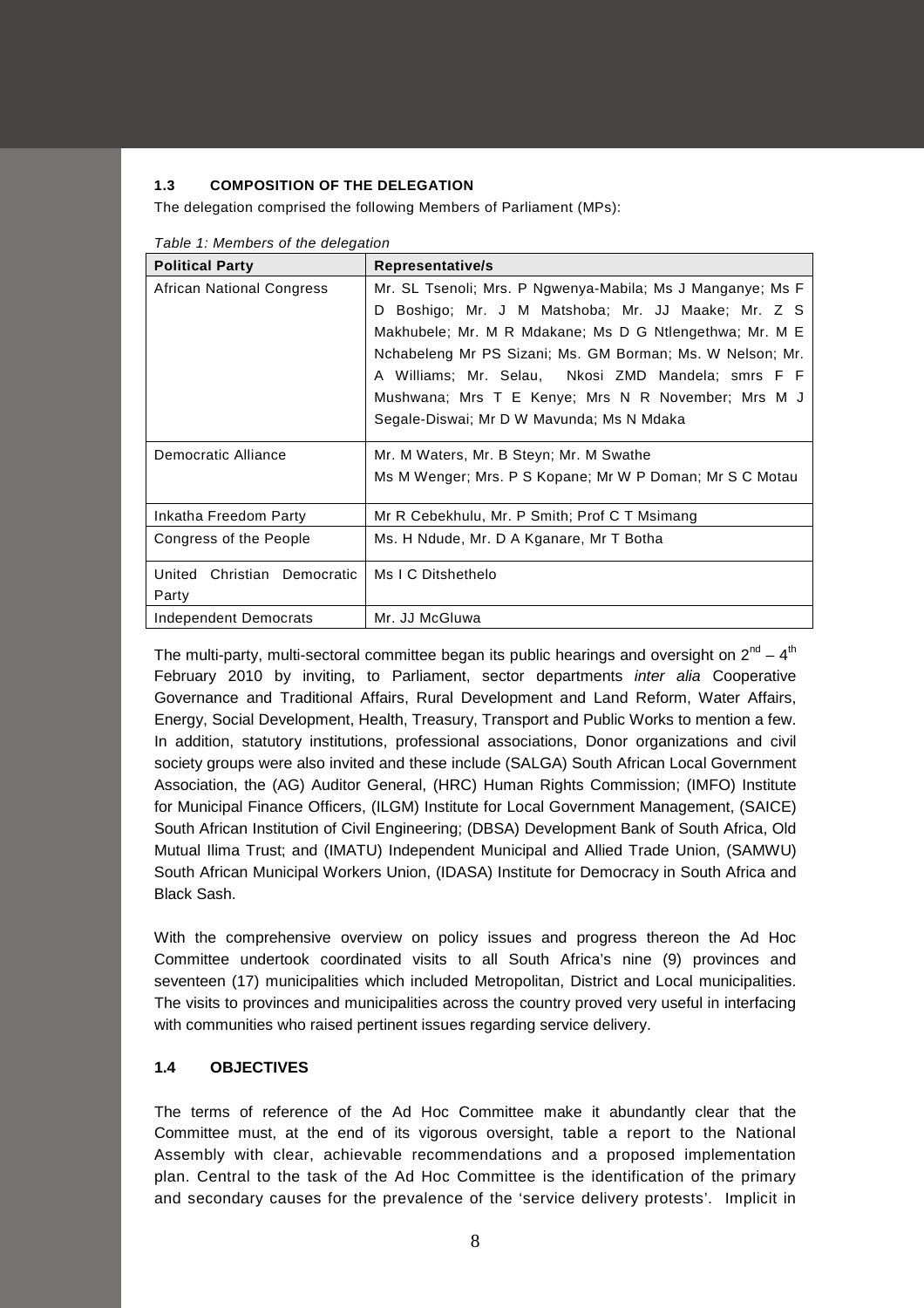### 1.3 COMPOSITION OF THE DELEGATION

The delegation comprised the following Members of Parliament (MPs):

*Table 1: Members of the delegation*

| Political Party | Representative/s |
|---|---|
| African National Congress | Mr. SL Tsenoli; Mrs. P Ngwenya-Mabila; Ms J Manganye; Ms F D Boshigo; Mr. J M Matshoba; Mr. JJ Maake; Mr. Z S Makhubele; Mr. M R Mdakane; Ms D G Ntlengethwa; Mr. M E Nchabeleng Mr PS Sizani; Ms. GM Borman; Ms. W Nelson; Mr. A Williams; Mr. Selau, Nkosi ZMD Mandela; smrs F F Mushwana; Mrs T E Kenye; Mrs N R November; Mrs M J Segale-Diswai; Mr D W Mavunda; Ms N Mdaka |
| Democratic Alliance | Mr. M Waters, Mr. B Steyn; Mr. M Swathe<br>Ms M Wenger; Mrs. P S Kopane; Mr W P Doman; Mr S C Motau |
| Inkatha Freedom Party | Mr R Cebekhulu, Mr. P Smith; Prof C T Msimang |
| Congress of the People | Ms. H Ndude, Mr. D A Kganare, Mr T Botha |
| United Christian Democratic Party | Ms I C Ditshethelo |
| Independent Democrats | Mr. JJ McGluwa |

The multi-party, multi-sectoral committee began its public hearings and oversight on 2nd – 4th February 2010 by inviting, to Parliament, sector departments *inter alia* Cooperative Governance and Traditional Affairs, Rural Development and Land Reform, Water Affairs, Energy, Social Development, Health, Treasury, Transport and Public Works to mention a few. In addition, statutory institutions, professional associations, Donor organizations and civil society groups were also invited and these include (SALGA) South African Local Government Association, the (AG) Auditor General, (HRC) Human Rights Commission; (IMFO) Institute for Municipal Finance Officers, (ILGM) Institute for Local Government Management, (SAICE) South African Institution of Civil Engineering; (DBSA) Development Bank of South Africa, Old Mutual Ilima Trust; and (IMATU) Independent Municipal and Allied Trade Union, (SAMWU) South African Municipal Workers Union, (IDASA) Institute for Democracy in South Africa and Black Sash.

With the comprehensive overview on policy issues and progress thereon the Ad Hoc Committee undertook coordinated visits to all South Africa's nine (9) provinces and seventeen (17) municipalities which included Metropolitan, District and Local municipalities. The visits to provinces and municipalities across the country proved very useful in interfacing with communities who raised pertinent issues regarding service delivery.

### 1.4 OBJECTIVES

The terms of reference of the Ad Hoc Committee make it abundantly clear that the Committee must, at the end of its vigorous oversight, table a report to the National Assembly with clear, achievable recommendations and a proposed implementation plan. Central to the task of the Ad Hoc Committee is the identification of the primary and secondary causes for the prevalence of the 'service delivery protests'. Implicit in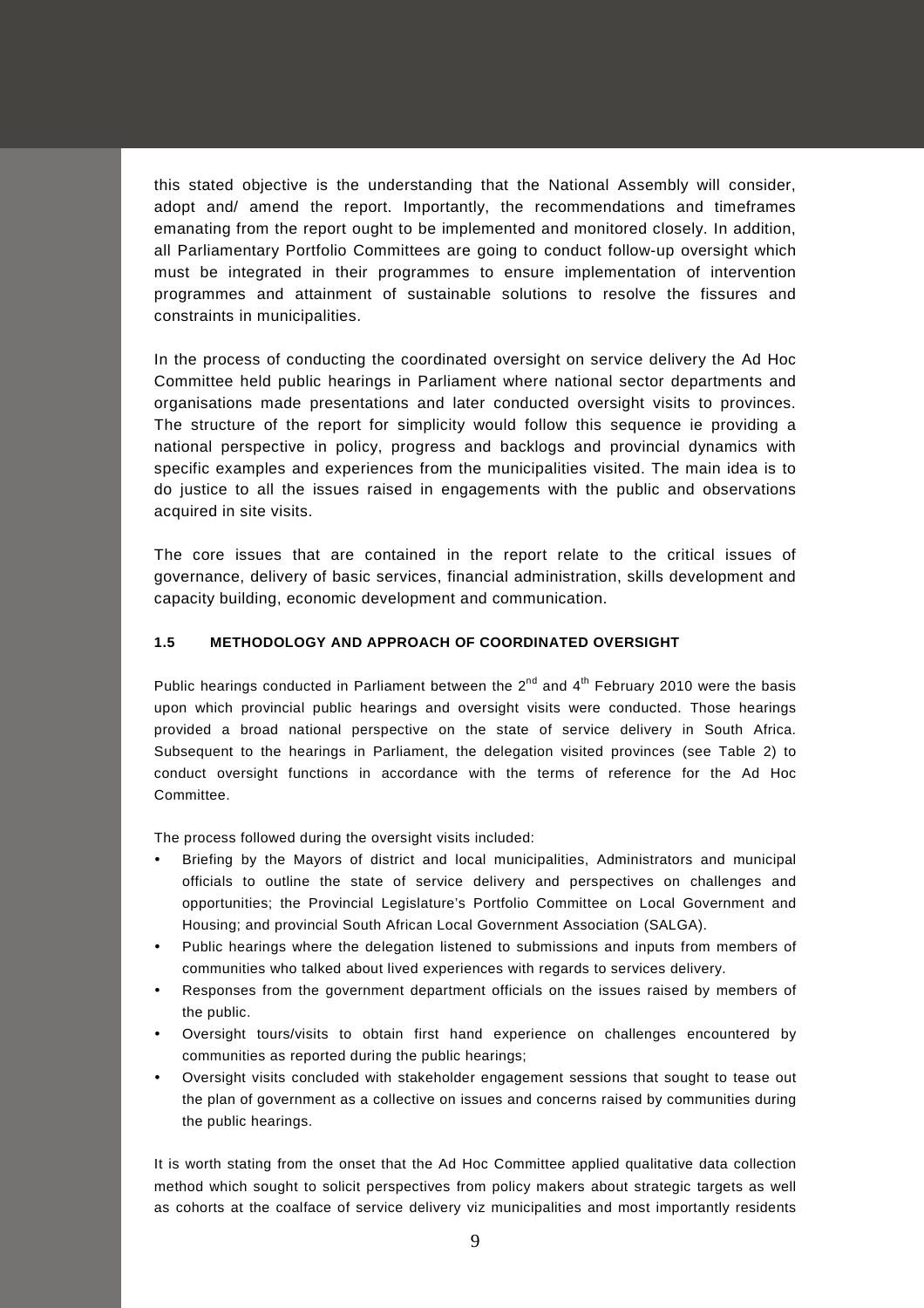this stated objective is the understanding that the National Assembly will consider, adopt and/ amend the report. Importantly, the recommendations and timeframes emanating from the report ought to be implemented and monitored closely. In addition, all Parliamentary Portfolio Committees are going to conduct follow-up oversight which must be integrated in their programmes to ensure implementation of intervention programmes and attainment of sustainable solutions to resolve the fissures and constraints in municipalities.

In the process of conducting the coordinated oversight on service delivery the Ad Hoc Committee held public hearings in Parliament where national sector departments and organisations made presentations and later conducted oversight visits to provinces. The structure of the report for simplicity would follow this sequence ie providing a national perspective in policy, progress and backlogs and provincial dynamics with specific examples and experiences from the municipalities visited. The main idea is to do justice to all the issues raised in engagements with the public and observations acquired in site visits.

The core issues that are contained in the report relate to the critical issues of governance, delivery of basic services, financial administration, skills development and capacity building, economic development and communication.

#### 1.5 METHODOLOGY AND APPROACH OF COORDINATED OVERSIGHT

Public hearings conducted in Parliament between the 2nd and 4th February 2010 were the basis upon which provincial public hearings and oversight visits were conducted. Those hearings provided a broad national perspective on the state of service delivery in South Africa. Subsequent to the hearings in Parliament, the delegation visited provinces (see Table 2) to conduct oversight functions in accordance with the terms of reference for the Ad Hoc Committee.

The process followed during the oversight visits included:

- Briefing by the Mayors of district and local municipalities, Administrators and municipal officials to outline the state of service delivery and perspectives on challenges and opportunities; the Provincial Legislature's Portfolio Committee on Local Government and Housing; and provincial South African Local Government Association (SALGA).
- Public hearings where the delegation listened to submissions and inputs from members of communities who talked about lived experiences with regards to services delivery.
- Responses from the government department officials on the issues raised by members of the public.
- Oversight tours/visits to obtain first hand experience on challenges encountered by communities as reported during the public hearings;
- Oversight visits concluded with stakeholder engagement sessions that sought to tease out the plan of government as a collective on issues and concerns raised by communities during the public hearings.

It is worth stating from the onset that the Ad Hoc Committee applied qualitative data collection method which sought to solicit perspectives from policy makers about strategic targets as well as cohorts at the coalface of service delivery viz municipalities and most importantly residents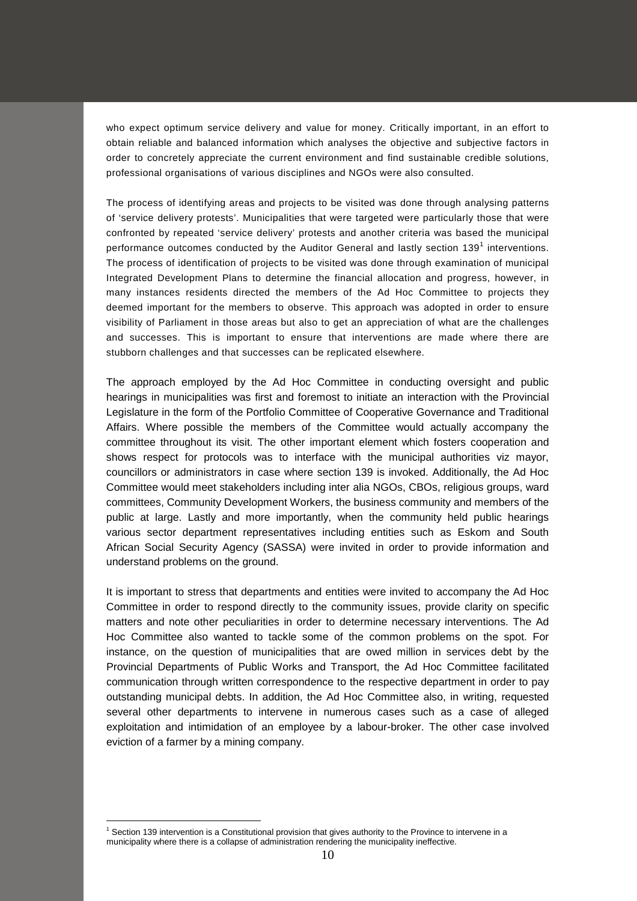who expect optimum service delivery and value for money. Critically important, in an effort to obtain reliable and balanced information which analyses the objective and subjective factors in order to concretely appreciate the current environment and find sustainable credible solutions, professional organisations of various disciplines and NGOs were also consulted.

The process of identifying areas and projects to be visited was done through analysing patterns of 'service delivery protests'. Municipalities that were targeted were particularly those that were confronted by repeated 'service delivery' protests and another criteria was based the municipal performance outcomes conducted by the Auditor General and lastly section 139[1] interventions. The process of identification of projects to be visited was done through examination of municipal Integrated Development Plans to determine the financial allocation and progress, however, in many instances residents directed the members of the Ad Hoc Committee to projects they deemed important for the members to observe. This approach was adopted in order to ensure visibility of Parliament in those areas but also to get an appreciation of what are the challenges and successes. This is important to ensure that interventions are made where there are stubborn challenges and that successes can be replicated elsewhere.

The approach employed by the Ad Hoc Committee in conducting oversight and public hearings in municipalities was first and foremost to initiate an interaction with the Provincial Legislature in the form of the Portfolio Committee of Cooperative Governance and Traditional Affairs. Where possible the members of the Committee would actually accompany the committee throughout its visit. The other important element which fosters cooperation and shows respect for protocols was to interface with the municipal authorities viz mayor, councillors or administrators in case where section 139 is invoked. Additionally, the Ad Hoc Committee would meet stakeholders including inter alia NGOs, CBOs, religious groups, ward committees, Community Development Workers, the business community and members of the public at large. Lastly and more importantly, when the community held public hearings various sector department representatives including entities such as Eskom and South African Social Security Agency (SASSA) were invited in order to provide information and understand problems on the ground.

It is important to stress that departments and entities were invited to accompany the Ad Hoc Committee in order to respond directly to the community issues, provide clarity on specific matters and note other peculiarities in order to determine necessary interventions. The Ad Hoc Committee also wanted to tackle some of the common problems on the spot. For instance, on the question of municipalities that are owed million in services debt by the Provincial Departments of Public Works and Transport, the Ad Hoc Committee facilitated communication through written correspondence to the respective department in order to pay outstanding municipal debts. In addition, the Ad Hoc Committee also, in writing, requested several other departments to intervene in numerous cases such as a case of alleged exploitation and intimidation of an employee by a labour-broker. The other case involved eviction of a farmer by a mining company.

[1] Section 139 intervention is a Constitutional provision that gives authority to the Province to intervene in a municipality where there is a collapse of administration rendering the municipality ineffective.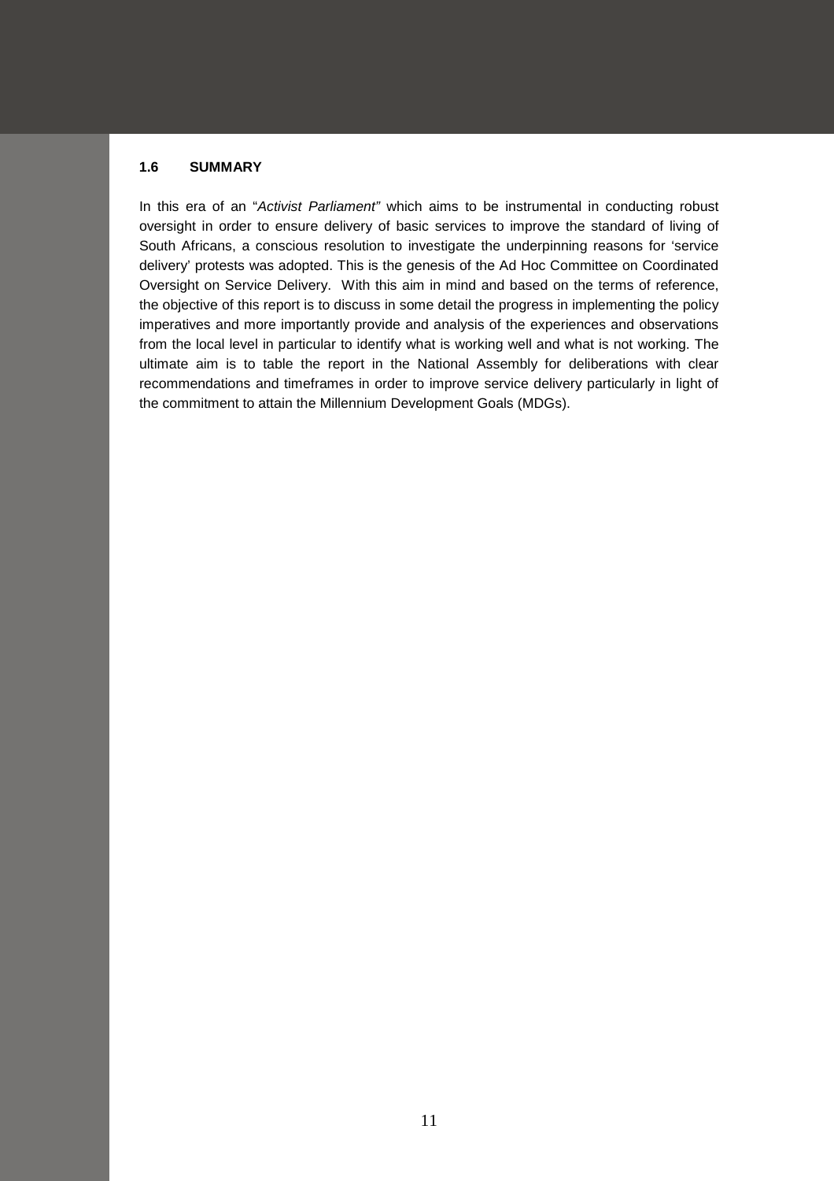### 1.6 SUMMARY

In this era of an "*Activist Parliament"* which aims to be instrumental in conducting robust oversight in order to ensure delivery of basic services to improve the standard of living of South Africans, a conscious resolution to investigate the underpinning reasons for 'service delivery' protests was adopted. This is the genesis of the Ad Hoc Committee on Coordinated Oversight on Service Delivery. With this aim in mind and based on the terms of reference, the objective of this report is to discuss in some detail the progress in implementing the policy imperatives and more importantly provide and analysis of the experiences and observations from the local level in particular to identify what is working well and what is not working. The ultimate aim is to table the report in the National Assembly for deliberations with clear recommendations and timeframes in order to improve service delivery particularly in light of the commitment to attain the Millennium Development Goals (MDGs).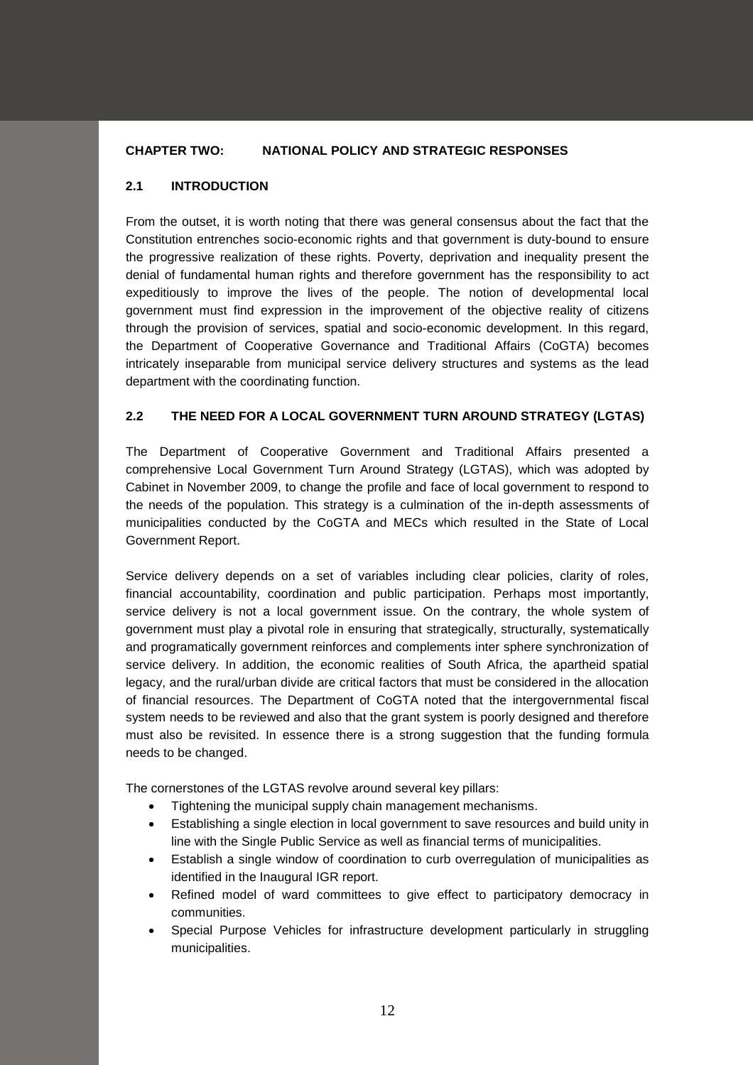# CHAPTER TWO: NATIONAL POLICY AND STRATEGIC RESPONSES

## 2.1 INTRODUCTION

From the outset, it is worth noting that there was general consensus about the fact that the Constitution entrenches socio-economic rights and that government is duty-bound to ensure the progressive realization of these rights. Poverty, deprivation and inequality present the denial of fundamental human rights and therefore government has the responsibility to act expeditiously to improve the lives of the people. The notion of developmental local government must find expression in the improvement of the objective reality of citizens through the provision of services, spatial and socio-economic development. In this regard, the Department of Cooperative Governance and Traditional Affairs (CoGTA) becomes intricately inseparable from municipal service delivery structures and systems as the lead department with the coordinating function.

## 2.2 THE NEED FOR A LOCAL GOVERNMENT TURN AROUND STRATEGY (LGTAS)

The Department of Cooperative Government and Traditional Affairs presented a comprehensive Local Government Turn Around Strategy (LGTAS), which was adopted by Cabinet in November 2009, to change the profile and face of local government to respond to the needs of the population. This strategy is a culmination of the in-depth assessments of municipalities conducted by the CoGTA and MECs which resulted in the State of Local Government Report.

Service delivery depends on a set of variables including clear policies, clarity of roles, financial accountability, coordination and public participation. Perhaps most importantly, service delivery is not a local government issue. On the contrary, the whole system of government must play a pivotal role in ensuring that strategically, structurally, systematically and programatically government reinforces and complements inter sphere synchronization of service delivery. In addition, the economic realities of South Africa, the apartheid spatial legacy, and the rural/urban divide are critical factors that must be considered in the allocation of financial resources. The Department of CoGTA noted that the intergovernmental fiscal system needs to be reviewed and also that the grant system is poorly designed and therefore must also be revisited. In essence there is a strong suggestion that the funding formula needs to be changed.

The cornerstones of the LGTAS revolve around several key pillars:

- Tightening the municipal supply chain management mechanisms.
- Establishing a single election in local government to save resources and build unity in line with the Single Public Service as well as financial terms of municipalities.
- Establish a single window of coordination to curb overregulation of municipalities as identified in the Inaugural IGR report.
- Refined model of ward committees to give effect to participatory democracy in communities.
- Special Purpose Vehicles for infrastructure development particularly in struggling municipalities.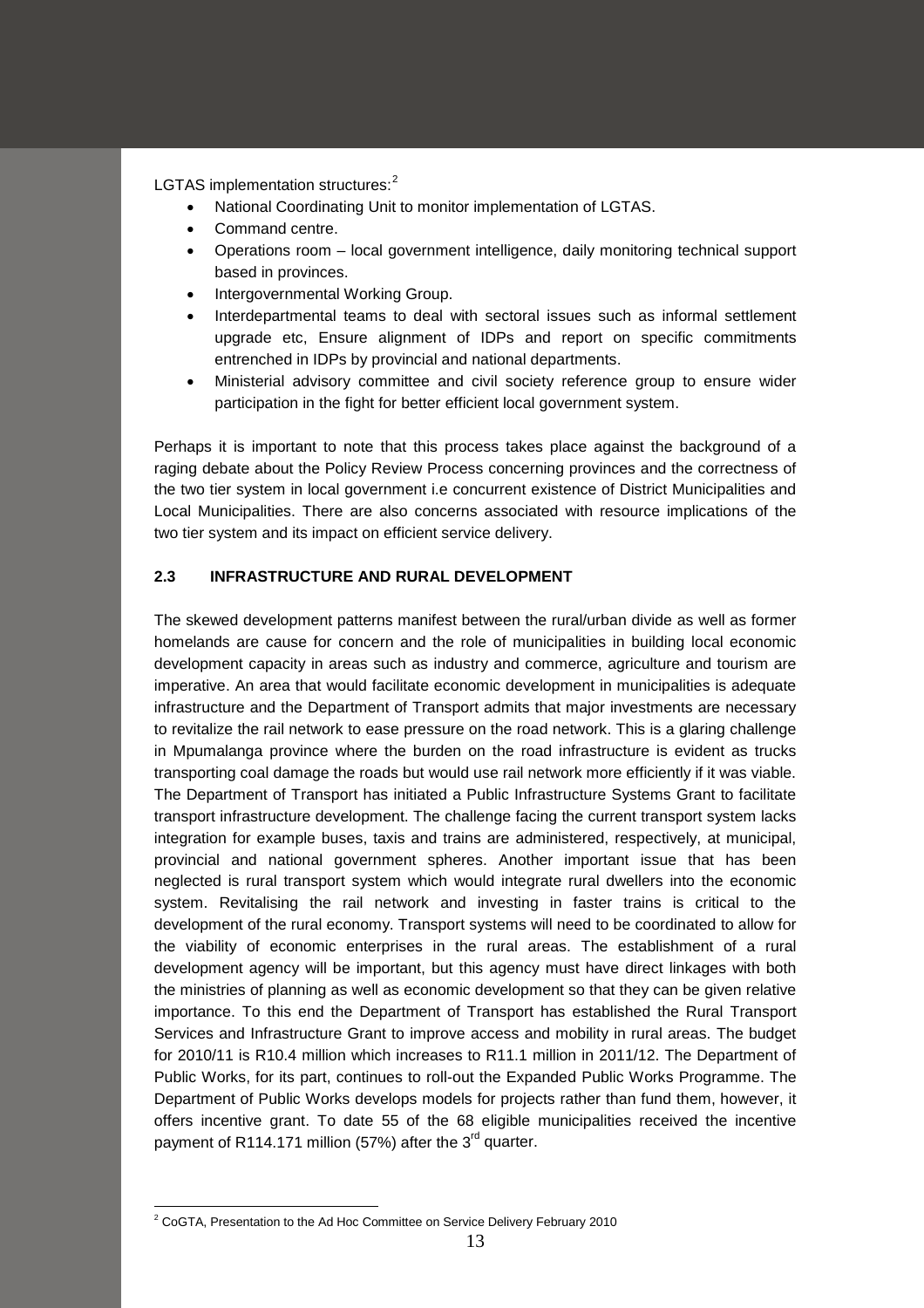LGTAS implementation structures:[2]

- National Coordinating Unit to monitor implementation of LGTAS.
- Command centre.
- Operations room – local government intelligence, daily monitoring technical support based in provinces.
- Intergovernmental Working Group.
- Interdepartmental teams to deal with sectoral issues such as informal settlement upgrade etc, Ensure alignment of IDPs and report on specific commitments entrenched in IDPs by provincial and national departments.
- Ministerial advisory committee and civil society reference group to ensure wider participation in the fight for better efficient local government system.

Perhaps it is important to note that this process takes place against the background of a raging debate about the Policy Review Process concerning provinces and the correctness of the two tier system in local government i.e concurrent existence of District Municipalities and Local Municipalities. There are also concerns associated with resource implications of the two tier system and its impact on efficient service delivery.

### 2.3 INFRASTRUCTURE AND RURAL DEVELOPMENT

The skewed development patterns manifest between the rural/urban divide as well as former homelands are cause for concern and the role of municipalities in building local economic development capacity in areas such as industry and commerce, agriculture and tourism are imperative. An area that would facilitate economic development in municipalities is adequate infrastructure and the Department of Transport admits that major investments are necessary to revitalize the rail network to ease pressure on the road network. This is a glaring challenge in Mpumalanga province where the burden on the road infrastructure is evident as trucks transporting coal damage the roads but would use rail network more efficiently if it was viable. The Department of Transport has initiated a Public Infrastructure Systems Grant to facilitate transport infrastructure development. The challenge facing the current transport system lacks integration for example buses, taxis and trains are administered, respectively, at municipal, provincial and national government spheres. Another important issue that has been neglected is rural transport system which would integrate rural dwellers into the economic system. Revitalising the rail network and investing in faster trains is critical to the development of the rural economy. Transport systems will need to be coordinated to allow for the viability of economic enterprises in the rural areas. The establishment of a rural development agency will be important, but this agency must have direct linkages with both the ministries of planning as well as economic development so that they can be given relative importance. To this end the Department of Transport has established the Rural Transport Services and Infrastructure Grant to improve access and mobility in rural areas. The budget for 2010/11 is R10.4 million which increases to R11.1 million in 2011/12. The Department of Public Works, for its part, continues to roll-out the Expanded Public Works Programme. The Department of Public Works develops models for projects rather than fund them, however, it offers incentive grant. To date 55 of the 68 eligible municipalities received the incentive payment of R114.171 million (57%) after the 3rd quarter.

[2] CoGTA, Presentation to the Ad Hoc Committee on Service Delivery February 2010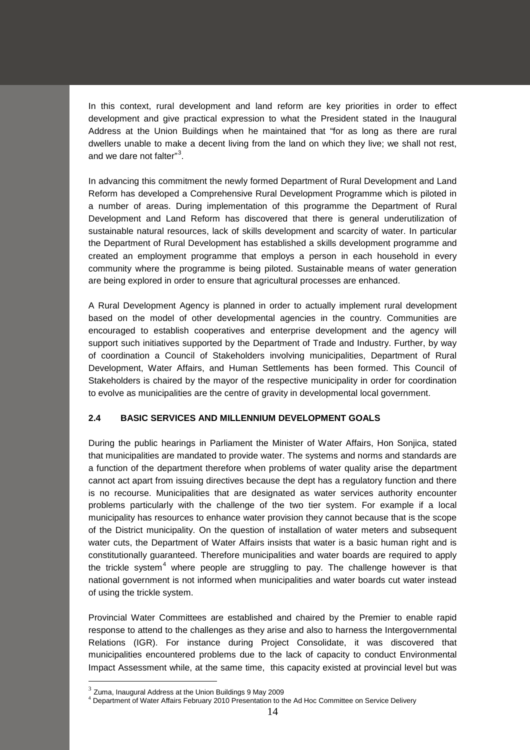In this context, rural development and land reform are key priorities in order to effect development and give practical expression to what the President stated in the Inaugural Address at the Union Buildings when he maintained that "for as long as there are rural dwellers unable to make a decent living from the land on which they live; we shall not rest, and we dare not falter"[3].

In advancing this commitment the newly formed Department of Rural Development and Land Reform has developed a Comprehensive Rural Development Programme which is piloted in a number of areas. During implementation of this programme the Department of Rural Development and Land Reform has discovered that there is general underutilization of sustainable natural resources, lack of skills development and scarcity of water. In particular the Department of Rural Development has established a skills development programme and created an employment programme that employs a person in each household in every community where the programme is being piloted. Sustainable means of water generation are being explored in order to ensure that agricultural processes are enhanced.

A Rural Development Agency is planned in order to actually implement rural development based on the model of other developmental agencies in the country. Communities are encouraged to establish cooperatives and enterprise development and the agency will support such initiatives supported by the Department of Trade and Industry. Further, by way of coordination a Council of Stakeholders involving municipalities, Department of Rural Development, Water Affairs, and Human Settlements has been formed. This Council of Stakeholders is chaired by the mayor of the respective municipality in order for coordination to evolve as municipalities are the centre of gravity in developmental local government.

### 2.4 BASIC SERVICES AND MILLENNIUM DEVELOPMENT GOALS

During the public hearings in Parliament the Minister of Water Affairs, Hon Sonjica, stated that municipalities are mandated to provide water. The systems and norms and standards are a function of the department therefore when problems of water quality arise the department cannot act apart from issuing directives because the dept has a regulatory function and there is no recourse. Municipalities that are designated as water services authority encounter problems particularly with the challenge of the two tier system. For example if a local municipality has resources to enhance water provision they cannot because that is the scope of the District municipality. On the question of installation of water meters and subsequent water cuts, the Department of Water Affairs insists that water is a basic human right and is constitutionally guaranteed. Therefore municipalities and water boards are required to apply the trickle system[4] where people are struggling to pay. The challenge however is that national government is not informed when municipalities and water boards cut water instead of using the trickle system.

Provincial Water Committees are established and chaired by the Premier to enable rapid response to attend to the challenges as they arise and also to harness the Intergovernmental Relations (IGR). For instance during Project Consolidate, it was discovered that municipalities encountered problems due to the lack of capacity to conduct Environmental Impact Assessment while, at the same time, this capacity existed at provincial level but was

[3] Zuma, Inaugural Address at the Union Buildings 9 May 2009

[4] Department of Water Affairs February 2010 Presentation to the Ad Hoc Committee on Service Delivery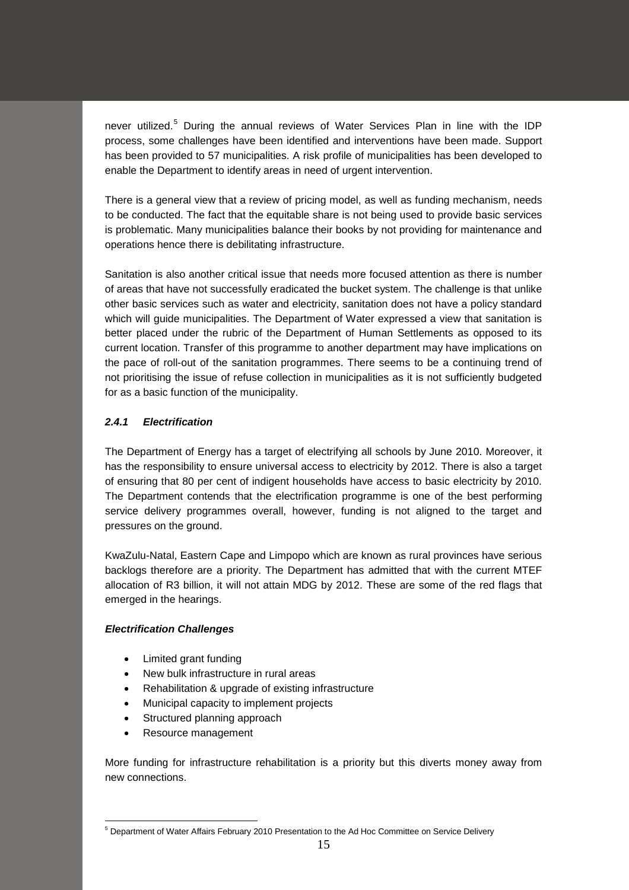never utilized.[5] During the annual reviews of Water Services Plan in line with the IDP process, some challenges have been identified and interventions have been made. Support has been provided to 57 municipalities. A risk profile of municipalities has been developed to enable the Department to identify areas in need of urgent intervention.

There is a general view that a review of pricing model, as well as funding mechanism, needs to be conducted. The fact that the equitable share is not being used to provide basic services is problematic. Many municipalities balance their books by not providing for maintenance and operations hence there is debilitating infrastructure.

Sanitation is also another critical issue that needs more focused attention as there is number of areas that have not successfully eradicated the bucket system. The challenge is that unlike other basic services such as water and electricity, sanitation does not have a policy standard which will guide municipalities. The Department of Water expressed a view that sanitation is better placed under the rubric of the Department of Human Settlements as opposed to its current location. Transfer of this programme to another department may have implications on the pace of roll-out of the sanitation programmes. There seems to be a continuing trend of not prioritising the issue of refuse collection in municipalities as it is not sufficiently budgeted for as a basic function of the municipality.

### *2.4.1 Electrification*

The Department of Energy has a target of electrifying all schools by June 2010. Moreover, it has the responsibility to ensure universal access to electricity by 2012. There is also a target of ensuring that 80 per cent of indigent households have access to basic electricity by 2010. The Department contends that the electrification programme is one of the best performing service delivery programmes overall, however, funding is not aligned to the target and pressures on the ground.

KwaZulu-Natal, Eastern Cape and Limpopo which are known as rural provinces have serious backlogs therefore are a priority. The Department has admitted that with the current MTEF allocation of R3 billion, it will not attain MDG by 2012. These are some of the red flags that emerged in the hearings.

***Electrification Challenges***

- Limited grant funding
- New bulk infrastructure in rural areas
- Rehabilitation & upgrade of existing infrastructure
- Municipal capacity to implement projects
- Structured planning approach
- Resource management

More funding for infrastructure rehabilitation is a priority but this diverts money away from new connections.

[5] Department of Water Affairs February 2010 Presentation to the Ad Hoc Committee on Service Delivery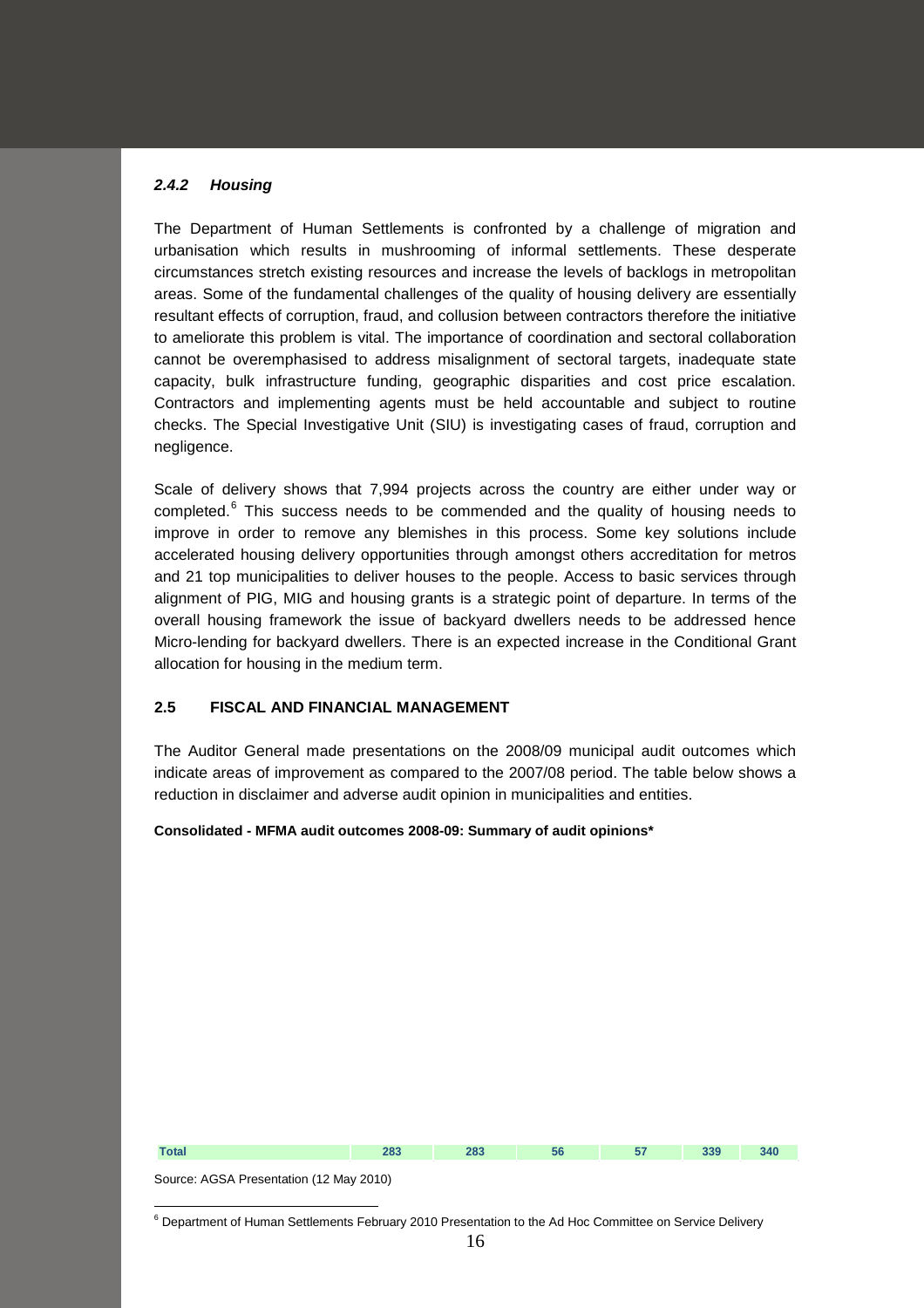#### *2.4.2 Housing*

The Department of Human Settlements is confronted by a challenge of migration and urbanisation which results in mushrooming of informal settlements. These desperate circumstances stretch existing resources and increase the levels of backlogs in metropolitan areas. Some of the fundamental challenges of the quality of housing delivery are essentially resultant effects of corruption, fraud, and collusion between contractors therefore the initiative to ameliorate this problem is vital. The importance of coordination and sectoral collaboration cannot be overemphasised to address misalignment of sectoral targets, inadequate state capacity, bulk infrastructure funding, geographic disparities and cost price escalation. Contractors and implementing agents must be held accountable and subject to routine checks. The Special Investigative Unit (SIU) is investigating cases of fraud, corruption and negligence.

Scale of delivery shows that 7,994 projects across the country are either under way or completed.[6] This success needs to be commended and the quality of housing needs to improve in order to remove any blemishes in this process. Some key solutions include accelerated housing delivery opportunities through amongst others accreditation for metros and 21 top municipalities to deliver houses to the people. Access to basic services through alignment of PIG, MIG and housing grants is a strategic point of departure. In terms of the overall housing framework the issue of backyard dwellers needs to be addressed hence Micro-lending for backyard dwellers. There is an expected increase in the Conditional Grant allocation for housing in the medium term.

### 2.5 FISCAL AND FINANCIAL MANAGEMENT

The Auditor General made presentations on the 2008/09 municipal audit outcomes which indicate areas of improvement as compared to the 2007/08 period. The table below shows a reduction in disclaimer and adverse audit opinion in municipalities and entities.

**Consolidated - MFMA audit outcomes 2008-09: Summary of audit opinions***

| Total | 283 | 283 | 56 | 57 | 339 | 340 |
|---|---|---|---|---|---|---|

Source: AGSA Presentation (12 May 2010)

[6] Department of Human Settlements February 2010 Presentation to the Ad Hoc Committee on Service Delivery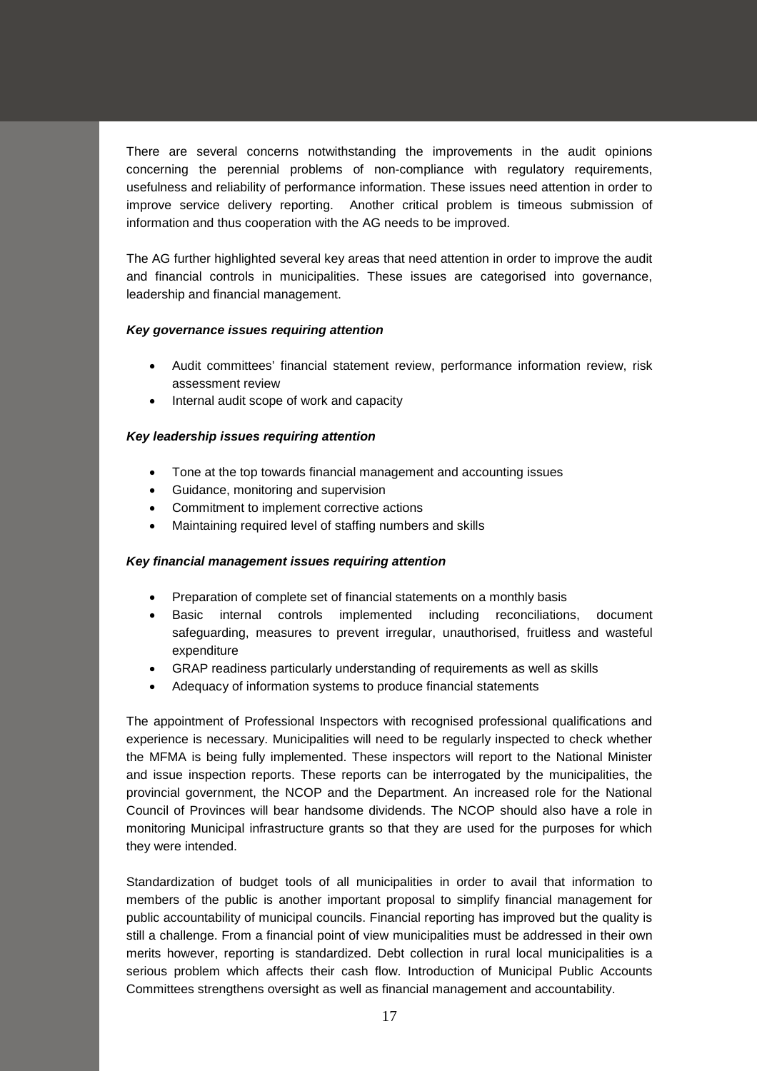There are several concerns notwithstanding the improvements in the audit opinions concerning the perennial problems of non-compliance with regulatory requirements, usefulness and reliability of performance information. These issues need attention in order to improve service delivery reporting. Another critical problem is timeous submission of information and thus cooperation with the AG needs to be improved.

The AG further highlighted several key areas that need attention in order to improve the audit and financial controls in municipalities. These issues are categorised into governance, leadership and financial management.

***Key governance issues requiring attention***

- Audit committees' financial statement review, performance information review, risk assessment review
- Internal audit scope of work and capacity

***Key leadership issues requiring attention***

- Tone at the top towards financial management and accounting issues
- Guidance, monitoring and supervision
- Commitment to implement corrective actions
- Maintaining required level of staffing numbers and skills

***Key financial management issues requiring attention***

- Preparation of complete set of financial statements on a monthly basis
- Basic internal controls implemented including reconciliations, document safeguarding, measures to prevent irregular, unauthorised, fruitless and wasteful expenditure
- GRAP readiness particularly understanding of requirements as well as skills
- Adequacy of information systems to produce financial statements

The appointment of Professional Inspectors with recognised professional qualifications and experience is necessary. Municipalities will need to be regularly inspected to check whether the MFMA is being fully implemented. These inspectors will report to the National Minister and issue inspection reports. These reports can be interrogated by the municipalities, the provincial government, the NCOP and the Department. An increased role for the National Council of Provinces will bear handsome dividends. The NCOP should also have a role in monitoring Municipal infrastructure grants so that they are used for the purposes for which they were intended.

Standardization of budget tools of all municipalities in order to avail that information to members of the public is another important proposal to simplify financial management for public accountability of municipal councils. Financial reporting has improved but the quality is still a challenge. From a financial point of view municipalities must be addressed in their own merits however, reporting is standardized. Debt collection in rural local municipalities is a serious problem which affects their cash flow. Introduction of Municipal Public Accounts Committees strengthens oversight as well as financial management and accountability.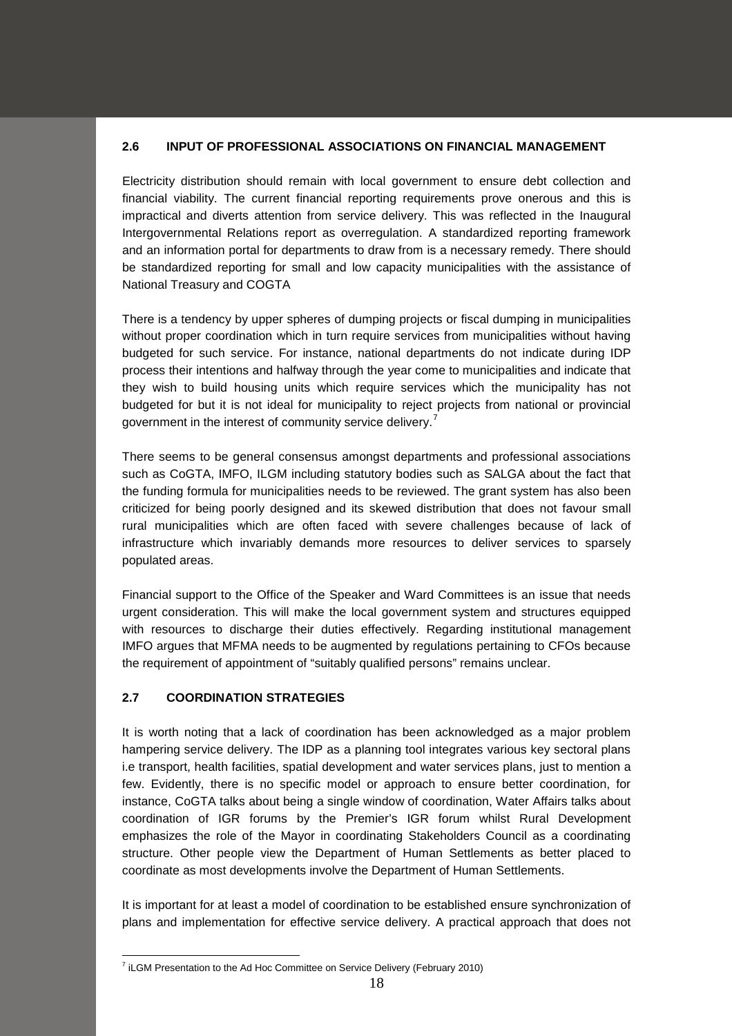### 2.6 INPUT OF PROFESSIONAL ASSOCIATIONS ON FINANCIAL MANAGEMENT

Electricity distribution should remain with local government to ensure debt collection and financial viability. The current financial reporting requirements prove onerous and this is impractical and diverts attention from service delivery. This was reflected in the Inaugural Intergovernmental Relations report as overregulation. A standardized reporting framework and an information portal for departments to draw from is a necessary remedy. There should be standardized reporting for small and low capacity municipalities with the assistance of National Treasury and COGTA

There is a tendency by upper spheres of dumping projects or fiscal dumping in municipalities without proper coordination which in turn require services from municipalities without having budgeted for such service. For instance, national departments do not indicate during IDP process their intentions and halfway through the year come to municipalities and indicate that they wish to build housing units which require services which the municipality has not budgeted for but it is not ideal for municipality to reject projects from national or provincial government in the interest of community service delivery.[7]

There seems to be general consensus amongst departments and professional associations such as CoGTA, IMFO, ILGM including statutory bodies such as SALGA about the fact that the funding formula for municipalities needs to be reviewed. The grant system has also been criticized for being poorly designed and its skewed distribution that does not favour small rural municipalities which are often faced with severe challenges because of lack of infrastructure which invariably demands more resources to deliver services to sparsely populated areas.

Financial support to the Office of the Speaker and Ward Committees is an issue that needs urgent consideration. This will make the local government system and structures equipped with resources to discharge their duties effectively. Regarding institutional management IMFO argues that MFMA needs to be augmented by regulations pertaining to CFOs because the requirement of appointment of "suitably qualified persons" remains unclear.

### 2.7 COORDINATION STRATEGIES

It is worth noting that a lack of coordination has been acknowledged as a major problem hampering service delivery. The IDP as a planning tool integrates various key sectoral plans i.e transport, health facilities, spatial development and water services plans, just to mention a few. Evidently, there is no specific model or approach to ensure better coordination, for instance, CoGTA talks about being a single window of coordination, Water Affairs talks about coordination of IGR forums by the Premier's IGR forum whilst Rural Development emphasizes the role of the Mayor in coordinating Stakeholders Council as a coordinating structure. Other people view the Department of Human Settlements as better placed to coordinate as most developments involve the Department of Human Settlements.

It is important for at least a model of coordination to be established ensure synchronization of plans and implementation for effective service delivery. A practical approach that does not

[7] iLGM Presentation to the Ad Hoc Committee on Service Delivery (February 2010)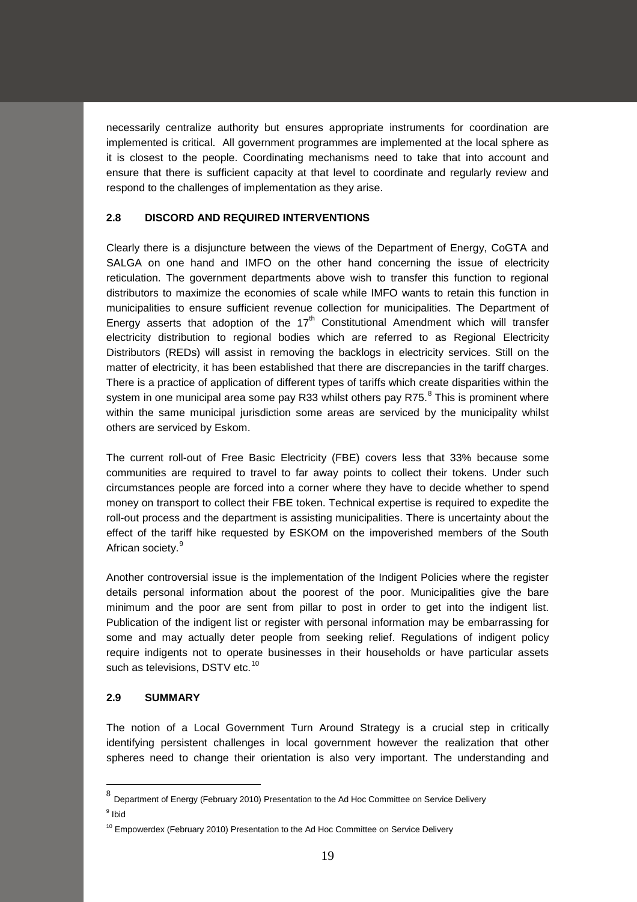necessarily centralize authority but ensures appropriate instruments for coordination are implemented is critical. All government programmes are implemented at the local sphere as it is closest to the people. Coordinating mechanisms need to take that into account and ensure that there is sufficient capacity at that level to coordinate and regularly review and respond to the challenges of implementation as they arise.

### 2.8 DISCORD AND REQUIRED INTERVENTIONS

Clearly there is a disjuncture between the views of the Department of Energy, CoGTA and SALGA on one hand and IMFO on the other hand concerning the issue of electricity reticulation. The government departments above wish to transfer this function to regional distributors to maximize the economies of scale while IMFO wants to retain this function in municipalities to ensure sufficient revenue collection for municipalities. The Department of Energy asserts that adoption of the 17th Constitutional Amendment which will transfer electricity distribution to regional bodies which are referred to as Regional Electricity Distributors (REDs) will assist in removing the backlogs in electricity services. Still on the matter of electricity, it has been established that there are discrepancies in the tariff charges. There is a practice of application of different types of tariffs which create disparities within the system in one municipal area some pay R33 whilst others pay R75.[8] This is prominent where within the same municipal jurisdiction some areas are serviced by the municipality whilst others are serviced by Eskom.

The current roll-out of Free Basic Electricity (FBE) covers less that 33% because some communities are required to travel to far away points to collect their tokens. Under such circumstances people are forced into a corner where they have to decide whether to spend money on transport to collect their FBE token. Technical expertise is required to expedite the roll-out process and the department is assisting municipalities. There is uncertainty about the effect of the tariff hike requested by ESKOM on the impoverished members of the South African society.[9]

Another controversial issue is the implementation of the Indigent Policies where the register details personal information about the poorest of the poor. Municipalities give the bare minimum and the poor are sent from pillar to post in order to get into the indigent list. Publication of the indigent list or register with personal information may be embarrassing for some and may actually deter people from seeking relief. Regulations of indigent policy require indigents not to operate businesses in their households or have particular assets such as televisions, DSTV etc.[10]

### 2.9 SUMMARY

The notion of a Local Government Turn Around Strategy is a crucial step in critically identifying persistent challenges in local government however the realization that other spheres need to change their orientation is also very important. The understanding and

---

[8] Department of Energy (February 2010) Presentation to the Ad Hoc Committee on Service Delivery

[9] Ibid

[10] Empowerdex (February 2010) Presentation to the Ad Hoc Committee on Service Delivery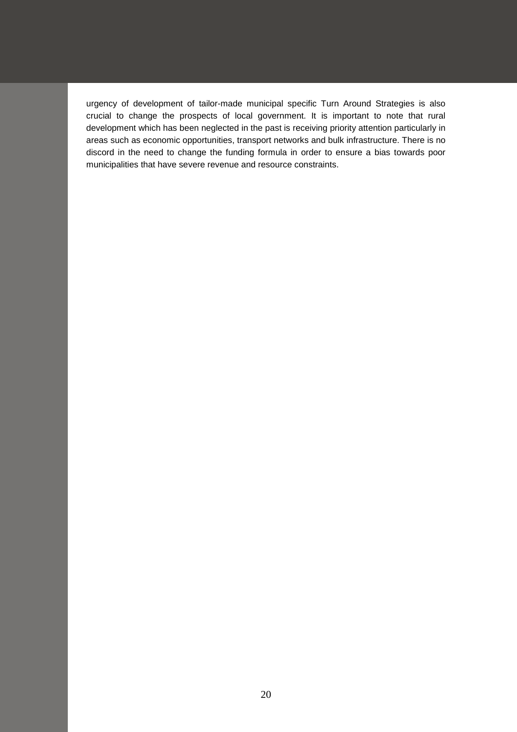urgency of development of tailor-made municipal specific Turn Around Strategies is also crucial to change the prospects of local government. It is important to note that rural development which has been neglected in the past is receiving priority attention particularly in areas such as economic opportunities, transport networks and bulk infrastructure. There is no discord in the need to change the funding formula in order to ensure a bias towards poor municipalities that have severe revenue and resource constraints.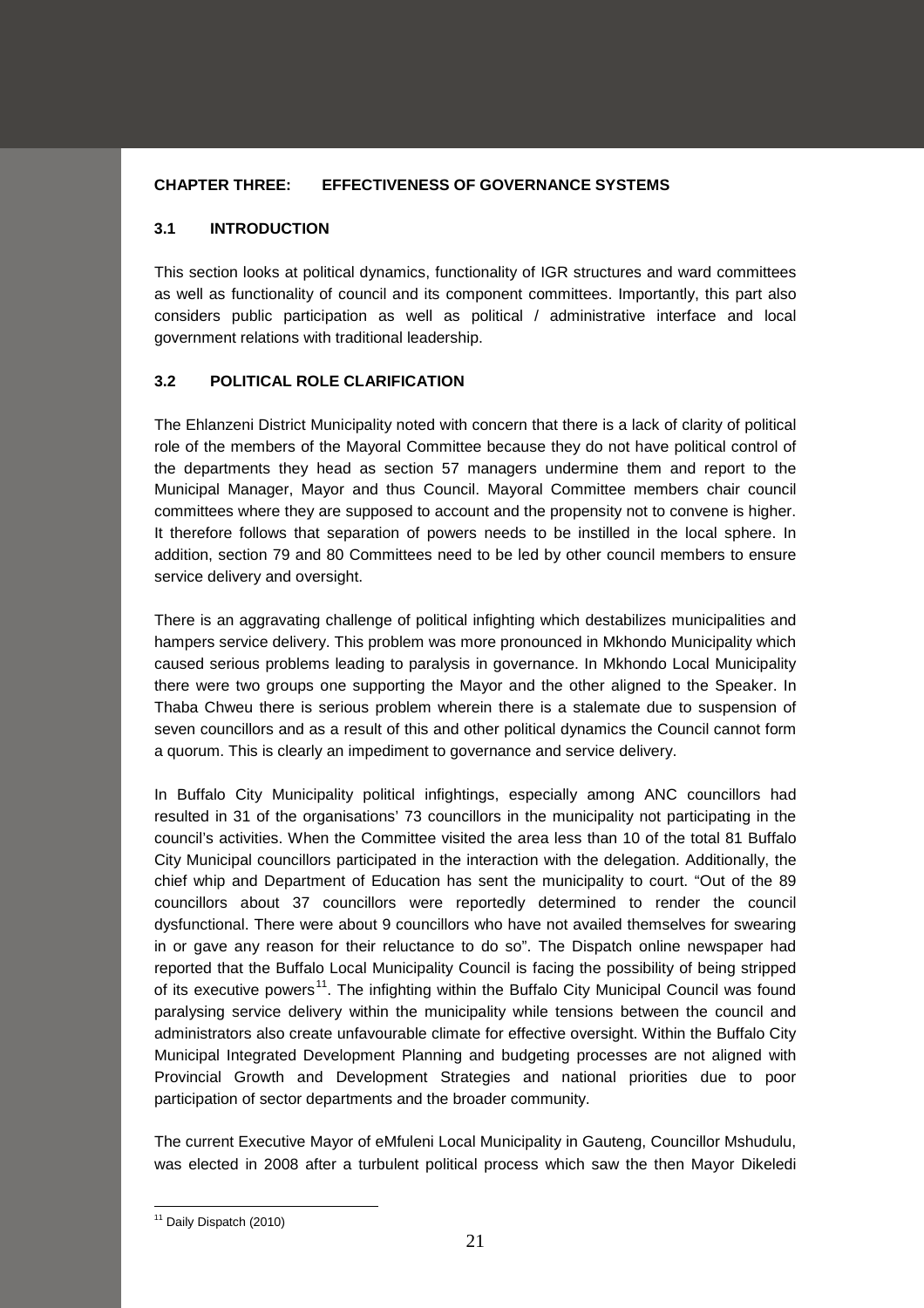## CHAPTER THREE: EFFECTIVENESS OF GOVERNANCE SYSTEMS

### 3.1 INTRODUCTION

This section looks at political dynamics, functionality of IGR structures and ward committees as well as functionality of council and its component committees. Importantly, this part also considers public participation as well as political / administrative interface and local government relations with traditional leadership.

### 3.2 POLITICAL ROLE CLARIFICATION

The Ehlanzeni District Municipality noted with concern that there is a lack of clarity of political role of the members of the Mayoral Committee because they do not have political control of the departments they head as section 57 managers undermine them and report to the Municipal Manager, Mayor and thus Council. Mayoral Committee members chair council committees where they are supposed to account and the propensity not to convene is higher. It therefore follows that separation of powers needs to be instilled in the local sphere. In addition, section 79 and 80 Committees need to be led by other council members to ensure service delivery and oversight.

There is an aggravating challenge of political infighting which destabilizes municipalities and hampers service delivery. This problem was more pronounced in Mkhondo Municipality which caused serious problems leading to paralysis in governance. In Mkhondo Local Municipality there were two groups one supporting the Mayor and the other aligned to the Speaker. In Thaba Chweu there is serious problem wherein there is a stalemate due to suspension of seven councillors and as a result of this and other political dynamics the Council cannot form a quorum. This is clearly an impediment to governance and service delivery.

In Buffalo City Municipality political infightings, especially among ANC councillors had resulted in 31 of the organisations' 73 councillors in the municipality not participating in the council's activities. When the Committee visited the area less than 10 of the total 81 Buffalo City Municipal councillors participated in the interaction with the delegation. Additionally, the chief whip and Department of Education has sent the municipality to court. "Out of the 89 councillors about 37 councillors were reportedly determined to render the council dysfunctional. There were about 9 councillors who have not availed themselves for swearing in or gave any reason for their reluctance to do so". The Dispatch online newspaper had reported that the Buffalo Local Municipality Council is facing the possibility of being stripped of its executive powers[11]. The infighting within the Buffalo City Municipal Council was found paralysing service delivery within the municipality while tensions between the council and administrators also create unfavourable climate for effective oversight. Within the Buffalo City Municipal Integrated Development Planning and budgeting processes are not aligned with Provincial Growth and Development Strategies and national priorities due to poor participation of sector departments and the broader community.

The current Executive Mayor of eMfuleni Local Municipality in Gauteng, Councillor Mshudulu, was elected in 2008 after a turbulent political process which saw the then Mayor Dikeledi

[11] Daily Dispatch (2010)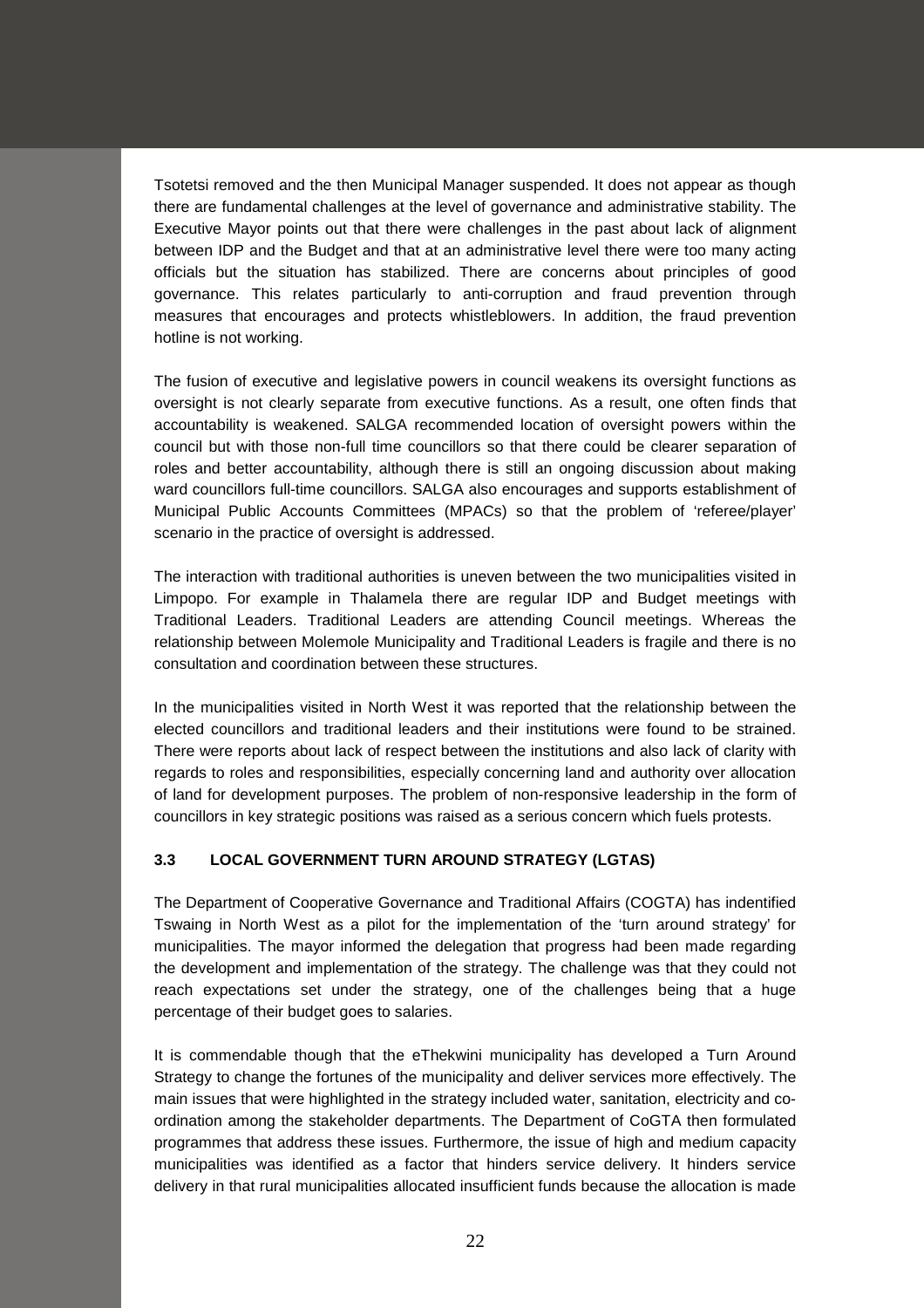Tsotetsi removed and the then Municipal Manager suspended. It does not appear as though there are fundamental challenges at the level of governance and administrative stability. The Executive Mayor points out that there were challenges in the past about lack of alignment between IDP and the Budget and that at an administrative level there were too many acting officials but the situation has stabilized. There are concerns about principles of good governance. This relates particularly to anti-corruption and fraud prevention through measures that encourages and protects whistleblowers. In addition, the fraud prevention hotline is not working.

The fusion of executive and legislative powers in council weakens its oversight functions as oversight is not clearly separate from executive functions. As a result, one often finds that accountability is weakened. SALGA recommended location of oversight powers within the council but with those non-full time councillors so that there could be clearer separation of roles and better accountability, although there is still an ongoing discussion about making ward councillors full-time councillors. SALGA also encourages and supports establishment of Municipal Public Accounts Committees (MPACs) so that the problem of 'referee/player' scenario in the practice of oversight is addressed.

The interaction with traditional authorities is uneven between the two municipalities visited in Limpopo. For example in Thalamela there are regular IDP and Budget meetings with Traditional Leaders. Traditional Leaders are attending Council meetings. Whereas the relationship between Molemole Municipality and Traditional Leaders is fragile and there is no consultation and coordination between these structures.

In the municipalities visited in North West it was reported that the relationship between the elected councillors and traditional leaders and their institutions were found to be strained. There were reports about lack of respect between the institutions and also lack of clarity with regards to roles and responsibilities, especially concerning land and authority over allocation of land for development purposes. The problem of non-responsive leadership in the form of councillors in key strategic positions was raised as a serious concern which fuels protests.

### 3.3 LOCAL GOVERNMENT TURN AROUND STRATEGY (LGTAS)

The Department of Cooperative Governance and Traditional Affairs (COGTA) has indentified Tswaing in North West as a pilot for the implementation of the 'turn around strategy' for municipalities. The mayor informed the delegation that progress had been made regarding the development and implementation of the strategy. The challenge was that they could not reach expectations set under the strategy, one of the challenges being that a huge percentage of their budget goes to salaries.

It is commendable though that the eThekwini municipality has developed a Turn Around Strategy to change the fortunes of the municipality and deliver services more effectively. The main issues that were highlighted in the strategy included water, sanitation, electricity and co-ordination among the stakeholder departments. The Department of CoGTA then formulated programmes that address these issues. Furthermore, the issue of high and medium capacity municipalities was identified as a factor that hinders service delivery. It hinders service delivery in that rural municipalities allocated insufficient funds because the allocation is made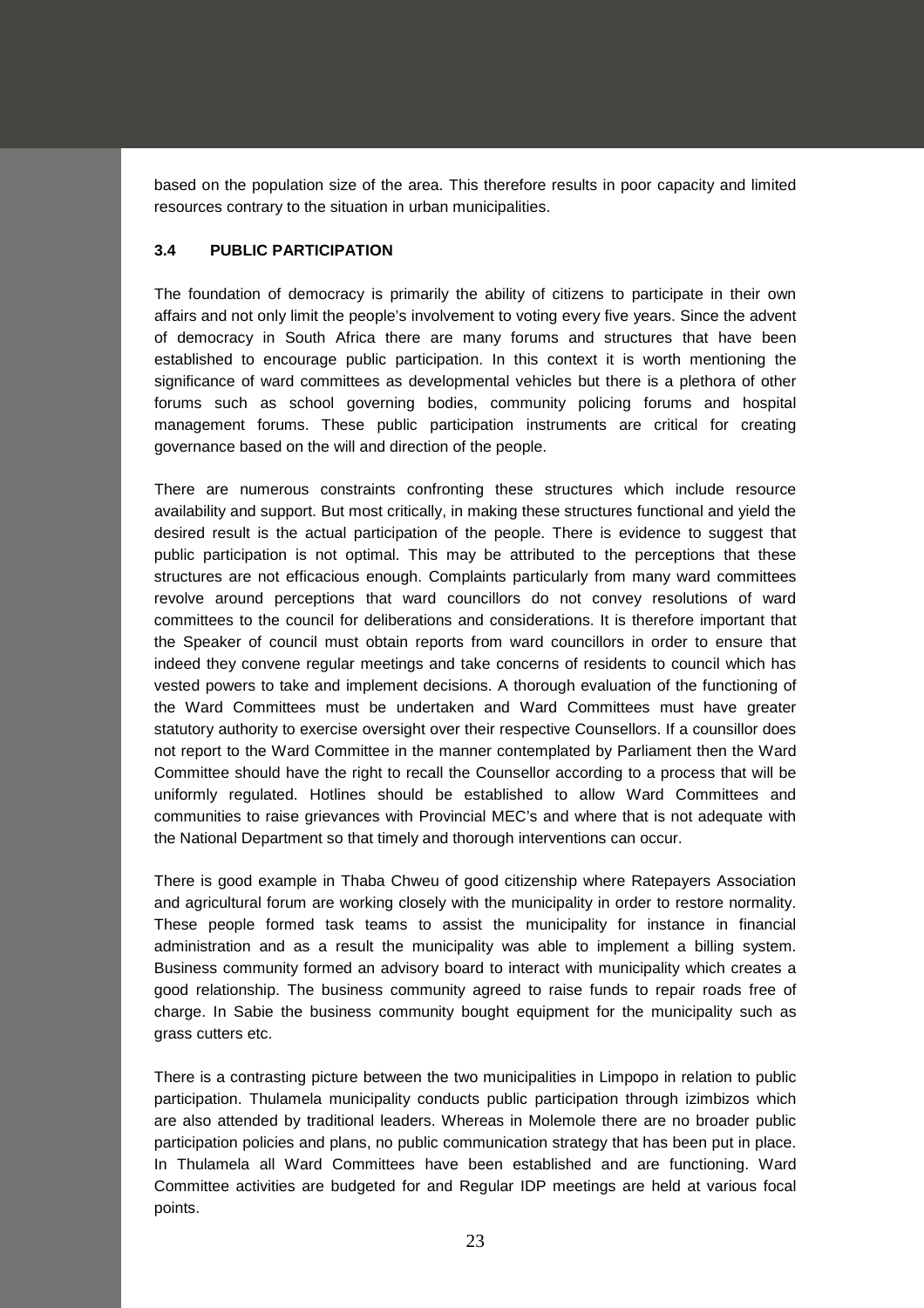based on the population size of the area. This therefore results in poor capacity and limited resources contrary to the situation in urban municipalities.

### 3.4 PUBLIC PARTICIPATION

The foundation of democracy is primarily the ability of citizens to participate in their own affairs and not only limit the people's involvement to voting every five years. Since the advent of democracy in South Africa there are many forums and structures that have been established to encourage public participation. In this context it is worth mentioning the significance of ward committees as developmental vehicles but there is a plethora of other forums such as school governing bodies, community policing forums and hospital management forums. These public participation instruments are critical for creating governance based on the will and direction of the people.

There are numerous constraints confronting these structures which include resource availability and support. But most critically, in making these structures functional and yield the desired result is the actual participation of the people. There is evidence to suggest that public participation is not optimal. This may be attributed to the perceptions that these structures are not efficacious enough. Complaints particularly from many ward committees revolve around perceptions that ward councillors do not convey resolutions of ward committees to the council for deliberations and considerations. It is therefore important that the Speaker of council must obtain reports from ward councillors in order to ensure that indeed they convene regular meetings and take concerns of residents to council which has vested powers to take and implement decisions. A thorough evaluation of the functioning of the Ward Committees must be undertaken and Ward Committees must have greater statutory authority to exercise oversight over their respective Counsellors. If a counsillor does not report to the Ward Committee in the manner contemplated by Parliament then the Ward Committee should have the right to recall the Counsellor according to a process that will be uniformly regulated. Hotlines should be established to allow Ward Committees and communities to raise grievances with Provincial MEC's and where that is not adequate with the National Department so that timely and thorough interventions can occur.

There is good example in Thaba Chweu of good citizenship where Ratepayers Association and agricultural forum are working closely with the municipality in order to restore normality. These people formed task teams to assist the municipality for instance in financial administration and as a result the municipality was able to implement a billing system. Business community formed an advisory board to interact with municipality which creates a good relationship. The business community agreed to raise funds to repair roads free of charge. In Sabie the business community bought equipment for the municipality such as grass cutters etc.

There is a contrasting picture between the two municipalities in Limpopo in relation to public participation. Thulamela municipality conducts public participation through izimbizos which are also attended by traditional leaders. Whereas in Molemole there are no broader public participation policies and plans, no public communication strategy that has been put in place. In Thulamela all Ward Committees have been established and are functioning. Ward Committee activities are budgeted for and Regular IDP meetings are held at various focal points.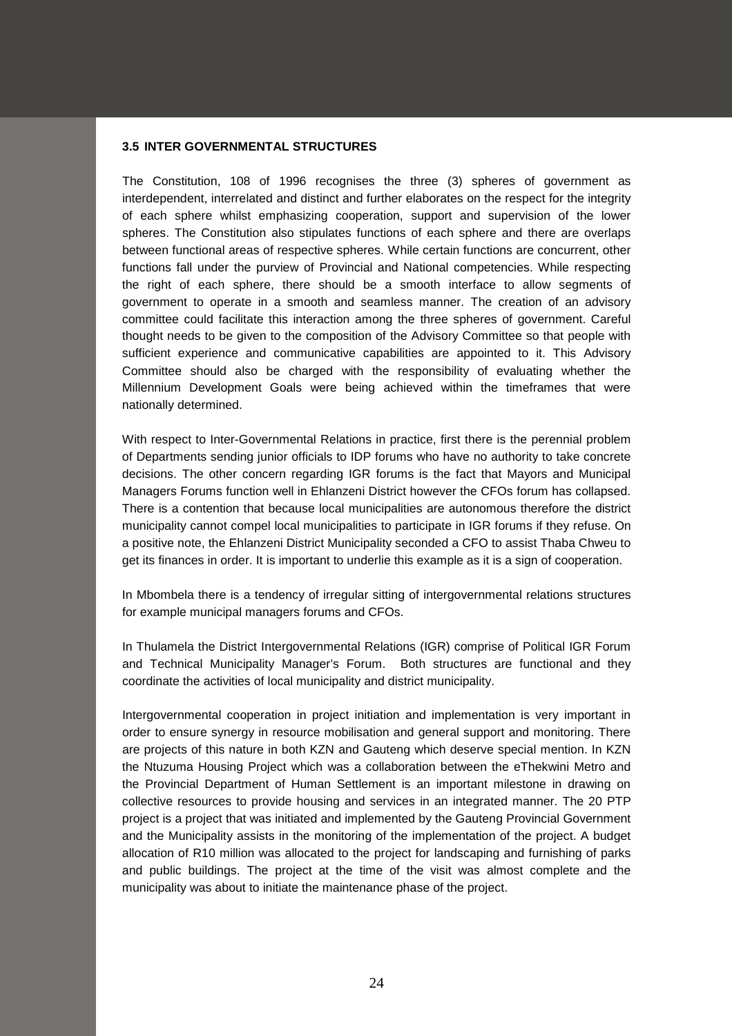### 3.5 INTER GOVERNMENTAL STRUCTURES

The Constitution, 108 of 1996 recognises the three (3) spheres of government as interdependent, interrelated and distinct and further elaborates on the respect for the integrity of each sphere whilst emphasizing cooperation, support and supervision of the lower spheres. The Constitution also stipulates functions of each sphere and there are overlaps between functional areas of respective spheres. While certain functions are concurrent, other functions fall under the purview of Provincial and National competencies. While respecting the right of each sphere, there should be a smooth interface to allow segments of government to operate in a smooth and seamless manner. The creation of an advisory committee could facilitate this interaction among the three spheres of government. Careful thought needs to be given to the composition of the Advisory Committee so that people with sufficient experience and communicative capabilities are appointed to it. This Advisory Committee should also be charged with the responsibility of evaluating whether the Millennium Development Goals were being achieved within the timeframes that were nationally determined.

With respect to Inter-Governmental Relations in practice, first there is the perennial problem of Departments sending junior officials to IDP forums who have no authority to take concrete decisions. The other concern regarding IGR forums is the fact that Mayors and Municipal Managers Forums function well in Ehlanzeni District however the CFOs forum has collapsed. There is a contention that because local municipalities are autonomous therefore the district municipality cannot compel local municipalities to participate in IGR forums if they refuse. On a positive note, the Ehlanzeni District Municipality seconded a CFO to assist Thaba Chweu to get its finances in order. It is important to underlie this example as it is a sign of cooperation.

In Mbombela there is a tendency of irregular sitting of intergovernmental relations structures for example municipal managers forums and CFOs.

In Thulamela the District Intergovernmental Relations (IGR) comprise of Political IGR Forum and Technical Municipality Manager's Forum. Both structures are functional and they coordinate the activities of local municipality and district municipality.

Intergovernmental cooperation in project initiation and implementation is very important in order to ensure synergy in resource mobilisation and general support and monitoring. There are projects of this nature in both KZN and Gauteng which deserve special mention. In KZN the Ntuzuma Housing Project which was a collaboration between the eThekwini Metro and the Provincial Department of Human Settlement is an important milestone in drawing on collective resources to provide housing and services in an integrated manner. The 20 PTP project is a project that was initiated and implemented by the Gauteng Provincial Government and the Municipality assists in the monitoring of the implementation of the project. A budget allocation of R10 million was allocated to the project for landscaping and furnishing of parks and public buildings. The project at the time of the visit was almost complete and the municipality was about to initiate the maintenance phase of the project.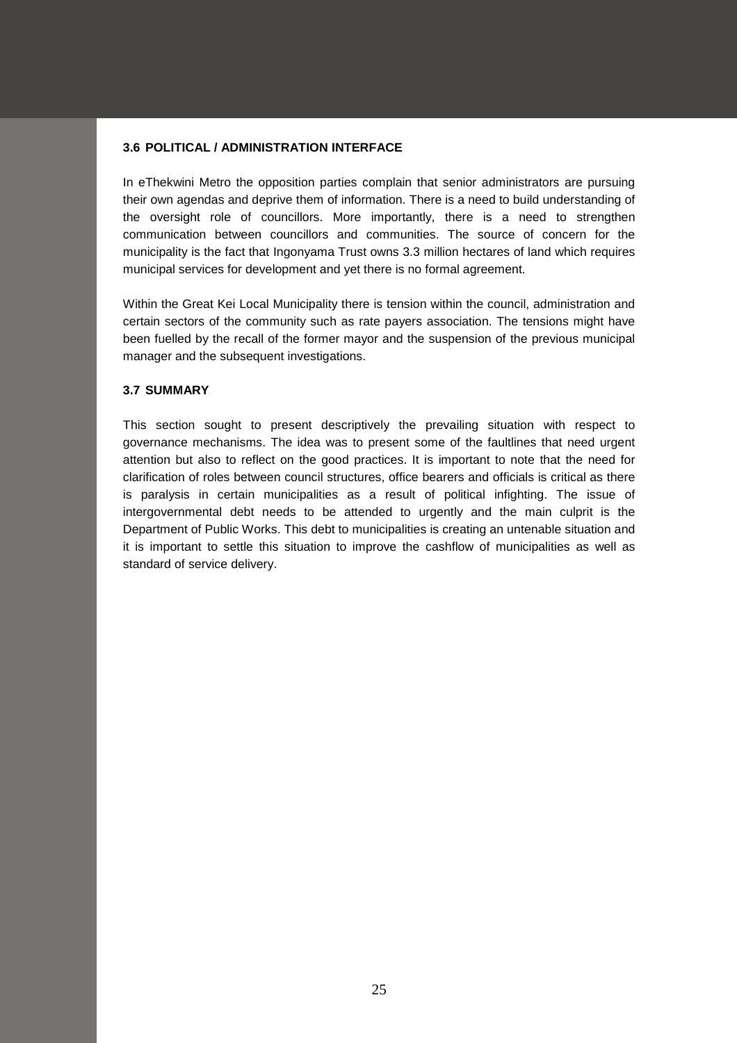### 3.6 POLITICAL / ADMINISTRATION INTERFACE

In eThekwini Metro the opposition parties complain that senior administrators are pursuing their own agendas and deprive them of information. There is a need to build understanding of the oversight role of councillors. More importantly, there is a need to strengthen communication between councillors and communities. The source of concern for the municipality is the fact that Ingonyama Trust owns 3.3 million hectares of land which requires municipal services for development and yet there is no formal agreement.

Within the Great Kei Local Municipality there is tension within the council, administration and certain sectors of the community such as rate payers association. The tensions might have been fuelled by the recall of the former mayor and the suspension of the previous municipal manager and the subsequent investigations.

### 3.7 SUMMARY

This section sought to present descriptively the prevailing situation with respect to governance mechanisms. The idea was to present some of the faultlines that need urgent attention but also to reflect on the good practices. It is important to note that the need for clarification of roles between council structures, office bearers and officials is critical as there is paralysis in certain municipalities as a result of political infighting. The issue of intergovernmental debt needs to be attended to urgently and the main culprit is the Department of Public Works. This debt to municipalities is creating an untenable situation and it is important to settle this situation to improve the cashflow of municipalities as well as standard of service delivery.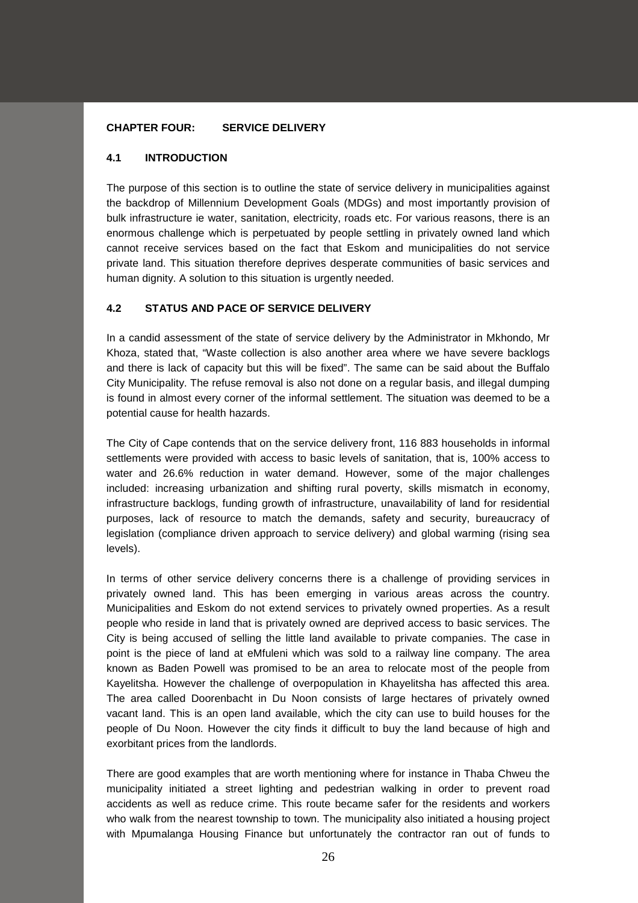## CHAPTER FOUR: SERVICE DELIVERY

### 4.1 INTRODUCTION

The purpose of this section is to outline the state of service delivery in municipalities against the backdrop of Millennium Development Goals (MDGs) and most importantly provision of bulk infrastructure ie water, sanitation, electricity, roads etc. For various reasons, there is an enormous challenge which is perpetuated by people settling in privately owned land which cannot receive services based on the fact that Eskom and municipalities do not service private land. This situation therefore deprives desperate communities of basic services and human dignity. A solution to this situation is urgently needed.

### 4.2 STATUS AND PACE OF SERVICE DELIVERY

In a candid assessment of the state of service delivery by the Administrator in Mkhondo, Mr Khoza, stated that, "Waste collection is also another area where we have severe backlogs and there is lack of capacity but this will be fixed". The same can be said about the Buffalo City Municipality. The refuse removal is also not done on a regular basis, and illegal dumping is found in almost every corner of the informal settlement. The situation was deemed to be a potential cause for health hazards.

The City of Cape contends that on the service delivery front, 116 883 households in informal settlements were provided with access to basic levels of sanitation, that is, 100% access to water and 26.6% reduction in water demand. However, some of the major challenges included: increasing urbanization and shifting rural poverty, skills mismatch in economy, infrastructure backlogs, funding growth of infrastructure, unavailability of land for residential purposes, lack of resource to match the demands, safety and security, bureaucracy of legislation (compliance driven approach to service delivery) and global warming (rising sea levels).

In terms of other service delivery concerns there is a challenge of providing services in privately owned land. This has been emerging in various areas across the country. Municipalities and Eskom do not extend services to privately owned properties. As a result people who reside in land that is privately owned are deprived access to basic services. The City is being accused of selling the little land available to private companies. The case in point is the piece of land at eMfuleni which was sold to a railway line company. The area known as Baden Powell was promised to be an area to relocate most of the people from Kayelitsha. However the challenge of overpopulation in Khayelitsha has affected this area. The area called Doorenbacht in Du Noon consists of large hectares of privately owned vacant land. This is an open land available, which the city can use to build houses for the people of Du Noon. However the city finds it difficult to buy the land because of high and exorbitant prices from the landlords.

There are good examples that are worth mentioning where for instance in Thaba Chweu the municipality initiated a street lighting and pedestrian walking in order to prevent road accidents as well as reduce crime. This route became safer for the residents and workers who walk from the nearest township to town. The municipality also initiated a housing project with Mpumalanga Housing Finance but unfortunately the contractor ran out of funds to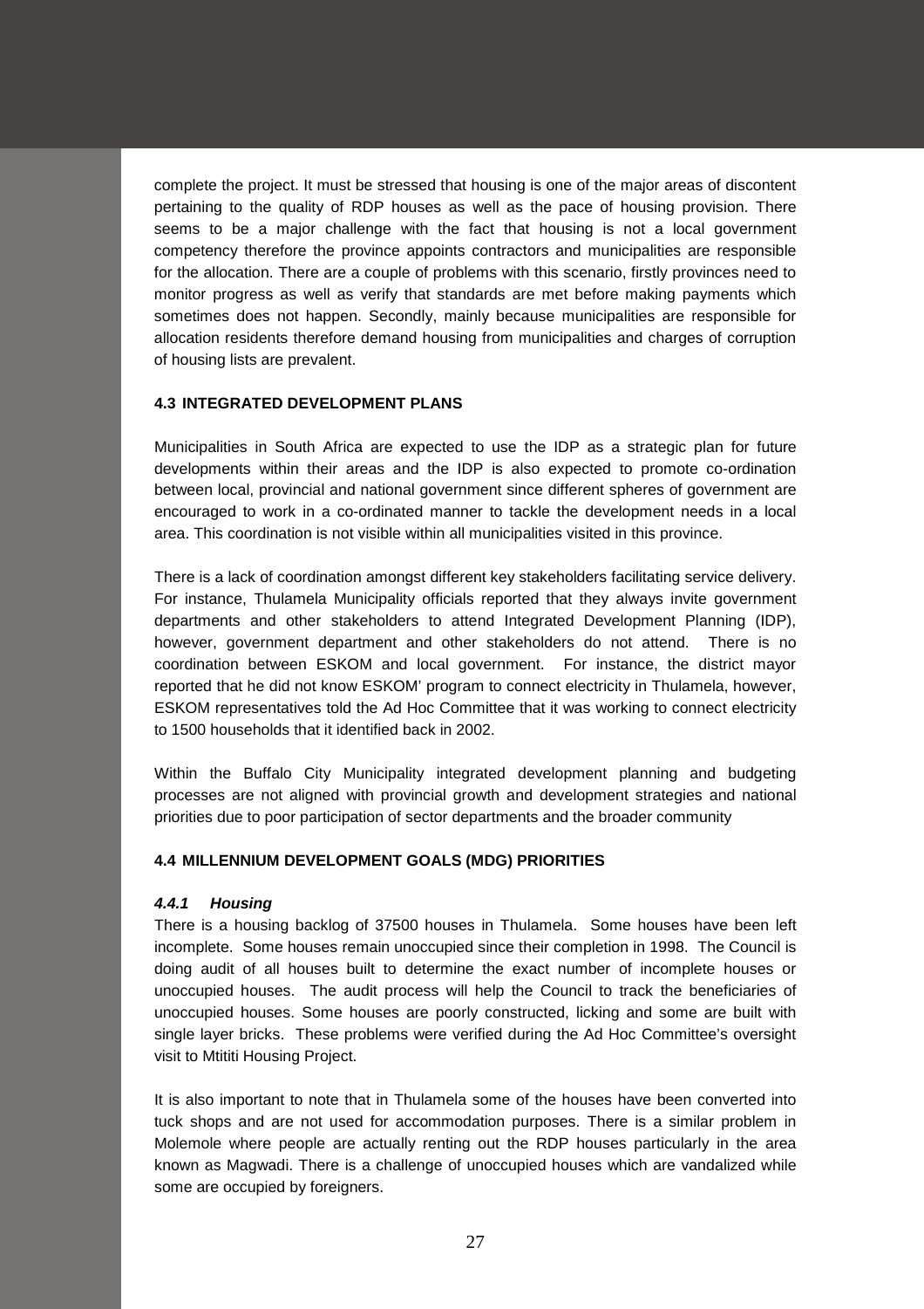complete the project. It must be stressed that housing is one of the major areas of discontent pertaining to the quality of RDP houses as well as the pace of housing provision. There seems to be a major challenge with the fact that housing is not a local government competency therefore the province appoints contractors and municipalities are responsible for the allocation. There are a couple of problems with this scenario, firstly provinces need to monitor progress as well as verify that standards are met before making payments which sometimes does not happen. Secondly, mainly because municipalities are responsible for allocation residents therefore demand housing from municipalities and charges of corruption of housing lists are prevalent.

### 4.3 INTEGRATED DEVELOPMENT PLANS

Municipalities in South Africa are expected to use the IDP as a strategic plan for future developments within their areas and the IDP is also expected to promote co-ordination between local, provincial and national government since different spheres of government are encouraged to work in a co-ordinated manner to tackle the development needs in a local area. This coordination is not visible within all municipalities visited in this province.

There is a lack of coordination amongst different key stakeholders facilitating service delivery. For instance, Thulamela Municipality officials reported that they always invite government departments and other stakeholders to attend Integrated Development Planning (IDP), however, government department and other stakeholders do not attend. There is no coordination between ESKOM and local government. For instance, the district mayor reported that he did not know ESKOM' program to connect electricity in Thulamela, however, ESKOM representatives told the Ad Hoc Committee that it was working to connect electricity to 1500 households that it identified back in 2002.

Within the Buffalo City Municipality integrated development planning and budgeting processes are not aligned with provincial growth and development strategies and national priorities due to poor participation of sector departments and the broader community

### 4.4 MILLENNIUM DEVELOPMENT GOALS (MDG) PRIORITIES

#### *4.4.1 Housing*

There is a housing backlog of 37500 houses in Thulamela. Some houses have been left incomplete. Some houses remain unoccupied since their completion in 1998. The Council is doing audit of all houses built to determine the exact number of incomplete houses or unoccupied houses. The audit process will help the Council to track the beneficiaries of unoccupied houses. Some houses are poorly constructed, licking and some are built with single layer bricks. These problems were verified during the Ad Hoc Committee's oversight visit to Mtititi Housing Project.

It is also important to note that in Thulamela some of the houses have been converted into tuck shops and are not used for accommodation purposes. There is a similar problem in Molemole where people are actually renting out the RDP houses particularly in the area known as Magwadi. There is a challenge of unoccupied houses which are vandalized while some are occupied by foreigners.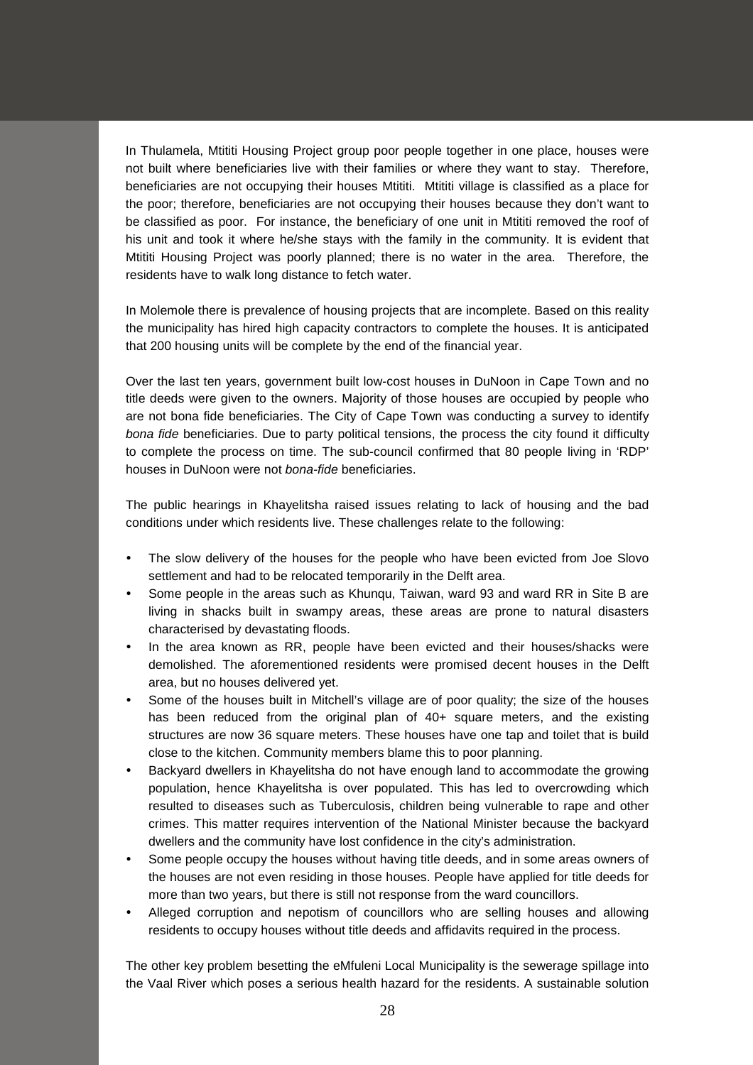In Thulamela, Mtititi Housing Project group poor people together in one place, houses were not built where beneficiaries live with their families or where they want to stay. Therefore, beneficiaries are not occupying their houses Mtititi. Mtititi village is classified as a place for the poor; therefore, beneficiaries are not occupying their houses because they don't want to be classified as poor. For instance, the beneficiary of one unit in Mtititi removed the roof of his unit and took it where he/she stays with the family in the community. It is evident that Mtititi Housing Project was poorly planned; there is no water in the area. Therefore, the residents have to walk long distance to fetch water.

In Molemole there is prevalence of housing projects that are incomplete. Based on this reality the municipality has hired high capacity contractors to complete the houses. It is anticipated that 200 housing units will be complete by the end of the financial year.

Over the last ten years, government built low-cost houses in DuNoon in Cape Town and no title deeds were given to the owners. Majority of those houses are occupied by people who are not bona fide beneficiaries. The City of Cape Town was conducting a survey to identify *bona fide* beneficiaries. Due to party political tensions, the process the city found it difficulty to complete the process on time. The sub-council confirmed that 80 people living in 'RDP' houses in DuNoon were not *bona-fide* beneficiaries.

The public hearings in Khayelitsha raised issues relating to lack of housing and the bad conditions under which residents live. These challenges relate to the following:

- The slow delivery of the houses for the people who have been evicted from Joe Slovo settlement and had to be relocated temporarily in the Delft area.
- Some people in the areas such as Khunqu, Taiwan, ward 93 and ward RR in Site B are living in shacks built in swampy areas, these areas are prone to natural disasters characterised by devastating floods.
- In the area known as RR, people have been evicted and their houses/shacks were demolished. The aforementioned residents were promised decent houses in the Delft area, but no houses delivered yet.
- Some of the houses built in Mitchell's village are of poor quality; the size of the houses has been reduced from the original plan of 40+ square meters, and the existing structures are now 36 square meters. These houses have one tap and toilet that is build close to the kitchen. Community members blame this to poor planning.
- Backyard dwellers in Khayelitsha do not have enough land to accommodate the growing population, hence Khayelitsha is over populated. This has led to overcrowding which resulted to diseases such as Tuberculosis, children being vulnerable to rape and other crimes. This matter requires intervention of the National Minister because the backyard dwellers and the community have lost confidence in the city's administration.
- Some people occupy the houses without having title deeds, and in some areas owners of the houses are not even residing in those houses. People have applied for title deeds for more than two years, but there is still not response from the ward councillors.
- Alleged corruption and nepotism of councillors who are selling houses and allowing residents to occupy houses without title deeds and affidavits required in the process.

The other key problem besetting the eMfuleni Local Municipality is the sewerage spillage into the Vaal River which poses a serious health hazard for the residents. A sustainable solution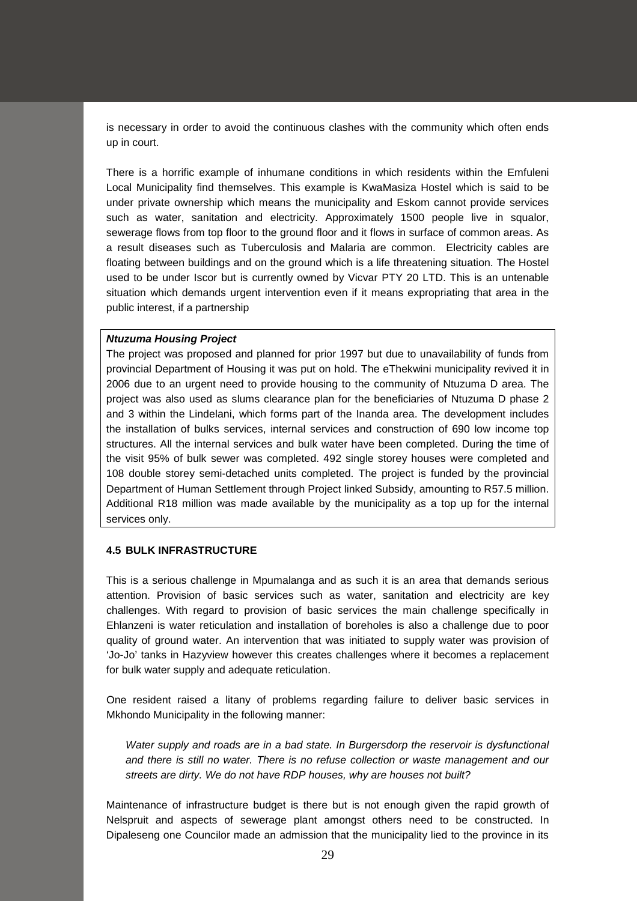is necessary in order to avoid the continuous clashes with the community which often ends up in court.

There is a horrific example of inhumane conditions in which residents within the Emfuleni Local Municipality find themselves. This example is KwaMasiza Hostel which is said to be under private ownership which means the municipality and Eskom cannot provide services such as water, sanitation and electricity. Approximately 1500 people live in squalor, sewerage flows from top floor to the ground floor and it flows in surface of common areas. As a result diseases such as Tuberculosis and Malaria are common. Electricity cables are floating between buildings and on the ground which is a life threatening situation. The Hostel used to be under Iscor but is currently owned by Vicvar PTY 20 LTD. This is an untenable situation which demands urgent intervention even if it means expropriating that area in the public interest, if a partnership

***Ntuzuma Housing Project***

The project was proposed and planned for prior 1997 but due to unavailability of funds from provincial Department of Housing it was put on hold. The eThekwini municipality revived it in 2006 due to an urgent need to provide housing to the community of Ntuzuma D area. The project was also used as slums clearance plan for the beneficiaries of Ntuzuma D phase 2 and 3 within the Lindelani, which forms part of the Inanda area. The development includes the installation of bulks services, internal services and construction of 690 low income top structures. All the internal services and bulk water have been completed. During the time of the visit 95% of bulk sewer was completed. 492 single storey houses were completed and 108 double storey semi-detached units completed. The project is funded by the provincial Department of Human Settlement through Project linked Subsidy, amounting to R57.5 million. Additional R18 million was made available by the municipality as a top up for the internal services only.

#### 4.5 BULK INFRASTRUCTURE

This is a serious challenge in Mpumalanga and as such it is an area that demands serious attention. Provision of basic services such as water, sanitation and electricity are key challenges. With regard to provision of basic services the main challenge specifically in Ehlanzeni is water reticulation and installation of boreholes is also a challenge due to poor quality of ground water. An intervention that was initiated to supply water was provision of 'Jo-Jo' tanks in Hazyview however this creates challenges where it becomes a replacement for bulk water supply and adequate reticulation.

One resident raised a litany of problems regarding failure to deliver basic services in Mkhondo Municipality in the following manner:

> *Water supply and roads are in a bad state. In Burgersdorp the reservoir is dysfunctional and there is still no water. There is no refuse collection or waste management and our streets are dirty. We do not have RDP houses, why are houses not built?*

Maintenance of infrastructure budget is there but is not enough given the rapid growth of Nelspruit and aspects of sewerage plant amongst others need to be constructed. In Dipaleseng one Councilor made an admission that the municipality lied to the province in its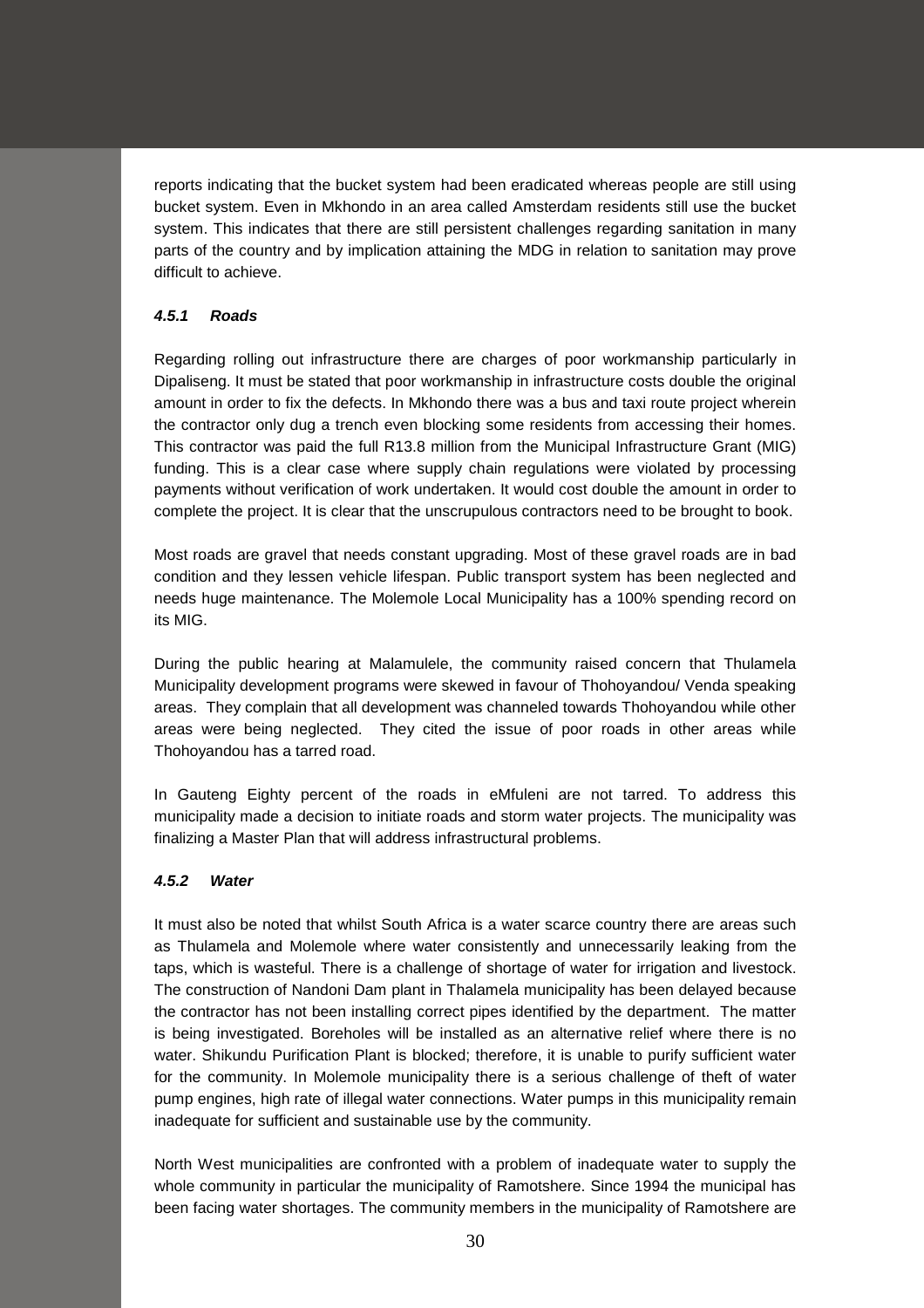reports indicating that the bucket system had been eradicated whereas people are still using bucket system. Even in Mkhondo in an area called Amsterdam residents still use the bucket system. This indicates that there are still persistent challenges regarding sanitation in many parts of the country and by implication attaining the MDG in relation to sanitation may prove difficult to achieve.

#### *4.5.1 Roads*

Regarding rolling out infrastructure there are charges of poor workmanship particularly in Dipaliseng. It must be stated that poor workmanship in infrastructure costs double the original amount in order to fix the defects. In Mkhondo there was a bus and taxi route project wherein the contractor only dug a trench even blocking some residents from accessing their homes. This contractor was paid the full R13.8 million from the Municipal Infrastructure Grant (MIG) funding. This is a clear case where supply chain regulations were violated by processing payments without verification of work undertaken. It would cost double the amount in order to complete the project. It is clear that the unscrupulous contractors need to be brought to book.

Most roads are gravel that needs constant upgrading. Most of these gravel roads are in bad condition and they lessen vehicle lifespan. Public transport system has been neglected and needs huge maintenance. The Molemole Local Municipality has a 100% spending record on its MIG.

During the public hearing at Malamulele, the community raised concern that Thulamela Municipality development programs were skewed in favour of Thohoyandou/ Venda speaking areas. They complain that all development was channeled towards Thohoyandou while other areas were being neglected. They cited the issue of poor roads in other areas while Thohoyandou has a tarred road.

In Gauteng Eighty percent of the roads in eMfuleni are not tarred. To address this municipality made a decision to initiate roads and storm water projects. The municipality was finalizing a Master Plan that will address infrastructural problems.

#### *4.5.2 Water*

It must also be noted that whilst South Africa is a water scarce country there are areas such as Thulamela and Molemole where water consistently and unnecessarily leaking from the taps, which is wasteful. There is a challenge of shortage of water for irrigation and livestock. The construction of Nandoni Dam plant in Thalamela municipality has been delayed because the contractor has not been installing correct pipes identified by the department. The matter is being investigated. Boreholes will be installed as an alternative relief where there is no water. Shikundu Purification Plant is blocked; therefore, it is unable to purify sufficient water for the community. In Molemole municipality there is a serious challenge of theft of water pump engines, high rate of illegal water connections. Water pumps in this municipality remain inadequate for sufficient and sustainable use by the community.

North West municipalities are confronted with a problem of inadequate water to supply the whole community in particular the municipality of Ramotshere. Since 1994 the municipal has been facing water shortages. The community members in the municipality of Ramotshere are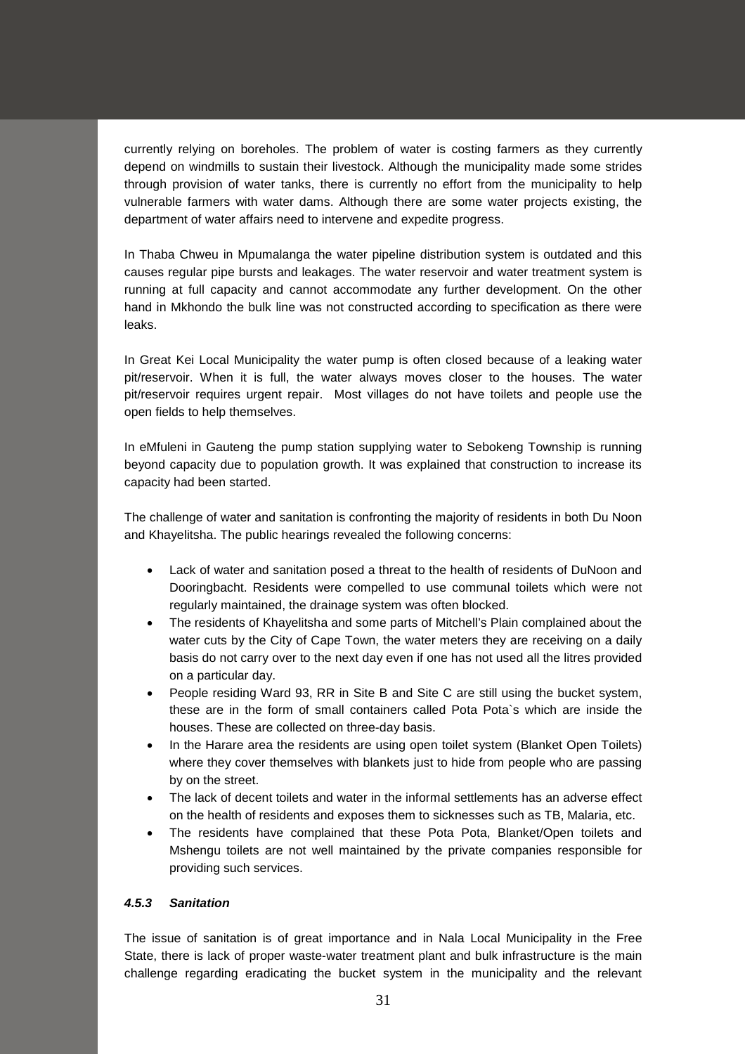currently relying on boreholes. The problem of water is costing farmers as they currently depend on windmills to sustain their livestock. Although the municipality made some strides through provision of water tanks, there is currently no effort from the municipality to help vulnerable farmers with water dams. Although there are some water projects existing, the department of water affairs need to intervene and expedite progress.

In Thaba Chweu in Mpumalanga the water pipeline distribution system is outdated and this causes regular pipe bursts and leakages. The water reservoir and water treatment system is running at full capacity and cannot accommodate any further development. On the other hand in Mkhondo the bulk line was not constructed according to specification as there were leaks.

In Great Kei Local Municipality the water pump is often closed because of a leaking water pit/reservoir. When it is full, the water always moves closer to the houses. The water pit/reservoir requires urgent repair. Most villages do not have toilets and people use the open fields to help themselves.

In eMfuleni in Gauteng the pump station supplying water to Sebokeng Township is running beyond capacity due to population growth. It was explained that construction to increase its capacity had been started.

The challenge of water and sanitation is confronting the majority of residents in both Du Noon and Khayelitsha. The public hearings revealed the following concerns:

- Lack of water and sanitation posed a threat to the health of residents of DuNoon and Dooringbacht. Residents were compelled to use communal toilets which were not regularly maintained, the drainage system was often blocked.
- The residents of Khayelitsha and some parts of Mitchell's Plain complained about the water cuts by the City of Cape Town, the water meters they are receiving on a daily basis do not carry over to the next day even if one has not used all the litres provided on a particular day.
- People residing Ward 93, RR in Site B and Site C are still using the bucket system, these are in the form of small containers called Pota Pota`s which are inside the houses. These are collected on three-day basis.
- In the Harare area the residents are using open toilet system (Blanket Open Toilets) where they cover themselves with blankets just to hide from people who are passing by on the street.
- The lack of decent toilets and water in the informal settlements has an adverse effect on the health of residents and exposes them to sicknesses such as TB, Malaria, etc.
- The residents have complained that these Pota Pota, Blanket/Open toilets and Mshengu toilets are not well maintained by the private companies responsible for providing such services.

#### *4.5.3 Sanitation*

The issue of sanitation is of great importance and in Nala Local Municipality in the Free State, there is lack of proper waste-water treatment plant and bulk infrastructure is the main challenge regarding eradicating the bucket system in the municipality and the relevant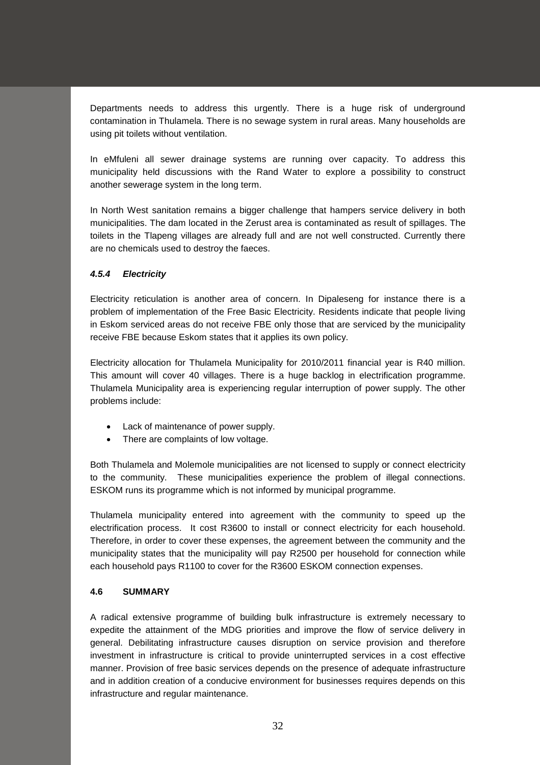Departments needs to address this urgently. There is a huge risk of underground contamination in Thulamela. There is no sewage system in rural areas. Many households are using pit toilets without ventilation.

In eMfuleni all sewer drainage systems are running over capacity. To address this municipality held discussions with the Rand Water to explore a possibility to construct another sewerage system in the long term.

In North West sanitation remains a bigger challenge that hampers service delivery in both municipalities. The dam located in the Zerust area is contaminated as result of spillages. The toilets in the Tlapeng villages are already full and are not well constructed. Currently there are no chemicals used to destroy the faeces.

#### *4.5.4 Electricity*

Electricity reticulation is another area of concern. In Dipaleseng for instance there is a problem of implementation of the Free Basic Electricity. Residents indicate that people living in Eskom serviced areas do not receive FBE only those that are serviced by the municipality receive FBE because Eskom states that it applies its own policy.

Electricity allocation for Thulamela Municipality for 2010/2011 financial year is R40 million. This amount will cover 40 villages. There is a huge backlog in electrification programme. Thulamela Municipality area is experiencing regular interruption of power supply. The other problems include:

- Lack of maintenance of power supply.
- There are complaints of low voltage.

Both Thulamela and Molemole municipalities are not licensed to supply or connect electricity to the community. These municipalities experience the problem of illegal connections. ESKOM runs its programme which is not informed by municipal programme.

Thulamela municipality entered into agreement with the community to speed up the electrification process. It cost R3600 to install or connect electricity for each household. Therefore, in order to cover these expenses, the agreement between the community and the municipality states that the municipality will pay R2500 per household for connection while each household pays R1100 to cover for the R3600 ESKOM connection expenses.

### 4.6 SUMMARY

A radical extensive programme of building bulk infrastructure is extremely necessary to expedite the attainment of the MDG priorities and improve the flow of service delivery in general. Debilitating infrastructure causes disruption on service provision and therefore investment in infrastructure is critical to provide uninterrupted services in a cost effective manner. Provision of free basic services depends on the presence of adequate infrastructure and in addition creation of a conducive environment for businesses requires depends on this infrastructure and regular maintenance.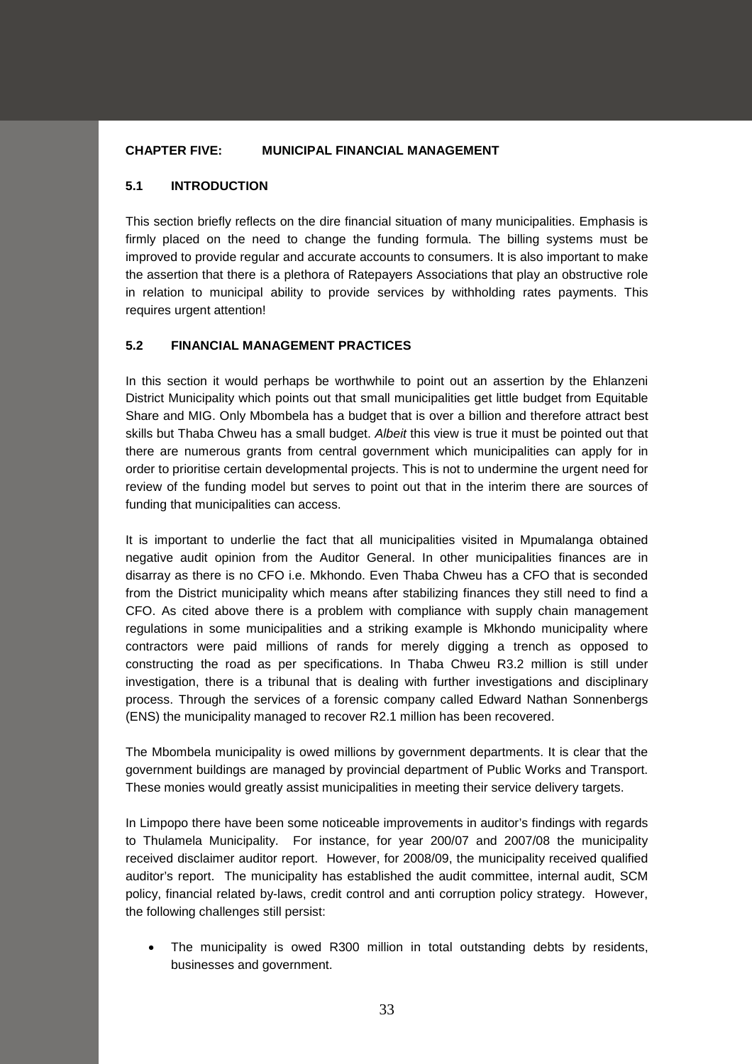## CHAPTER FIVE: MUNICIPAL FINANCIAL MANAGEMENT

### 5.1 INTRODUCTION

This section briefly reflects on the dire financial situation of many municipalities. Emphasis is firmly placed on the need to change the funding formula. The billing systems must be improved to provide regular and accurate accounts to consumers. It is also important to make the assertion that there is a plethora of Ratepayers Associations that play an obstructive role in relation to municipal ability to provide services by withholding rates payments. This requires urgent attention!

### 5.2 FINANCIAL MANAGEMENT PRACTICES

In this section it would perhaps be worthwhile to point out an assertion by the Ehlanzeni District Municipality which points out that small municipalities get little budget from Equitable Share and MIG. Only Mbombela has a budget that is over a billion and therefore attract best skills but Thaba Chweu has a small budget. *Albeit* this view is true it must be pointed out that there are numerous grants from central government which municipalities can apply for in order to prioritise certain developmental projects. This is not to undermine the urgent need for review of the funding model but serves to point out that in the interim there are sources of funding that municipalities can access.

It is important to underlie the fact that all municipalities visited in Mpumalanga obtained negative audit opinion from the Auditor General. In other municipalities finances are in disarray as there is no CFO i.e. Mkhondo. Even Thaba Chweu has a CFO that is seconded from the District municipality which means after stabilizing finances they still need to find a CFO. As cited above there is a problem with compliance with supply chain management regulations in some municipalities and a striking example is Mkhondo municipality where contractors were paid millions of rands for merely digging a trench as opposed to constructing the road as per specifications. In Thaba Chweu R3.2 million is still under investigation, there is a tribunal that is dealing with further investigations and disciplinary process. Through the services of a forensic company called Edward Nathan Sonnenbergs (ENS) the municipality managed to recover R2.1 million has been recovered.

The Mbombela municipality is owed millions by government departments. It is clear that the government buildings are managed by provincial department of Public Works and Transport. These monies would greatly assist municipalities in meeting their service delivery targets.

In Limpopo there have been some noticeable improvements in auditor's findings with regards to Thulamela Municipality. For instance, for year 200/07 and 2007/08 the municipality received disclaimer auditor report. However, for 2008/09, the municipality received qualified auditor's report. The municipality has established the audit committee, internal audit, SCM policy, financial related by-laws, credit control and anti corruption policy strategy. However, the following challenges still persist:

- The municipality is owed R300 million in total outstanding debts by residents, businesses and government.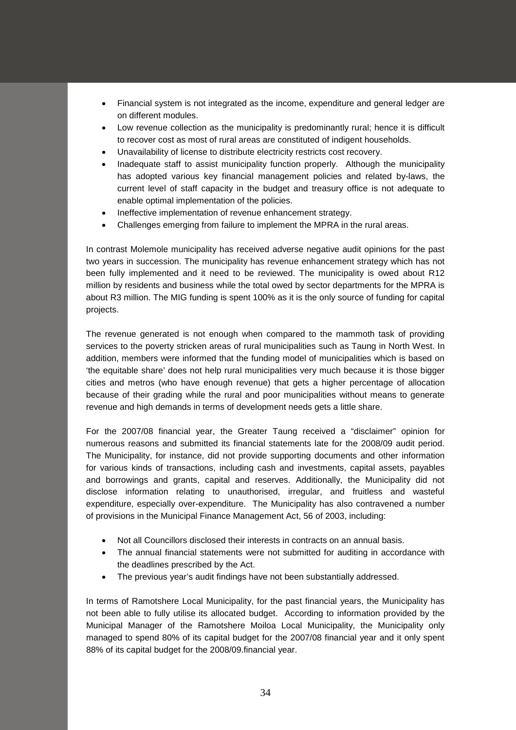- Financial system is not integrated as the income, expenditure and general ledger are on different modules.
- Low revenue collection as the municipality is predominantly rural; hence it is difficult to recover cost as most of rural areas are constituted of indigent households.
- Unavailability of license to distribute electricity restricts cost recovery.
- Inadequate staff to assist municipality function properly. Although the municipality has adopted various key financial management policies and related by-laws, the current level of staff capacity in the budget and treasury office is not adequate to enable optimal implementation of the policies.
- Ineffective implementation of revenue enhancement strategy.
- Challenges emerging from failure to implement the MPRA in the rural areas.

In contrast Molemole municipality has received adverse negative audit opinions for the past two years in succession. The municipality has revenue enhancement strategy which has not been fully implemented and it need to be reviewed. The municipality is owed about R12 million by residents and business while the total owed by sector departments for the MPRA is about R3 million. The MIG funding is spent 100% as it is the only source of funding for capital projects.

The revenue generated is not enough when compared to the mammoth task of providing services to the poverty stricken areas of rural municipalities such as Taung in North West. In addition, members were informed that the funding model of municipalities which is based on 'the equitable share' does not help rural municipalities very much because it is those bigger cities and metros (who have enough revenue) that gets a higher percentage of allocation because of their grading while the rural and poor municipalities without means to generate revenue and high demands in terms of development needs gets a little share.

For the 2007/08 financial year, the Greater Taung received a "disclaimer" opinion for numerous reasons and submitted its financial statements late for the 2008/09 audit period. The Municipality, for instance, did not provide supporting documents and other information for various kinds of transactions, including cash and investments, capital assets, payables and borrowings and grants, capital and reserves. Additionally, the Municipality did not disclose information relating to unauthorised, irregular, and fruitless and wasteful expenditure, especially over-expenditure. The Municipality has also contravened a number of provisions in the Municipal Finance Management Act, 56 of 2003, including:

- Not all Councillors disclosed their interests in contracts on an annual basis.
- The annual financial statements were not submitted for auditing in accordance with the deadlines prescribed by the Act.
- The previous year's audit findings have not been substantially addressed.

In terms of Ramotshere Local Municipality, for the past financial years, the Municipality has not been able to fully utilise its allocated budget. According to information provided by the Municipal Manager of the Ramotshere Moiloa Local Municipality, the Municipality only managed to spend 80% of its capital budget for the 2007/08 financial year and it only spent 88% of its capital budget for the 2008/09.financial year.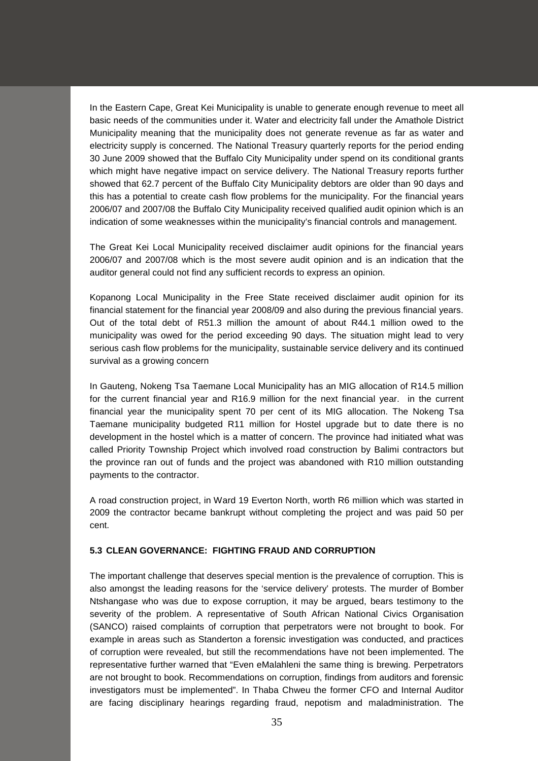In the Eastern Cape, Great Kei Municipality is unable to generate enough revenue to meet all basic needs of the communities under it. Water and electricity fall under the Amathole District Municipality meaning that the municipality does not generate revenue as far as water and electricity supply is concerned. The National Treasury quarterly reports for the period ending 30 June 2009 showed that the Buffalo City Municipality under spend on its conditional grants which might have negative impact on service delivery. The National Treasury reports further showed that 62.7 percent of the Buffalo City Municipality debtors are older than 90 days and this has a potential to create cash flow problems for the municipality. For the financial years 2006/07 and 2007/08 the Buffalo City Municipality received qualified audit opinion which is an indication of some weaknesses within the municipality's financial controls and management.

The Great Kei Local Municipality received disclaimer audit opinions for the financial years 2006/07 and 2007/08 which is the most severe audit opinion and is an indication that the auditor general could not find any sufficient records to express an opinion.

Kopanong Local Municipality in the Free State received disclaimer audit opinion for its financial statement for the financial year 2008/09 and also during the previous financial years. Out of the total debt of R51.3 million the amount of about R44.1 million owed to the municipality was owed for the period exceeding 90 days. The situation might lead to very serious cash flow problems for the municipality, sustainable service delivery and its continued survival as a growing concern

In Gauteng, Nokeng Tsa Taemane Local Municipality has an MIG allocation of R14.5 million for the current financial year and R16.9 million for the next financial year. in the current financial year the municipality spent 70 per cent of its MIG allocation. The Nokeng Tsa Taemane municipality budgeted R11 million for Hostel upgrade but to date there is no development in the hostel which is a matter of concern. The province had initiated what was called Priority Township Project which involved road construction by Balimi contractors but the province ran out of funds and the project was abandoned with R10 million outstanding payments to the contractor.

A road construction project, in Ward 19 Everton North, worth R6 million which was started in 2009 the contractor became bankrupt without completing the project and was paid 50 per cent.

### 5.3 CLEAN GOVERNANCE: FIGHTING FRAUD AND CORRUPTION

The important challenge that deserves special mention is the prevalence of corruption. This is also amongst the leading reasons for the 'service delivery' protests. The murder of Bomber Ntshangase who was due to expose corruption, it may be argued, bears testimony to the severity of the problem. A representative of South African National Civics Organisation (SANCO) raised complaints of corruption that perpetrators were not brought to book. For example in areas such as Standerton a forensic investigation was conducted, and practices of corruption were revealed, but still the recommendations have not been implemented. The representative further warned that "Even eMalahleni the same thing is brewing. Perpetrators are not brought to book. Recommendations on corruption, findings from auditors and forensic investigators must be implemented". In Thaba Chweu the former CFO and Internal Auditor are facing disciplinary hearings regarding fraud, nepotism and maladministration. The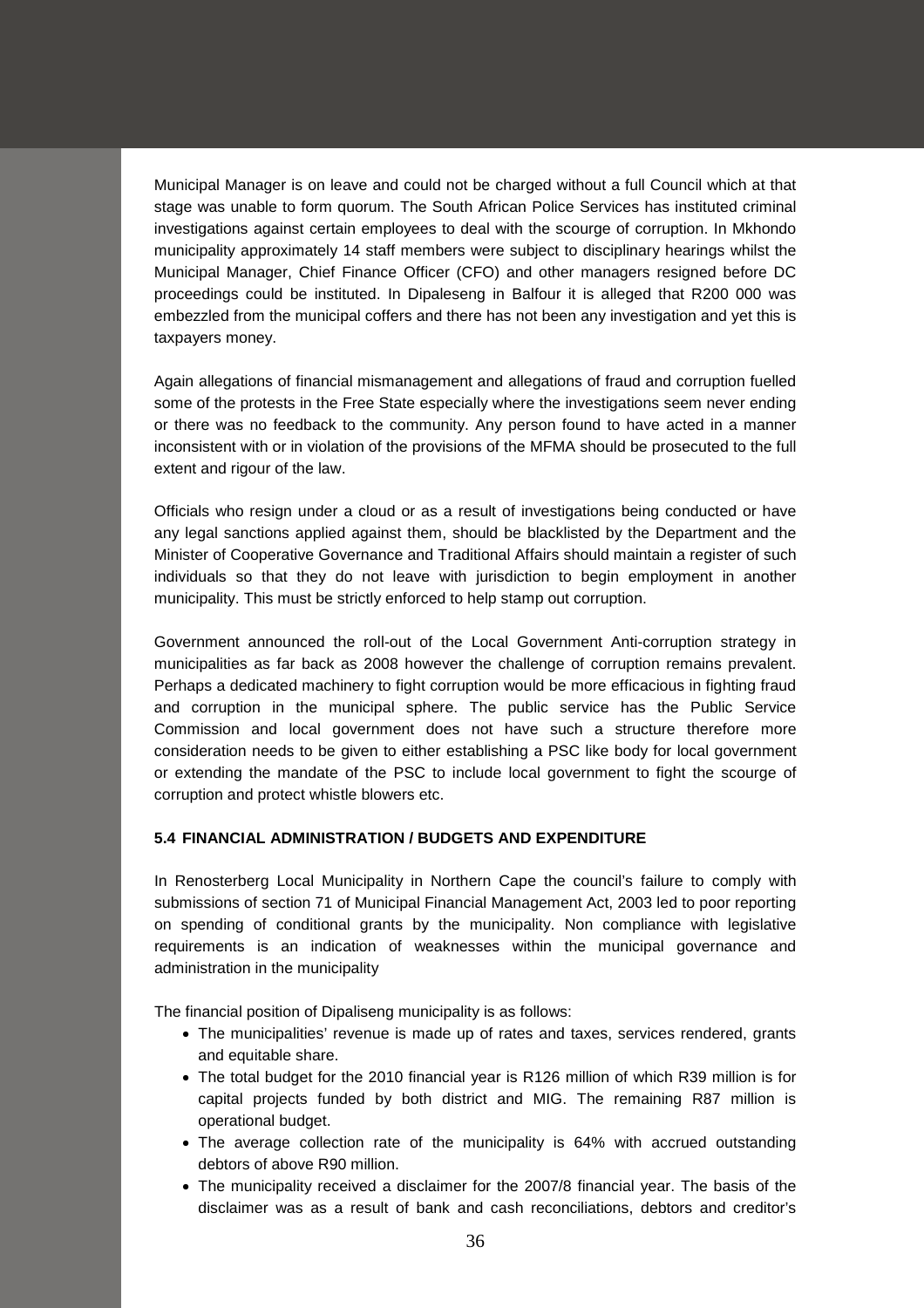Municipal Manager is on leave and could not be charged without a full Council which at that stage was unable to form quorum. The South African Police Services has instituted criminal investigations against certain employees to deal with the scourge of corruption. In Mkhondo municipality approximately 14 staff members were subject to disciplinary hearings whilst the Municipal Manager, Chief Finance Officer (CFO) and other managers resigned before DC proceedings could be instituted. In Dipaleseng in Balfour it is alleged that R200 000 was embezzled from the municipal coffers and there has not been any investigation and yet this is taxpayers money.

Again allegations of financial mismanagement and allegations of fraud and corruption fuelled some of the protests in the Free State especially where the investigations seem never ending or there was no feedback to the community. Any person found to have acted in a manner inconsistent with or in violation of the provisions of the MFMA should be prosecuted to the full extent and rigour of the law.

Officials who resign under a cloud or as a result of investigations being conducted or have any legal sanctions applied against them, should be blacklisted by the Department and the Minister of Cooperative Governance and Traditional Affairs should maintain a register of such individuals so that they do not leave with jurisdiction to begin employment in another municipality. This must be strictly enforced to help stamp out corruption.

Government announced the roll-out of the Local Government Anti-corruption strategy in municipalities as far back as 2008 however the challenge of corruption remains prevalent. Perhaps a dedicated machinery to fight corruption would be more efficacious in fighting fraud and corruption in the municipal sphere. The public service has the Public Service Commission and local government does not have such a structure therefore more consideration needs to be given to either establishing a PSC like body for local government or extending the mandate of the PSC to include local government to fight the scourge of corruption and protect whistle blowers etc.

### 5.4 FINANCIAL ADMINISTRATION / BUDGETS AND EXPENDITURE

In Renosterberg Local Municipality in Northern Cape the council's failure to comply with submissions of section 71 of Municipal Financial Management Act, 2003 led to poor reporting on spending of conditional grants by the municipality. Non compliance with legislative requirements is an indication of weaknesses within the municipal governance and administration in the municipality

The financial position of Dipaliseng municipality is as follows:

- The municipalities' revenue is made up of rates and taxes, services rendered, grants and equitable share.
- The total budget for the 2010 financial year is R126 million of which R39 million is for capital projects funded by both district and MIG. The remaining R87 million is operational budget.
- The average collection rate of the municipality is 64% with accrued outstanding debtors of above R90 million.
- The municipality received a disclaimer for the 2007/8 financial year. The basis of the disclaimer was as a result of bank and cash reconciliations, debtors and creditor's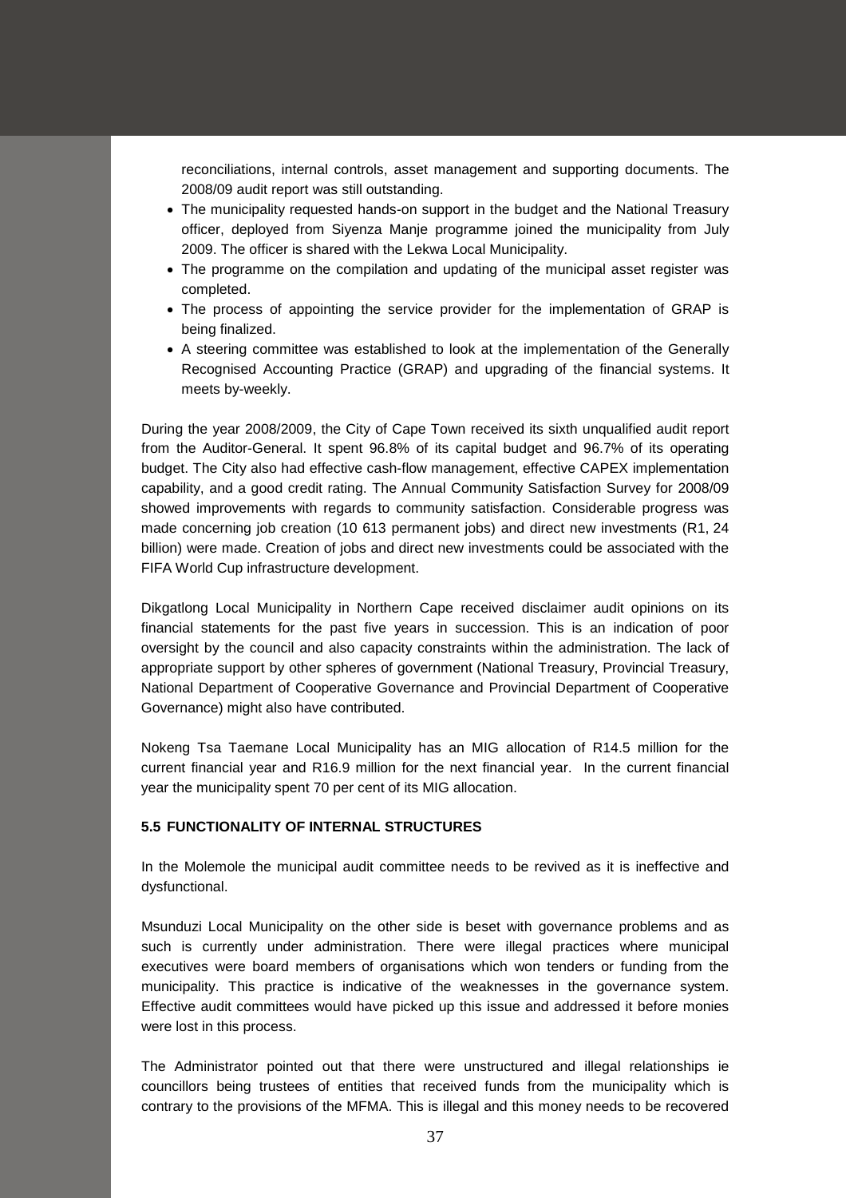reconciliations, internal controls, asset management and supporting documents. The 2008/09 audit report was still outstanding.

- The municipality requested hands-on support in the budget and the National Treasury officer, deployed from Siyenza Manje programme joined the municipality from July 2009. The officer is shared with the Lekwa Local Municipality.
- The programme on the compilation and updating of the municipal asset register was completed.
- The process of appointing the service provider for the implementation of GRAP is being finalized.
- A steering committee was established to look at the implementation of the Generally Recognised Accounting Practice (GRAP) and upgrading of the financial systems. It meets by-weekly.

During the year 2008/2009, the City of Cape Town received its sixth unqualified audit report from the Auditor-General. It spent 96.8% of its capital budget and 96.7% of its operating budget. The City also had effective cash-flow management, effective CAPEX implementation capability, and a good credit rating. The Annual Community Satisfaction Survey for 2008/09 showed improvements with regards to community satisfaction. Considerable progress was made concerning job creation (10 613 permanent jobs) and direct new investments (R1, 24 billion) were made. Creation of jobs and direct new investments could be associated with the FIFA World Cup infrastructure development.

Dikgatlong Local Municipality in Northern Cape received disclaimer audit opinions on its financial statements for the past five years in succession. This is an indication of poor oversight by the council and also capacity constraints within the administration. The lack of appropriate support by other spheres of government (National Treasury, Provincial Treasury, National Department of Cooperative Governance and Provincial Department of Cooperative Governance) might also have contributed.

Nokeng Tsa Taemane Local Municipality has an MIG allocation of R14.5 million for the current financial year and R16.9 million for the next financial year. In the current financial year the municipality spent 70 per cent of its MIG allocation.

### 5.5 FUNCTIONALITY OF INTERNAL STRUCTURES

In the Molemole the municipal audit committee needs to be revived as it is ineffective and dysfunctional.

Msunduzi Local Municipality on the other side is beset with governance problems and as such is currently under administration. There were illegal practices where municipal executives were board members of organisations which won tenders or funding from the municipality. This practice is indicative of the weaknesses in the governance system. Effective audit committees would have picked up this issue and addressed it before monies were lost in this process.

The Administrator pointed out that there were unstructured and illegal relationships ie councillors being trustees of entities that received funds from the municipality which is contrary to the provisions of the MFMA. This is illegal and this money needs to be recovered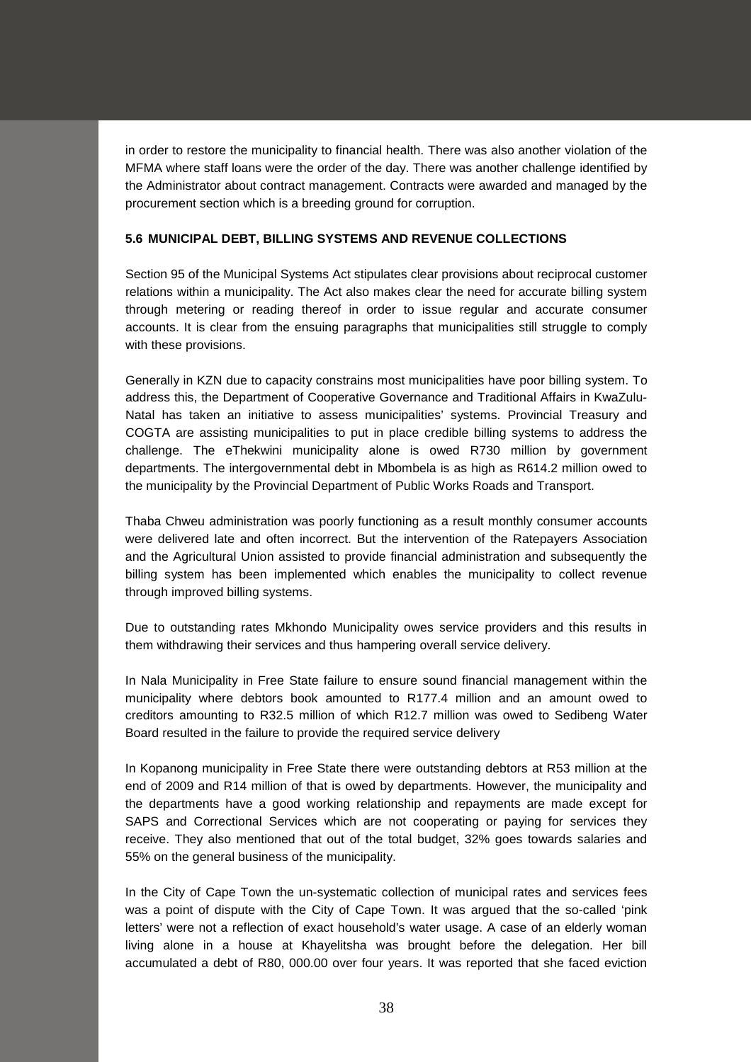in order to restore the municipality to financial health. There was also another violation of the MFMA where staff loans were the order of the day. There was another challenge identified by the Administrator about contract management. Contracts were awarded and managed by the procurement section which is a breeding ground for corruption.

### 5.6 MUNICIPAL DEBT, BILLING SYSTEMS AND REVENUE COLLECTIONS

Section 95 of the Municipal Systems Act stipulates clear provisions about reciprocal customer relations within a municipality. The Act also makes clear the need for accurate billing system through metering or reading thereof in order to issue regular and accurate consumer accounts. It is clear from the ensuing paragraphs that municipalities still struggle to comply with these provisions.

Generally in KZN due to capacity constrains most municipalities have poor billing system. To address this, the Department of Cooperative Governance and Traditional Affairs in KwaZulu-Natal has taken an initiative to assess municipalities' systems. Provincial Treasury and COGTA are assisting municipalities to put in place credible billing systems to address the challenge. The eThekwini municipality alone is owed R730 million by government departments. The intergovernmental debt in Mbombela is as high as R614.2 million owed to the municipality by the Provincial Department of Public Works Roads and Transport.

Thaba Chweu administration was poorly functioning as a result monthly consumer accounts were delivered late and often incorrect. But the intervention of the Ratepayers Association and the Agricultural Union assisted to provide financial administration and subsequently the billing system has been implemented which enables the municipality to collect revenue through improved billing systems.

Due to outstanding rates Mkhondo Municipality owes service providers and this results in them withdrawing their services and thus hampering overall service delivery.

In Nala Municipality in Free State failure to ensure sound financial management within the municipality where debtors book amounted to R177.4 million and an amount owed to creditors amounting to R32.5 million of which R12.7 million was owed to Sedibeng Water Board resulted in the failure to provide the required service delivery

In Kopanong municipality in Free State there were outstanding debtors at R53 million at the end of 2009 and R14 million of that is owed by departments. However, the municipality and the departments have a good working relationship and repayments are made except for SAPS and Correctional Services which are not cooperating or paying for services they receive. They also mentioned that out of the total budget, 32% goes towards salaries and 55% on the general business of the municipality.

In the City of Cape Town the un-systematic collection of municipal rates and services fees was a point of dispute with the City of Cape Town. It was argued that the so-called 'pink letters' were not a reflection of exact household's water usage. A case of an elderly woman living alone in a house at Khayelitsha was brought before the delegation. Her bill accumulated a debt of R80, 000.00 over four years. It was reported that she faced eviction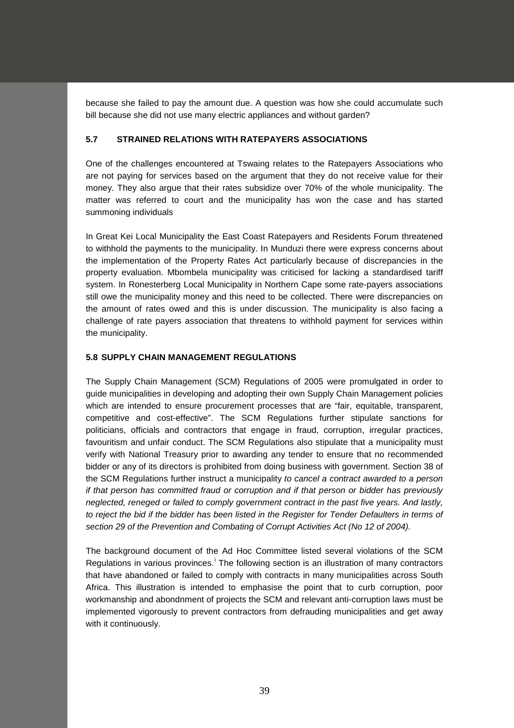because she failed to pay the amount due. A question was how she could accumulate such bill because she did not use many electric appliances and without garden?

### 5.7 STRAINED RELATIONS WITH RATEPAYERS ASSOCIATIONS

One of the challenges encountered at Tswaing relates to the Ratepayers Associations who are not paying for services based on the argument that they do not receive value for their money. They also argue that their rates subsidize over 70% of the whole municipality. The matter was referred to court and the municipality has won the case and has started summoning individuals

In Great Kei Local Municipality the East Coast Ratepayers and Residents Forum threatened to withhold the payments to the municipality. In Munduzi there were express concerns about the implementation of the Property Rates Act particularly because of discrepancies in the property evaluation. Mbombela municipality was criticised for lacking a standardised tariff system. In Ronesterberg Local Municipality in Northern Cape some rate-payers associations still owe the municipality money and this need to be collected. There were discrepancies on the amount of rates owed and this is under discussion. The municipality is also facing a challenge of rate payers association that threatens to withhold payment for services within the municipality.

### 5.8 SUPPLY CHAIN MANAGEMENT REGULATIONS

The Supply Chain Management (SCM) Regulations of 2005 were promulgated in order to guide municipalities in developing and adopting their own Supply Chain Management policies which are intended to ensure procurement processes that are "fair, equitable, transparent, competitive and cost-effective". The SCM Regulations further stipulate sanctions for politicians, officials and contractors that engage in fraud, corruption, irregular practices, favouritism and unfair conduct. The SCM Regulations also stipulate that a municipality must verify with National Treasury prior to awarding any tender to ensure that no recommended bidder or any of its directors is prohibited from doing business with government. Section 38 of the SCM Regulations further instruct a municipality *to cancel a contract awarded to a person if that person has committed fraud or corruption and if that person or bidder has previously neglected, reneged or failed to comply government contract in the past five years. And lastly, to reject the bid if the bidder has been listed in the Register for Tender Defaulters in terms of section 29 of the Prevention and Combating of Corrupt Activities Act (No 12 of 2004).*

The background document of the Ad Hoc Committee listed several violations of the SCM Regulations in various provinces.[i] The following section is an illustration of many contractors that have abandoned or failed to comply with contracts in many municipalities across South Africa. This illustration is intended to emphasise the point that to curb corruption, poor workmanship and abondnment of projects the SCM and relevant anti-corruption laws must be implemented vigorously to prevent contractors from defrauding municipalities and get away with it continuously.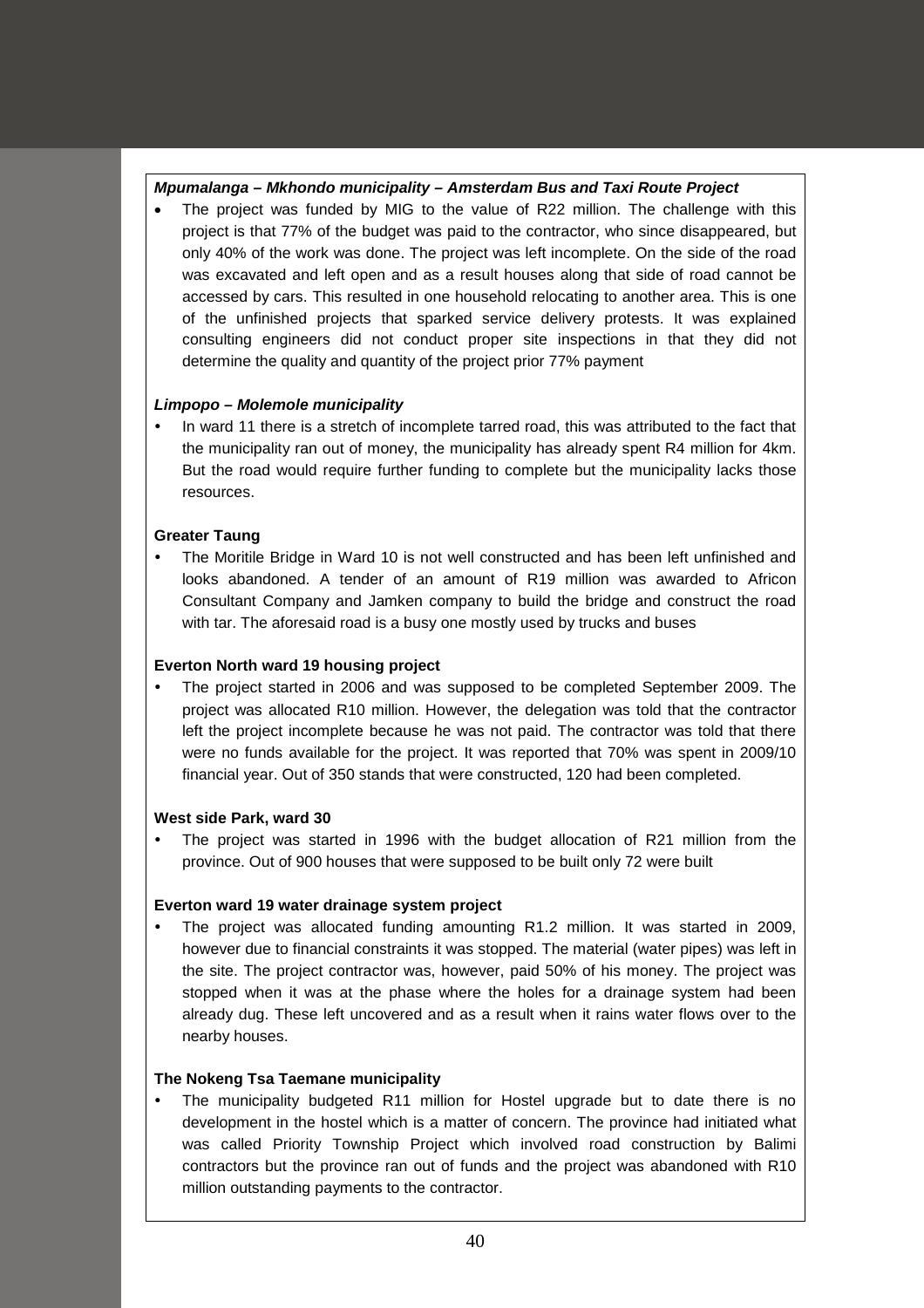***Mpumalanga – Mkhondo municipality – Amsterdam Bus and Taxi Route Project***

- The project was funded by MIG to the value of R22 million. The challenge with this project is that 77% of the budget was paid to the contractor, who since disappeared, but only 40% of the work was done. The project was left incomplete. On the side of the road was excavated and left open and as a result houses along that side of road cannot be accessed by cars. This resulted in one household relocating to another area. This is one of the unfinished projects that sparked service delivery protests. It was explained consulting engineers did not conduct proper site inspections in that they did not determine the quality and quantity of the project prior 77% payment

***Limpopo – Molemole municipality***

- In ward 11 there is a stretch of incomplete tarred road, this was attributed to the fact that the municipality ran out of money, the municipality has already spent R4 million for 4km. But the road would require further funding to complete but the municipality lacks those resources.

**Greater Taung**

- The Moritile Bridge in Ward 10 is not well constructed and has been left unfinished and looks abandoned. A tender of an amount of R19 million was awarded to Africon Consultant Company and Jamken company to build the bridge and construct the road with tar. The aforesaid road is a busy one mostly used by trucks and buses

**Everton North ward 19 housing project**

- The project started in 2006 and was supposed to be completed September 2009. The project was allocated R10 million. However, the delegation was told that the contractor left the project incomplete because he was not paid. The contractor was told that there were no funds available for the project. It was reported that 70% was spent in 2009/10 financial year. Out of 350 stands that were constructed, 120 had been completed.

**West side Park, ward 30**

- The project was started in 1996 with the budget allocation of R21 million from the province. Out of 900 houses that were supposed to be built only 72 were built

**Everton ward 19 water drainage system project**

- The project was allocated funding amounting R1.2 million. It was started in 2009, however due to financial constraints it was stopped. The material (water pipes) was left in the site. The project contractor was, however, paid 50% of his money. The project was stopped when it was at the phase where the holes for a drainage system had been already dug. These left uncovered and as a result when it rains water flows over to the nearby houses.

**The Nokeng Tsa Taemane municipality**

- The municipality budgeted R11 million for Hostel upgrade but to date there is no development in the hostel which is a matter of concern. The province had initiated what was called Priority Township Project which involved road construction by Balimi contractors but the province ran out of funds and the project was abandoned with R10 million outstanding payments to the contractor.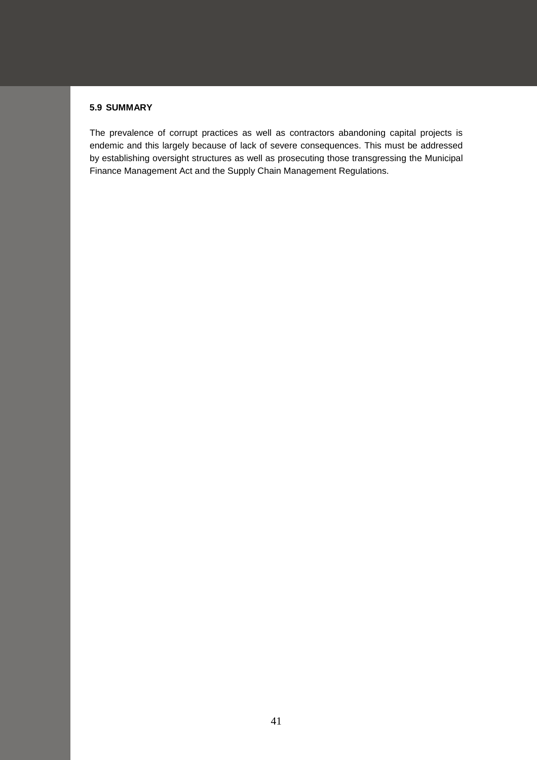### 5.9 SUMMARY

The prevalence of corrupt practices as well as contractors abandoning capital projects is endemic and this largely because of lack of severe consequences. This must be addressed by establishing oversight structures as well as prosecuting those transgressing the Municipal Finance Management Act and the Supply Chain Management Regulations.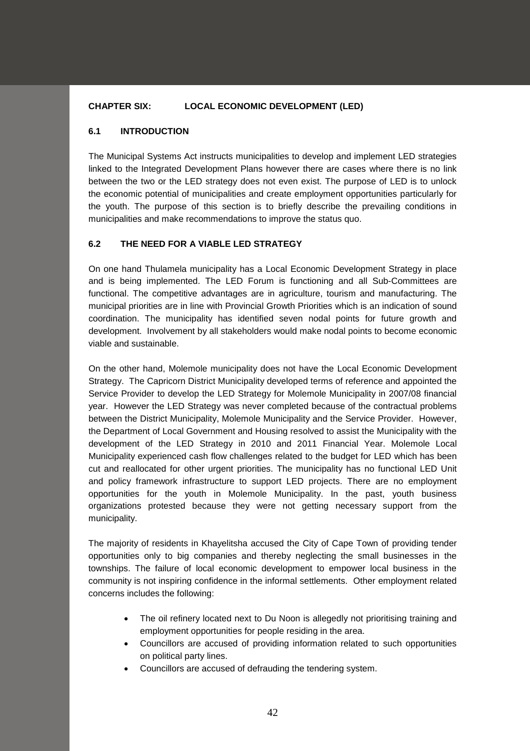## CHAPTER SIX: LOCAL ECONOMIC DEVELOPMENT (LED)

### 6.1 INTRODUCTION

The Municipal Systems Act instructs municipalities to develop and implement LED strategies linked to the Integrated Development Plans however there are cases where there is no link between the two or the LED strategy does not even exist. The purpose of LED is to unlock the economic potential of municipalities and create employment opportunities particularly for the youth. The purpose of this section is to briefly describe the prevailing conditions in municipalities and make recommendations to improve the status quo.

### 6.2 THE NEED FOR A VIABLE LED STRATEGY

On one hand Thulamela municipality has a Local Economic Development Strategy in place and is being implemented. The LED Forum is functioning and all Sub-Committees are functional. The competitive advantages are in agriculture, tourism and manufacturing. The municipal priorities are in line with Provincial Growth Priorities which is an indication of sound coordination. The municipality has identified seven nodal points for future growth and development. Involvement by all stakeholders would make nodal points to become economic viable and sustainable.

On the other hand, Molemole municipality does not have the Local Economic Development Strategy. The Capricorn District Municipality developed terms of reference and appointed the Service Provider to develop the LED Strategy for Molemole Municipality in 2007/08 financial year. However the LED Strategy was never completed because of the contractual problems between the District Municipality, Molemole Municipality and the Service Provider. However, the Department of Local Government and Housing resolved to assist the Municipality with the development of the LED Strategy in 2010 and 2011 Financial Year. Molemole Local Municipality experienced cash flow challenges related to the budget for LED which has been cut and reallocated for other urgent priorities. The municipality has no functional LED Unit and policy framework infrastructure to support LED projects. There are no employment opportunities for the youth in Molemole Municipality. In the past, youth business organizations protested because they were not getting necessary support from the municipality.

The majority of residents in Khayelitsha accused the City of Cape Town of providing tender opportunities only to big companies and thereby neglecting the small businesses in the townships. The failure of local economic development to empower local business in the community is not inspiring confidence in the informal settlements. Other employment related concerns includes the following:

- The oil refinery located next to Du Noon is allegedly not prioritising training and employment opportunities for people residing in the area.
- Councillors are accused of providing information related to such opportunities on political party lines.
- Councillors are accused of defrauding the tendering system.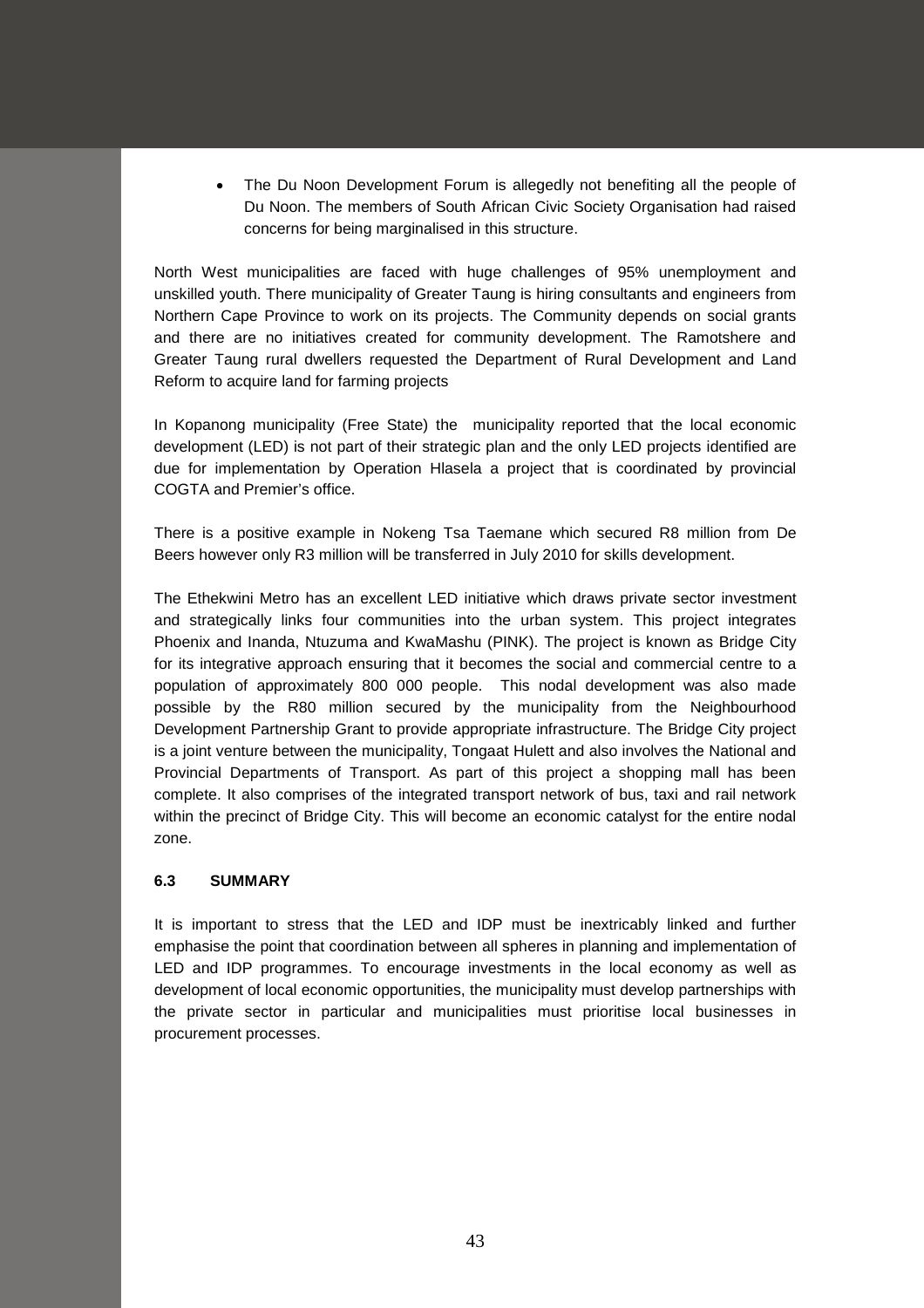- The Du Noon Development Forum is allegedly not benefiting all the people of Du Noon. The members of South African Civic Society Organisation had raised concerns for being marginalised in this structure.

North West municipalities are faced with huge challenges of 95% unemployment and unskilled youth. There municipality of Greater Taung is hiring consultants and engineers from Northern Cape Province to work on its projects. The Community depends on social grants and there are no initiatives created for community development. The Ramotshere and Greater Taung rural dwellers requested the Department of Rural Development and Land Reform to acquire land for farming projects

In Kopanong municipality (Free State) the municipality reported that the local economic development (LED) is not part of their strategic plan and the only LED projects identified are due for implementation by Operation Hlasela a project that is coordinated by provincial COGTA and Premier's office.

There is a positive example in Nokeng Tsa Taemane which secured R8 million from De Beers however only R3 million will be transferred in July 2010 for skills development.

The Ethekwini Metro has an excellent LED initiative which draws private sector investment and strategically links four communities into the urban system. This project integrates Phoenix and Inanda, Ntuzuma and KwaMashu (PINK). The project is known as Bridge City for its integrative approach ensuring that it becomes the social and commercial centre to a population of approximately 800 000 people. This nodal development was also made possible by the R80 million secured by the municipality from the Neighbourhood Development Partnership Grant to provide appropriate infrastructure. The Bridge City project is a joint venture between the municipality, Tongaat Hulett and also involves the National and Provincial Departments of Transport. As part of this project a shopping mall has been complete. It also comprises of the integrated transport network of bus, taxi and rail network within the precinct of Bridge City. This will become an economic catalyst for the entire nodal zone.

### 6.3 SUMMARY

It is important to stress that the LED and IDP must be inextricably linked and further emphasise the point that coordination between all spheres in planning and implementation of LED and IDP programmes. To encourage investments in the local economy as well as development of local economic opportunities, the municipality must develop partnerships with the private sector in particular and municipalities must prioritise local businesses in procurement processes.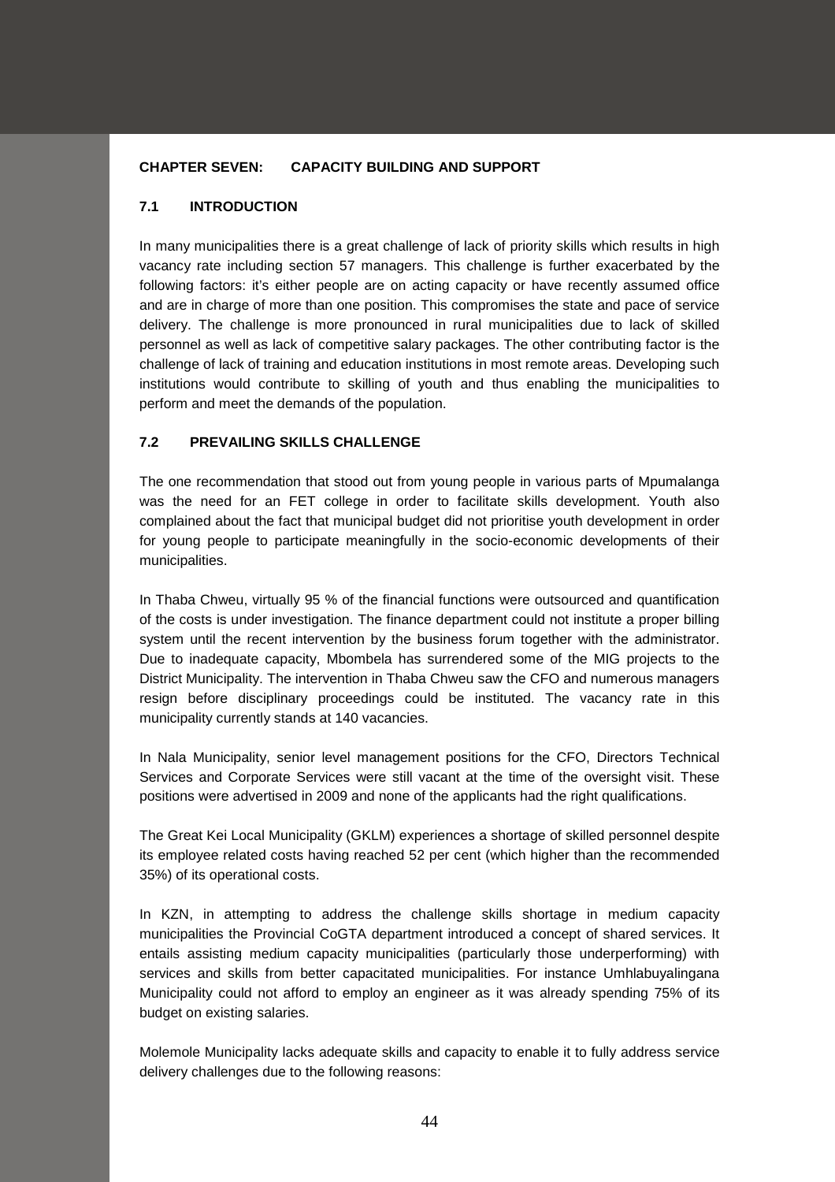## CHAPTER SEVEN: CAPACITY BUILDING AND SUPPORT

### 7.1 INTRODUCTION

In many municipalities there is a great challenge of lack of priority skills which results in high vacancy rate including section 57 managers. This challenge is further exacerbated by the following factors: it's either people are on acting capacity or have recently assumed office and are in charge of more than one position. This compromises the state and pace of service delivery. The challenge is more pronounced in rural municipalities due to lack of skilled personnel as well as lack of competitive salary packages. The other contributing factor is the challenge of lack of training and education institutions in most remote areas. Developing such institutions would contribute to skilling of youth and thus enabling the municipalities to perform and meet the demands of the population.

### 7.2 PREVAILING SKILLS CHALLENGE

The one recommendation that stood out from young people in various parts of Mpumalanga was the need for an FET college in order to facilitate skills development. Youth also complained about the fact that municipal budget did not prioritise youth development in order for young people to participate meaningfully in the socio-economic developments of their municipalities.

In Thaba Chweu, virtually 95 % of the financial functions were outsourced and quantification of the costs is under investigation. The finance department could not institute a proper billing system until the recent intervention by the business forum together with the administrator. Due to inadequate capacity, Mbombela has surrendered some of the MIG projects to the District Municipality. The intervention in Thaba Chweu saw the CFO and numerous managers resign before disciplinary proceedings could be instituted. The vacancy rate in this municipality currently stands at 140 vacancies.

In Nala Municipality, senior level management positions for the CFO, Directors Technical Services and Corporate Services were still vacant at the time of the oversight visit. These positions were advertised in 2009 and none of the applicants had the right qualifications.

The Great Kei Local Municipality (GKLM) experiences a shortage of skilled personnel despite its employee related costs having reached 52 per cent (which higher than the recommended 35%) of its operational costs.

In KZN, in attempting to address the challenge skills shortage in medium capacity municipalities the Provincial CoGTA department introduced a concept of shared services. It entails assisting medium capacity municipalities (particularly those underperforming) with services and skills from better capacitated municipalities. For instance Umhlabuyalingana Municipality could not afford to employ an engineer as it was already spending 75% of its budget on existing salaries.

Molemole Municipality lacks adequate skills and capacity to enable it to fully address service delivery challenges due to the following reasons: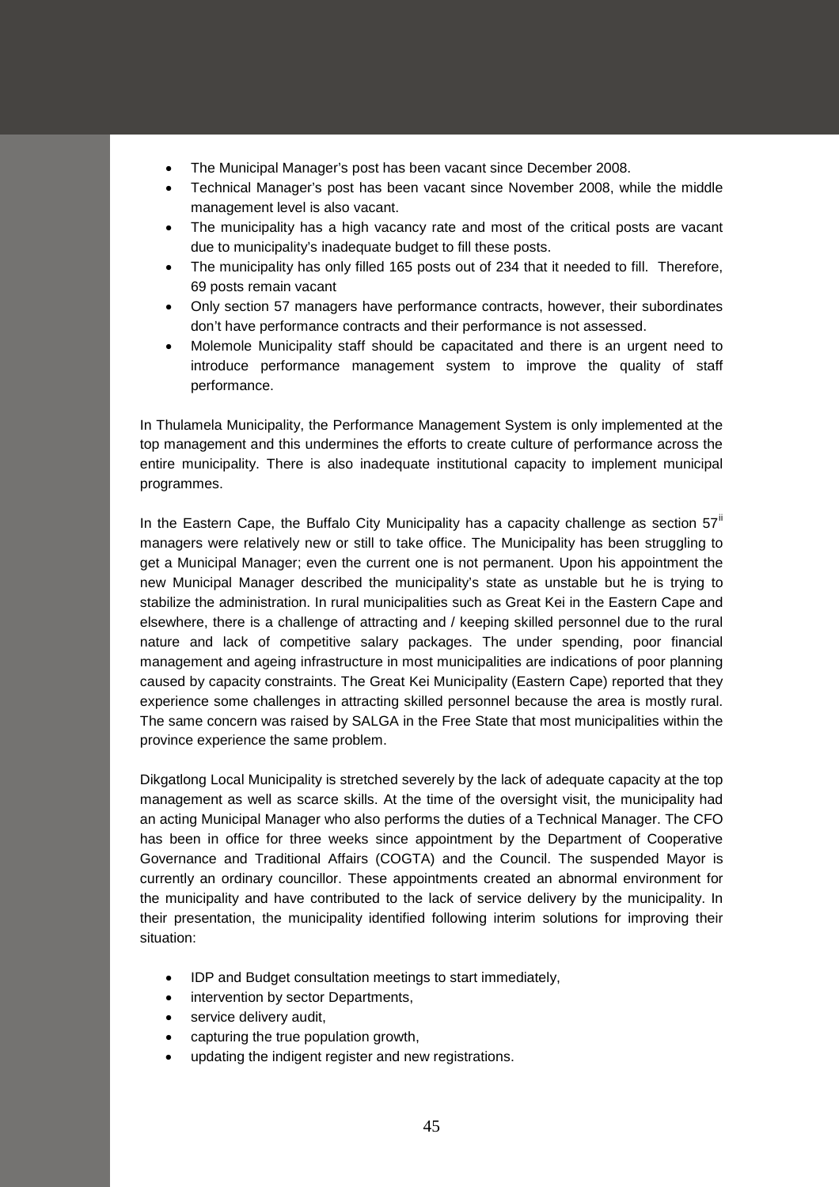- The Municipal Manager's post has been vacant since December 2008.
- Technical Manager's post has been vacant since November 2008, while the middle management level is also vacant.
- The municipality has a high vacancy rate and most of the critical posts are vacant due to municipality's inadequate budget to fill these posts.
- The municipality has only filled 165 posts out of 234 that it needed to fill. Therefore, 69 posts remain vacant
- Only section 57 managers have performance contracts, however, their subordinates don't have performance contracts and their performance is not assessed.
- Molemole Municipality staff should be capacitated and there is an urgent need to introduce performance management system to improve the quality of staff performance.

In Thulamela Municipality, the Performance Management System is only implemented at the top management and this undermines the efforts to create culture of performance across the entire municipality. There is also inadequate institutional capacity to implement municipal programmes.

In the Eastern Cape, the Buffalo City Municipality has a capacity challenge as section 57[ii] managers were relatively new or still to take office. The Municipality has been struggling to get a Municipal Manager; even the current one is not permanent. Upon his appointment the new Municipal Manager described the municipality's state as unstable but he is trying to stabilize the administration. In rural municipalities such as Great Kei in the Eastern Cape and elsewhere, there is a challenge of attracting and / keeping skilled personnel due to the rural nature and lack of competitive salary packages. The under spending, poor financial management and ageing infrastructure in most municipalities are indications of poor planning caused by capacity constraints. The Great Kei Municipality (Eastern Cape) reported that they experience some challenges in attracting skilled personnel because the area is mostly rural. The same concern was raised by SALGA in the Free State that most municipalities within the province experience the same problem.

Dikgatlong Local Municipality is stretched severely by the lack of adequate capacity at the top management as well as scarce skills. At the time of the oversight visit, the municipality had an acting Municipal Manager who also performs the duties of a Technical Manager. The CFO has been in office for three weeks since appointment by the Department of Cooperative Governance and Traditional Affairs (COGTA) and the Council. The suspended Mayor is currently an ordinary councillor. These appointments created an abnormal environment for the municipality and have contributed to the lack of service delivery by the municipality. In their presentation, the municipality identified following interim solutions for improving their situation:

- IDP and Budget consultation meetings to start immediately,
- intervention by sector Departments,
- service delivery audit,
- capturing the true population growth,
- updating the indigent register and new registrations.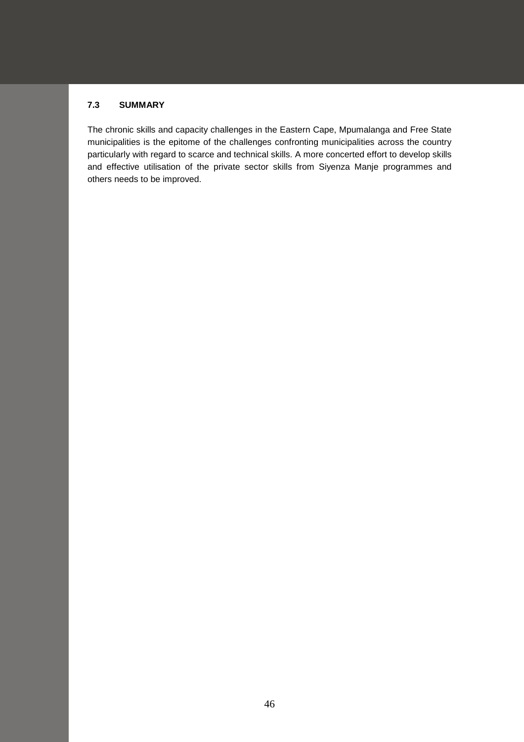### 7.3 SUMMARY

The chronic skills and capacity challenges in the Eastern Cape, Mpumalanga and Free State municipalities is the epitome of the challenges confronting municipalities across the country particularly with regard to scarce and technical skills. A more concerted effort to develop skills and effective utilisation of the private sector skills from Siyenza Manje programmes and others needs to be improved.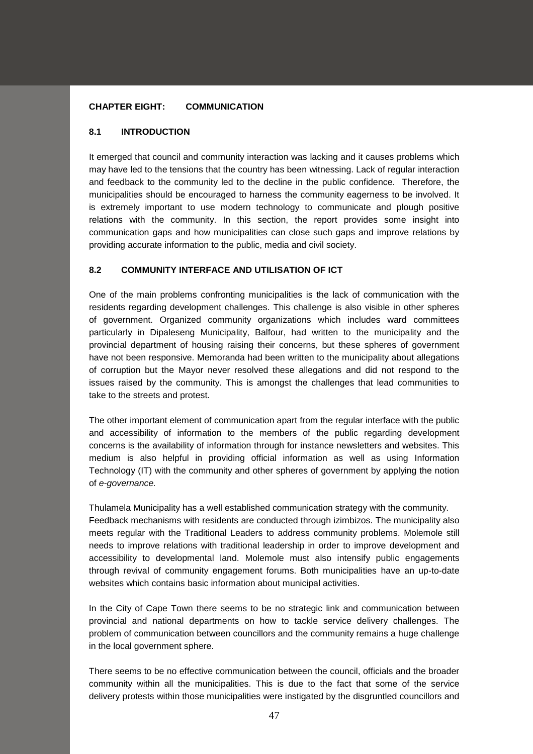# CHAPTER EIGHT: COMMUNICATION

## 8.1 INTRODUCTION

It emerged that council and community interaction was lacking and it causes problems which may have led to the tensions that the country has been witnessing. Lack of regular interaction and feedback to the community led to the decline in the public confidence. Therefore, the municipalities should be encouraged to harness the community eagerness to be involved. It is extremely important to use modern technology to communicate and plough positive relations with the community. In this section, the report provides some insight into communication gaps and how municipalities can close such gaps and improve relations by providing accurate information to the public, media and civil society.

## 8.2 COMMUNITY INTERFACE AND UTILISATION OF ICT

One of the main problems confronting municipalities is the lack of communication with the residents regarding development challenges. This challenge is also visible in other spheres of government. Organized community organizations which includes ward committees particularly in Dipaleseng Municipality, Balfour, had written to the municipality and the provincial department of housing raising their concerns, but these spheres of government have not been responsive. Memoranda had been written to the municipality about allegations of corruption but the Mayor never resolved these allegations and did not respond to the issues raised by the community. This is amongst the challenges that lead communities to take to the streets and protest.

The other important element of communication apart from the regular interface with the public and accessibility of information to the members of the public regarding development concerns is the availability of information through for instance newsletters and websites. This medium is also helpful in providing official information as well as using Information Technology (IT) with the community and other spheres of government by applying the notion of *e-governance.*

Thulamela Municipality has a well established communication strategy with the community. Feedback mechanisms with residents are conducted through izimbizos. The municipality also meets regular with the Traditional Leaders to address community problems. Molemole still needs to improve relations with traditional leadership in order to improve development and accessibility to developmental land. Molemole must also intensify public engagements through revival of community engagement forums. Both municipalities have an up-to-date websites which contains basic information about municipal activities.

In the City of Cape Town there seems to be no strategic link and communication between provincial and national departments on how to tackle service delivery challenges. The problem of communication between councillors and the community remains a huge challenge in the local government sphere.

There seems to be no effective communication between the council, officials and the broader community within all the municipalities. This is due to the fact that some of the service delivery protests within those municipalities were instigated by the disgruntled councillors and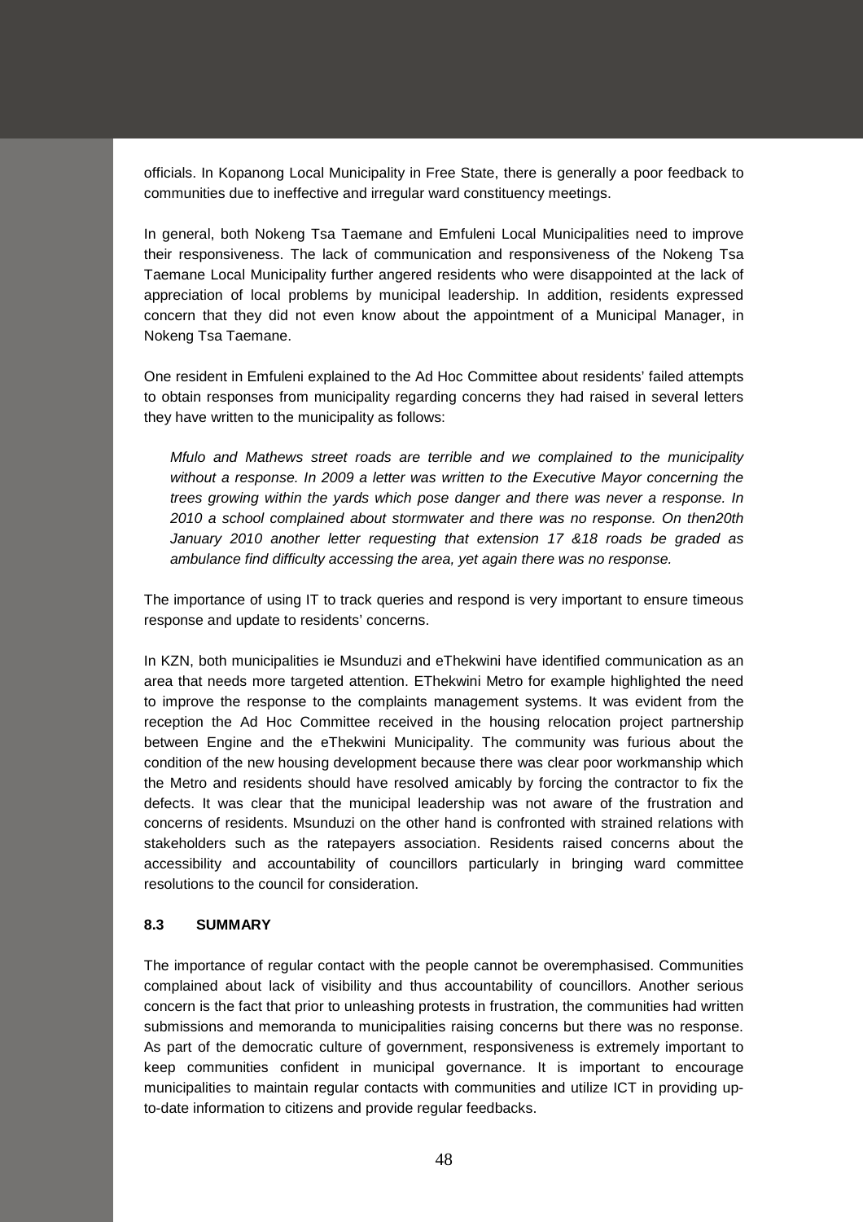officials. In Kopanong Local Municipality in Free State, there is generally a poor feedback to communities due to ineffective and irregular ward constituency meetings.

In general, both Nokeng Tsa Taemane and Emfuleni Local Municipalities need to improve their responsiveness. The lack of communication and responsiveness of the Nokeng Tsa Taemane Local Municipality further angered residents who were disappointed at the lack of appreciation of local problems by municipal leadership. In addition, residents expressed concern that they did not even know about the appointment of a Municipal Manager, in Nokeng Tsa Taemane.

One resident in Emfuleni explained to the Ad Hoc Committee about residents' failed attempts to obtain responses from municipality regarding concerns they had raised in several letters they have written to the municipality as follows:

> *Mfulo and Mathews street roads are terrible and we complained to the municipality without a response. In 2009 a letter was written to the Executive Mayor concerning the trees growing within the yards which pose danger and there was never a response. In 2010 a school complained about stormwater and there was no response. On then20th January 2010 another letter requesting that extension 17 &18 roads be graded as ambulance find difficulty accessing the area, yet again there was no response.*

The importance of using IT to track queries and respond is very important to ensure timeous response and update to residents' concerns.

In KZN, both municipalities ie Msunduzi and eThekwini have identified communication as an area that needs more targeted attention. EThekwini Metro for example highlighted the need to improve the response to the complaints management systems. It was evident from the reception the Ad Hoc Committee received in the housing relocation project partnership between Engine and the eThekwini Municipality. The community was furious about the condition of the new housing development because there was clear poor workmanship which the Metro and residents should have resolved amicably by forcing the contractor to fix the defects. It was clear that the municipal leadership was not aware of the frustration and concerns of residents. Msunduzi on the other hand is confronted with strained relations with stakeholders such as the ratepayers association. Residents raised concerns about the accessibility and accountability of councillors particularly in bringing ward committee resolutions to the council for consideration.

### 8.3 SUMMARY

The importance of regular contact with the people cannot be overemphasised. Communities complained about lack of visibility and thus accountability of councillors. Another serious concern is the fact that prior to unleashing protests in frustration, the communities had written submissions and memoranda to municipalities raising concerns but there was no response. As part of the democratic culture of government, responsiveness is extremely important to keep communities confident in municipal governance. It is important to encourage municipalities to maintain regular contacts with communities and utilize ICT in providing up-to-date information to citizens and provide regular feedbacks.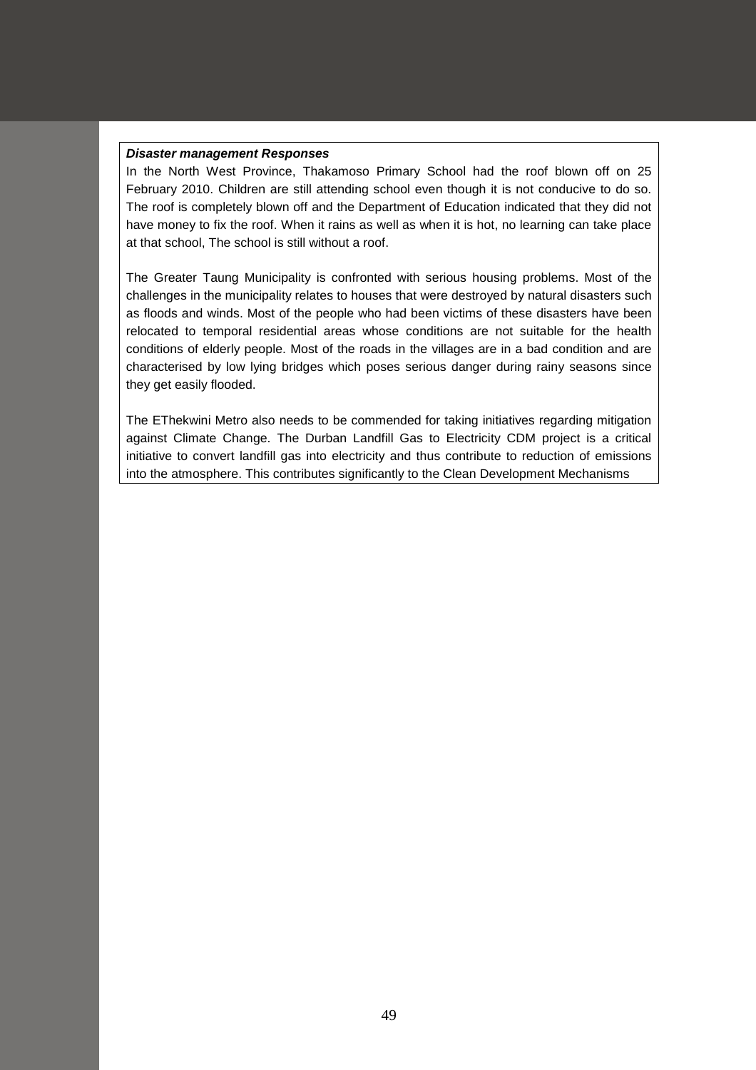***Disaster management Responses***

In the North West Province, Thakamoso Primary School had the roof blown off on 25 February 2010. Children are still attending school even though it is not conducive to do so. The roof is completely blown off and the Department of Education indicated that they did not have money to fix the roof. When it rains as well as when it is hot, no learning can take place at that school, The school is still without a roof.

The Greater Taung Municipality is confronted with serious housing problems. Most of the challenges in the municipality relates to houses that were destroyed by natural disasters such as floods and winds. Most of the people who had been victims of these disasters have been relocated to temporal residential areas whose conditions are not suitable for the health conditions of elderly people. Most of the roads in the villages are in a bad condition and are characterised by low lying bridges which poses serious danger during rainy seasons since they get easily flooded.

The EThekwini Metro also needs to be commended for taking initiatives regarding mitigation against Climate Change. The Durban Landfill Gas to Electricity CDM project is a critical initiative to convert landfill gas into electricity and thus contribute to reduction of emissions into the atmosphere. This contributes significantly to the Clean Development Mechanisms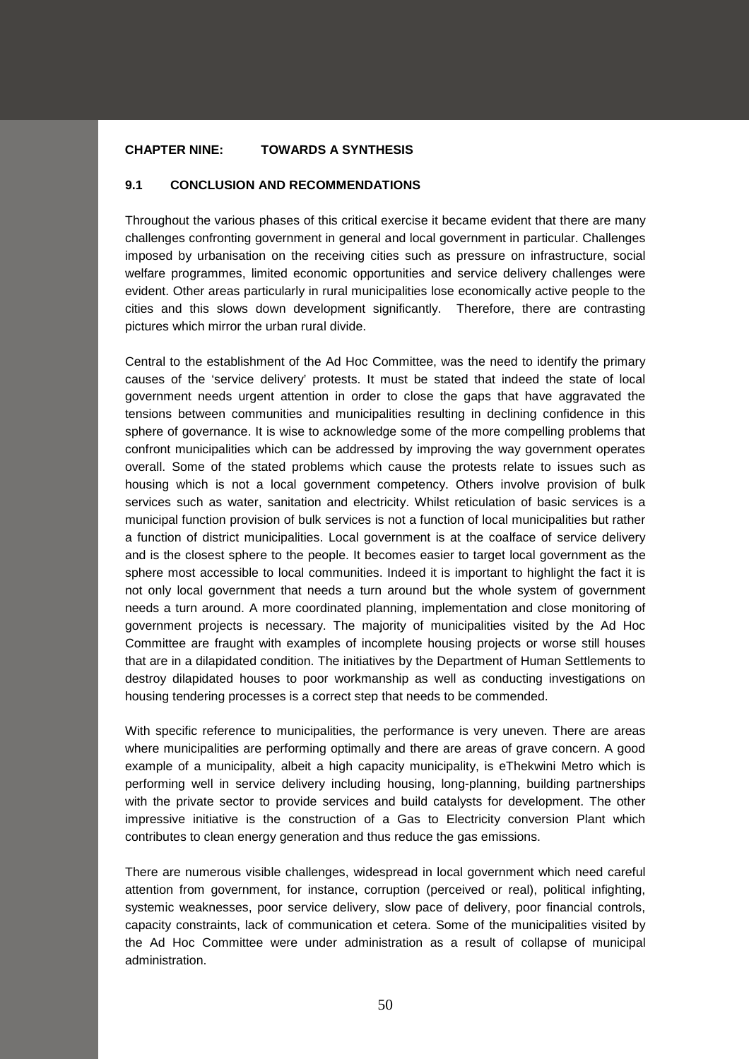## CHAPTER NINE: TOWARDS A SYNTHESIS

### 9.1 CONCLUSION AND RECOMMENDATIONS

Throughout the various phases of this critical exercise it became evident that there are many challenges confronting government in general and local government in particular. Challenges imposed by urbanisation on the receiving cities such as pressure on infrastructure, social welfare programmes, limited economic opportunities and service delivery challenges were evident. Other areas particularly in rural municipalities lose economically active people to the cities and this slows down development significantly. Therefore, there are contrasting pictures which mirror the urban rural divide.

Central to the establishment of the Ad Hoc Committee, was the need to identify the primary causes of the 'service delivery' protests. It must be stated that indeed the state of local government needs urgent attention in order to close the gaps that have aggravated the tensions between communities and municipalities resulting in declining confidence in this sphere of governance. It is wise to acknowledge some of the more compelling problems that confront municipalities which can be addressed by improving the way government operates overall. Some of the stated problems which cause the protests relate to issues such as housing which is not a local government competency. Others involve provision of bulk services such as water, sanitation and electricity. Whilst reticulation of basic services is a municipal function provision of bulk services is not a function of local municipalities but rather a function of district municipalities. Local government is at the coalface of service delivery and is the closest sphere to the people. It becomes easier to target local government as the sphere most accessible to local communities. Indeed it is important to highlight the fact it is not only local government that needs a turn around but the whole system of government needs a turn around. A more coordinated planning, implementation and close monitoring of government projects is necessary. The majority of municipalities visited by the Ad Hoc Committee are fraught with examples of incomplete housing projects or worse still houses that are in a dilapidated condition. The initiatives by the Department of Human Settlements to destroy dilapidated houses to poor workmanship as well as conducting investigations on housing tendering processes is a correct step that needs to be commended.

With specific reference to municipalities, the performance is very uneven. There are areas where municipalities are performing optimally and there are areas of grave concern. A good example of a municipality, albeit a high capacity municipality, is eThekwini Metro which is performing well in service delivery including housing, long-planning, building partnerships with the private sector to provide services and build catalysts for development. The other impressive initiative is the construction of a Gas to Electricity conversion Plant which contributes to clean energy generation and thus reduce the gas emissions.

There are numerous visible challenges, widespread in local government which need careful attention from government, for instance, corruption (perceived or real), political infighting, systemic weaknesses, poor service delivery, slow pace of delivery, poor financial controls, capacity constraints, lack of communication et cetera. Some of the municipalities visited by the Ad Hoc Committee were under administration as a result of collapse of municipal administration.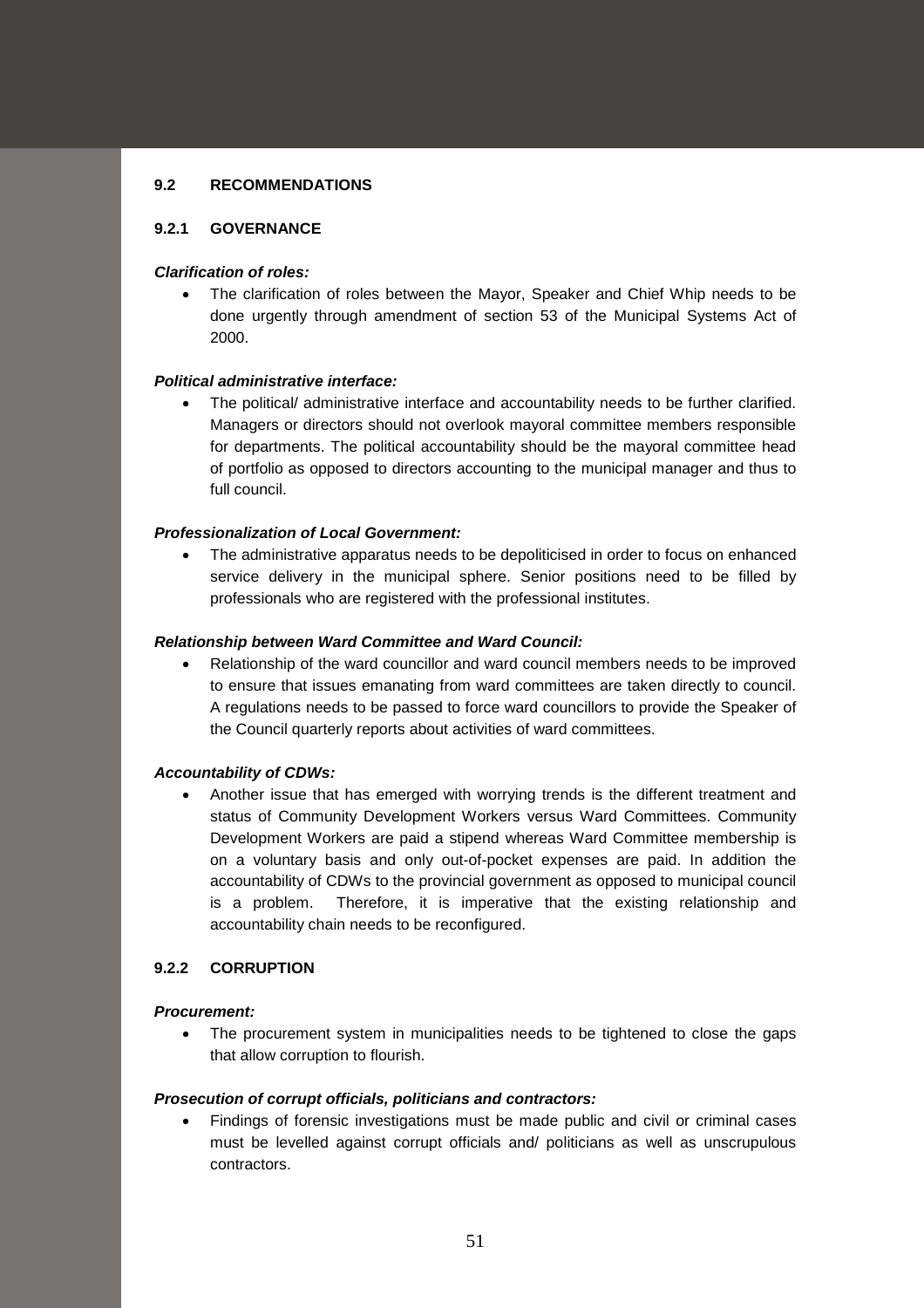## 9.2 RECOMMENDATIONS

### 9.2.1 GOVERNANCE

***Clarification of roles:***

- The clarification of roles between the Mayor, Speaker and Chief Whip needs to be done urgently through amendment of section 53 of the Municipal Systems Act of 2000.

***Political administrative interface:***

- The political/ administrative interface and accountability needs to be further clarified. Managers or directors should not overlook mayoral committee members responsible for departments. The political accountability should be the mayoral committee head of portfolio as opposed to directors accounting to the municipal manager and thus to full council.

***Professionalization of Local Government:***

- The administrative apparatus needs to be depoliticised in order to focus on enhanced service delivery in the municipal sphere. Senior positions need to be filled by professionals who are registered with the professional institutes.

***Relationship between Ward Committee and Ward Council:***

- Relationship of the ward councillor and ward council members needs to be improved to ensure that issues emanating from ward committees are taken directly to council. A regulations needs to be passed to force ward councillors to provide the Speaker of the Council quarterly reports about activities of ward committees.

***Accountability of CDWs:***

- Another issue that has emerged with worrying trends is the different treatment and status of Community Development Workers versus Ward Committees. Community Development Workers are paid a stipend whereas Ward Committee membership is on a voluntary basis and only out-of-pocket expenses are paid. In addition the accountability of CDWs to the provincial government as opposed to municipal council is a problem. Therefore, it is imperative that the existing relationship and accountability chain needs to be reconfigured.

### 9.2.2 CORRUPTION

***Procurement:***

- The procurement system in municipalities needs to be tightened to close the gaps that allow corruption to flourish.

***Prosecution of corrupt officials, politicians and contractors:***

- Findings of forensic investigations must be made public and civil or criminal cases must be levelled against corrupt officials and/ politicians as well as unscrupulous contractors.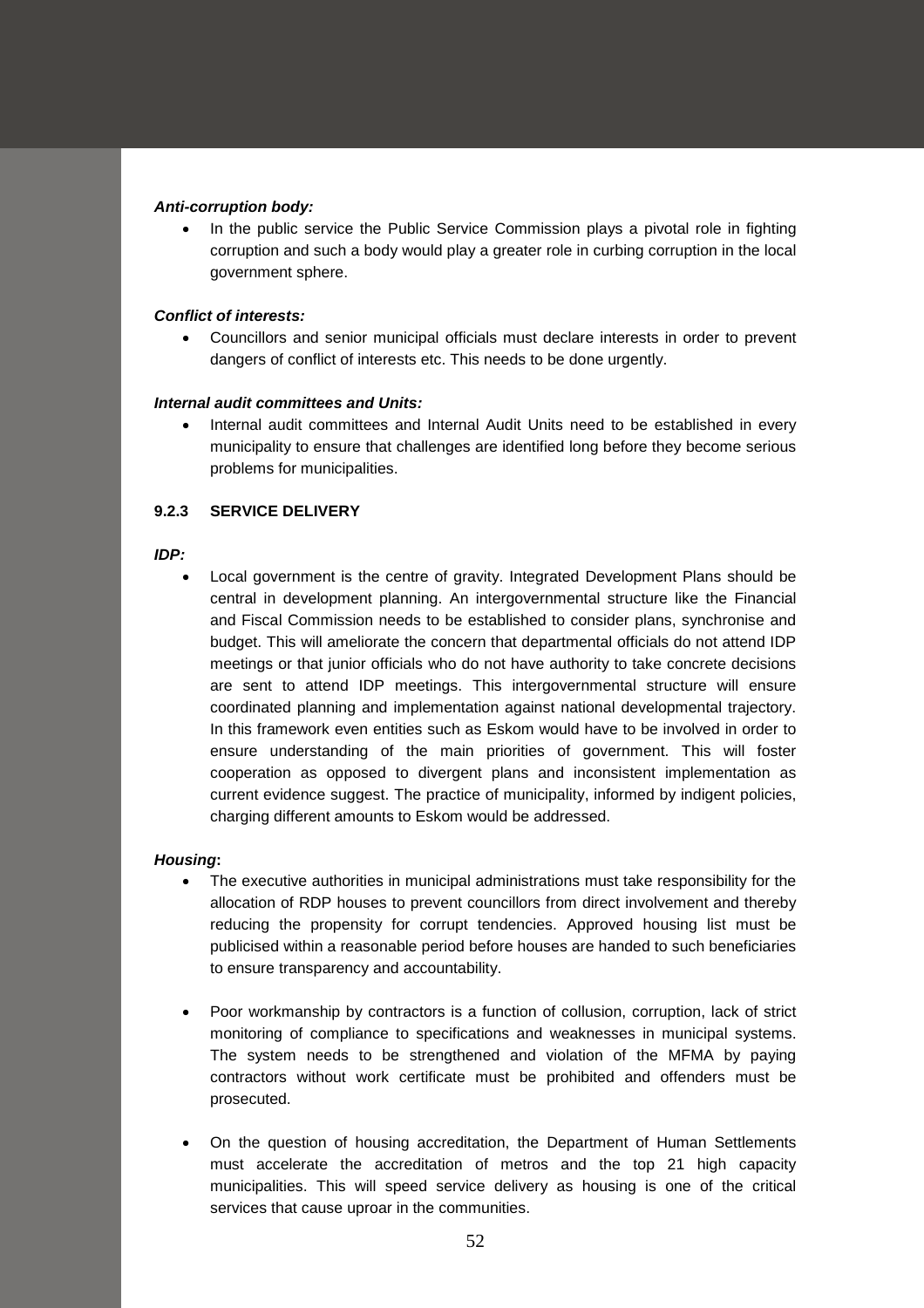***Anti-corruption body:***

- In the public service the Public Service Commission plays a pivotal role in fighting corruption and such a body would play a greater role in curbing corruption in the local government sphere.

***Conflict of interests:***

- Councillors and senior municipal officials must declare interests in order to prevent dangers of conflict of interests etc. This needs to be done urgently.

***Internal audit committees and Units:***

- Internal audit committees and Internal Audit Units need to be established in every municipality to ensure that challenges are identified long before they become serious problems for municipalities.

### 9.2.3 SERVICE DELIVERY

***IDP:***

- Local government is the centre of gravity. Integrated Development Plans should be central in development planning. An intergovernmental structure like the Financial and Fiscal Commission needs to be established to consider plans, synchronise and budget. This will ameliorate the concern that departmental officials do not attend IDP meetings or that junior officials who do not have authority to take concrete decisions are sent to attend IDP meetings. This intergovernmental structure will ensure coordinated planning and implementation against national developmental trajectory. In this framework even entities such as Eskom would have to be involved in order to ensure understanding of the main priorities of government. This will foster cooperation as opposed to divergent plans and inconsistent implementation as current evidence suggest. The practice of municipality, informed by indigent policies, charging different amounts to Eskom would be addressed.

***Housing*:**

- The executive authorities in municipal administrations must take responsibility for the allocation of RDP houses to prevent councillors from direct involvement and thereby reducing the propensity for corrupt tendencies. Approved housing list must be publicised within a reasonable period before houses are handed to such beneficiaries to ensure transparency and accountability.

- Poor workmanship by contractors is a function of collusion, corruption, lack of strict monitoring of compliance to specifications and weaknesses in municipal systems. The system needs to be strengthened and violation of the MFMA by paying contractors without work certificate must be prohibited and offenders must be prosecuted.

- On the question of housing accreditation, the Department of Human Settlements must accelerate the accreditation of metros and the top 21 high capacity municipalities. This will speed service delivery as housing is one of the critical services that cause uproar in the communities.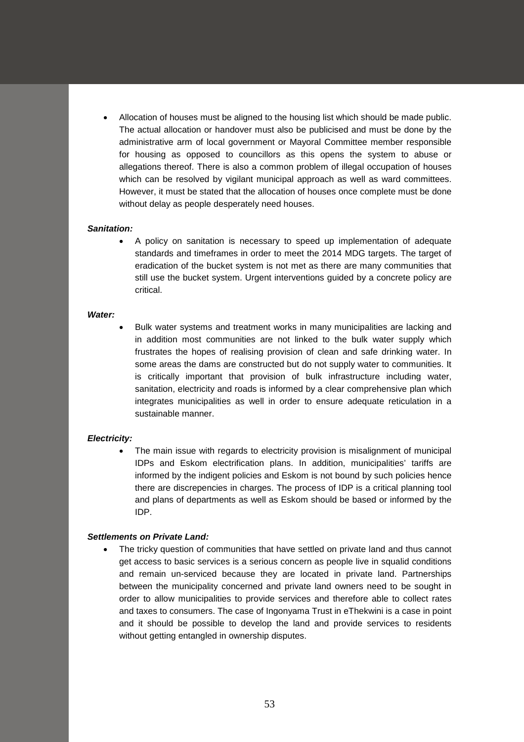- Allocation of houses must be aligned to the housing list which should be made public. The actual allocation or handover must also be publicised and must be done by the administrative arm of local government or Mayoral Committee member responsible for housing as opposed to councillors as this opens the system to abuse or allegations thereof. There is also a common problem of illegal occupation of houses which can be resolved by vigilant municipal approach as well as ward committees. However, it must be stated that the allocation of houses once complete must be done without delay as people desperately need houses.

***Sanitation:***

- A policy on sanitation is necessary to speed up implementation of adequate standards and timeframes in order to meet the 2014 MDG targets. The target of eradication of the bucket system is not met as there are many communities that still use the bucket system. Urgent interventions guided by a concrete policy are critical.

***Water:***

- Bulk water systems and treatment works in many municipalities are lacking and in addition most communities are not linked to the bulk water supply which frustrates the hopes of realising provision of clean and safe drinking water. In some areas the dams are constructed but do not supply water to communities. It is critically important that provision of bulk infrastructure including water, sanitation, electricity and roads is informed by a clear comprehensive plan which integrates municipalities as well in order to ensure adequate reticulation in a sustainable manner.

***Electricity:***

- The main issue with regards to electricity provision is misalignment of municipal IDPs and Eskom electrification plans. In addition, municipalities' tariffs are informed by the indigent policies and Eskom is not bound by such policies hence there are discrepencies in charges. The process of IDP is a critical planning tool and plans of departments as well as Eskom should be based or informed by the IDP.

***Settlements on Private Land:***

- The tricky question of communities that have settled on private land and thus cannot get access to basic services is a serious concern as people live in squalid conditions and remain un-serviced because they are located in private land. Partnerships between the municipality concerned and private land owners need to be sought in order to allow municipalities to provide services and therefore able to collect rates and taxes to consumers. The case of Ingonyama Trust in eThekwini is a case in point and it should be possible to develop the land and provide services to residents without getting entangled in ownership disputes.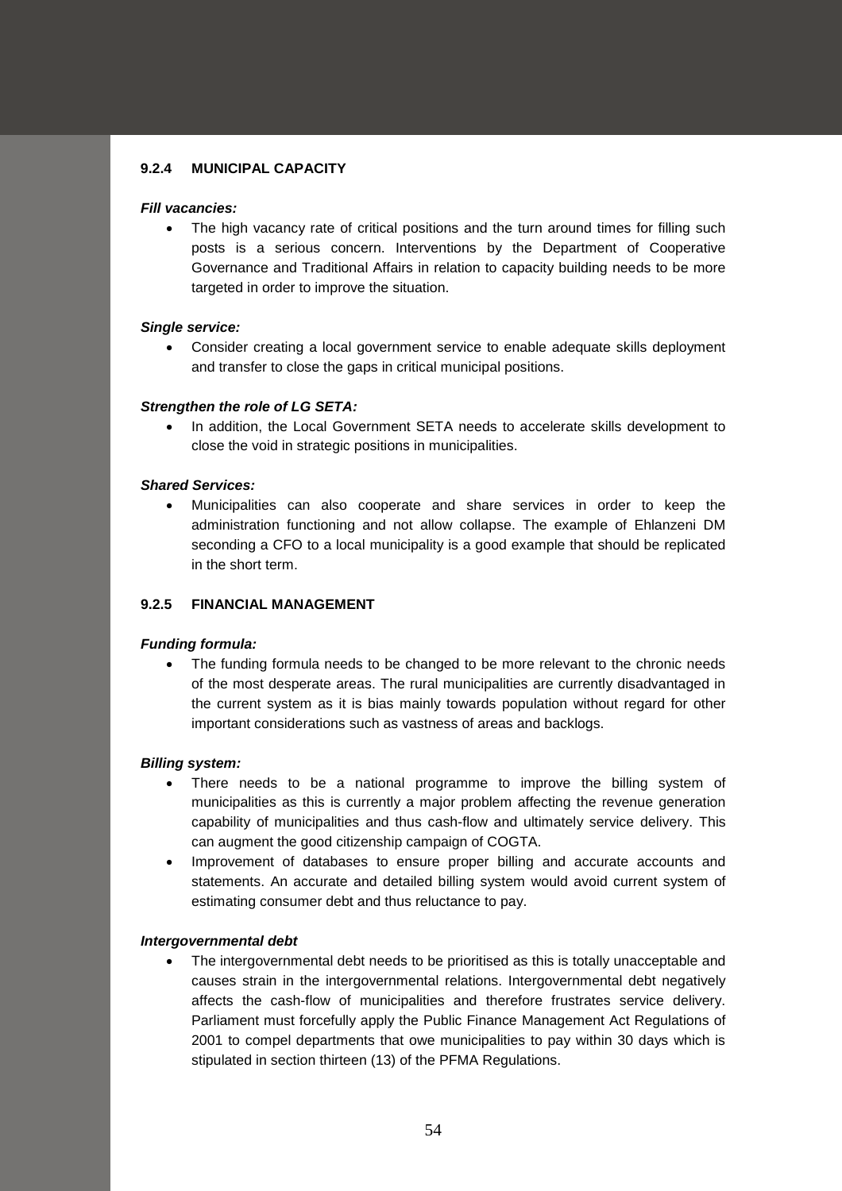### 9.2.4 MUNICIPAL CAPACITY

***Fill vacancies:***

- The high vacancy rate of critical positions and the turn around times for filling such posts is a serious concern. Interventions by the Department of Cooperative Governance and Traditional Affairs in relation to capacity building needs to be more targeted in order to improve the situation.

***Single service:***

- Consider creating a local government service to enable adequate skills deployment and transfer to close the gaps in critical municipal positions.

***Strengthen the role of LG SETA:***

- In addition, the Local Government SETA needs to accelerate skills development to close the void in strategic positions in municipalities.

***Shared Services:***

- Municipalities can also cooperate and share services in order to keep the administration functioning and not allow collapse. The example of Ehlanzeni DM seconding a CFO to a local municipality is a good example that should be replicated in the short term.

### 9.2.5 FINANCIAL MANAGEMENT

***Funding formula:***

- The funding formula needs to be changed to be more relevant to the chronic needs of the most desperate areas. The rural municipalities are currently disadvantaged in the current system as it is bias mainly towards population without regard for other important considerations such as vastness of areas and backlogs.

***Billing system:***

- There needs to be a national programme to improve the billing system of municipalities as this is currently a major problem affecting the revenue generation capability of municipalities and thus cash-flow and ultimately service delivery. This can augment the good citizenship campaign of COGTA.
- Improvement of databases to ensure proper billing and accurate accounts and statements. An accurate and detailed billing system would avoid current system of estimating consumer debt and thus reluctance to pay.

***Intergovernmental debt***

- The intergovernmental debt needs to be prioritised as this is totally unacceptable and causes strain in the intergovernmental relations. Intergovernmental debt negatively affects the cash-flow of municipalities and therefore frustrates service delivery. Parliament must forcefully apply the Public Finance Management Act Regulations of 2001 to compel departments that owe municipalities to pay within 30 days which is stipulated in section thirteen (13) of the PFMA Regulations.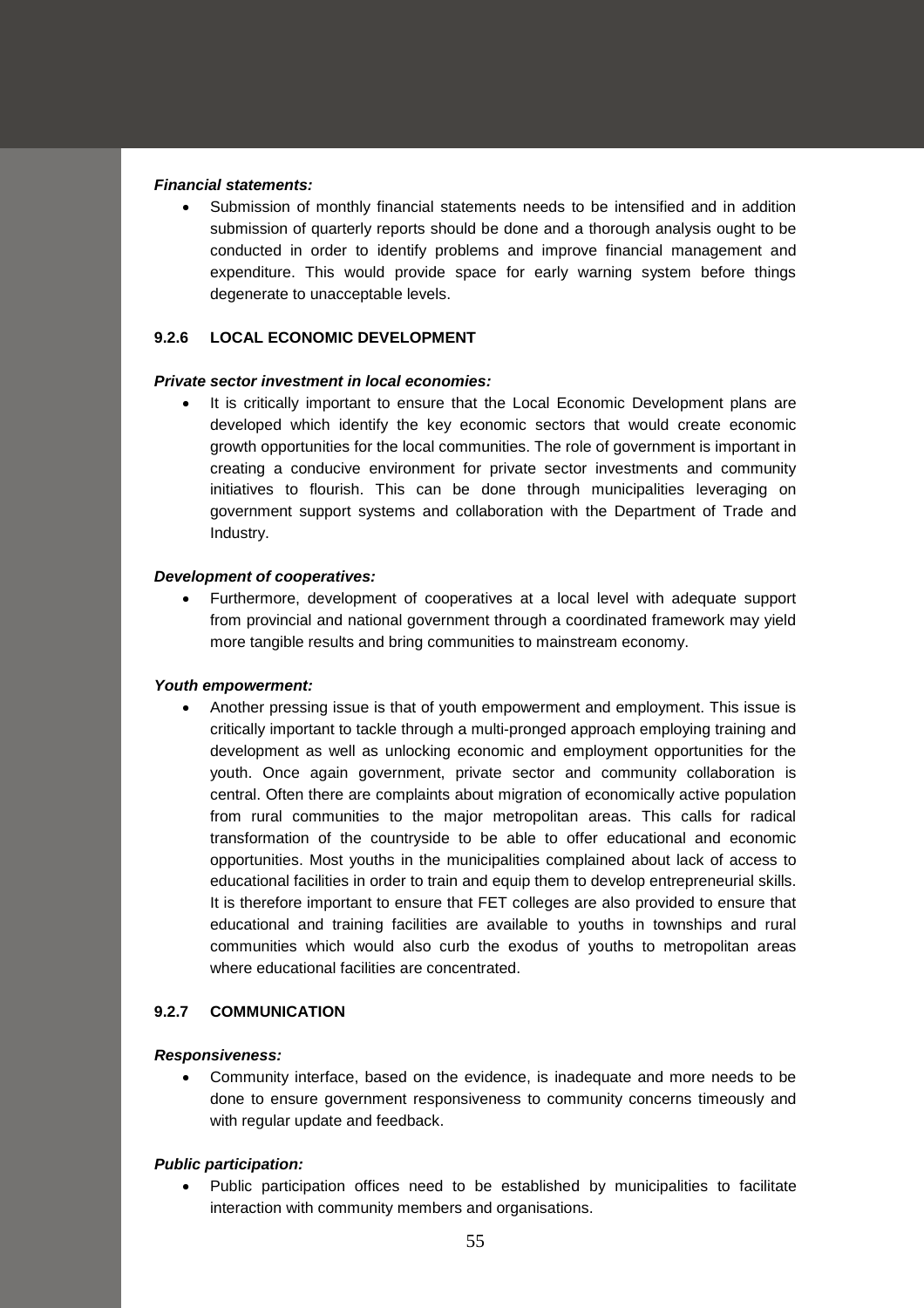***Financial statements:***

- Submission of monthly financial statements needs to be intensified and in addition submission of quarterly reports should be done and a thorough analysis ought to be conducted in order to identify problems and improve financial management and expenditure. This would provide space for early warning system before things degenerate to unacceptable levels.

### 9.2.6 LOCAL ECONOMIC DEVELOPMENT

***Private sector investment in local economies:***

- It is critically important to ensure that the Local Economic Development plans are developed which identify the key economic sectors that would create economic growth opportunities for the local communities. The role of government is important in creating a conducive environment for private sector investments and community initiatives to flourish. This can be done through municipalities leveraging on government support systems and collaboration with the Department of Trade and Industry.

***Development of cooperatives:***

- Furthermore, development of cooperatives at a local level with adequate support from provincial and national government through a coordinated framework may yield more tangible results and bring communities to mainstream economy.

***Youth empowerment:***

- Another pressing issue is that of youth empowerment and employment. This issue is critically important to tackle through a multi-pronged approach employing training and development as well as unlocking economic and employment opportunities for the youth. Once again government, private sector and community collaboration is central. Often there are complaints about migration of economically active population from rural communities to the major metropolitan areas. This calls for radical transformation of the countryside to be able to offer educational and economic opportunities. Most youths in the municipalities complained about lack of access to educational facilities in order to train and equip them to develop entrepreneurial skills. It is therefore important to ensure that FET colleges are also provided to ensure that educational and training facilities are available to youths in townships and rural communities which would also curb the exodus of youths to metropolitan areas where educational facilities are concentrated.

### 9.2.7 COMMUNICATION

***Responsiveness:***

- Community interface, based on the evidence, is inadequate and more needs to be done to ensure government responsiveness to community concerns timeously and with regular update and feedback.

***Public participation:***

- Public participation offices need to be established by municipalities to facilitate interaction with community members and organisations.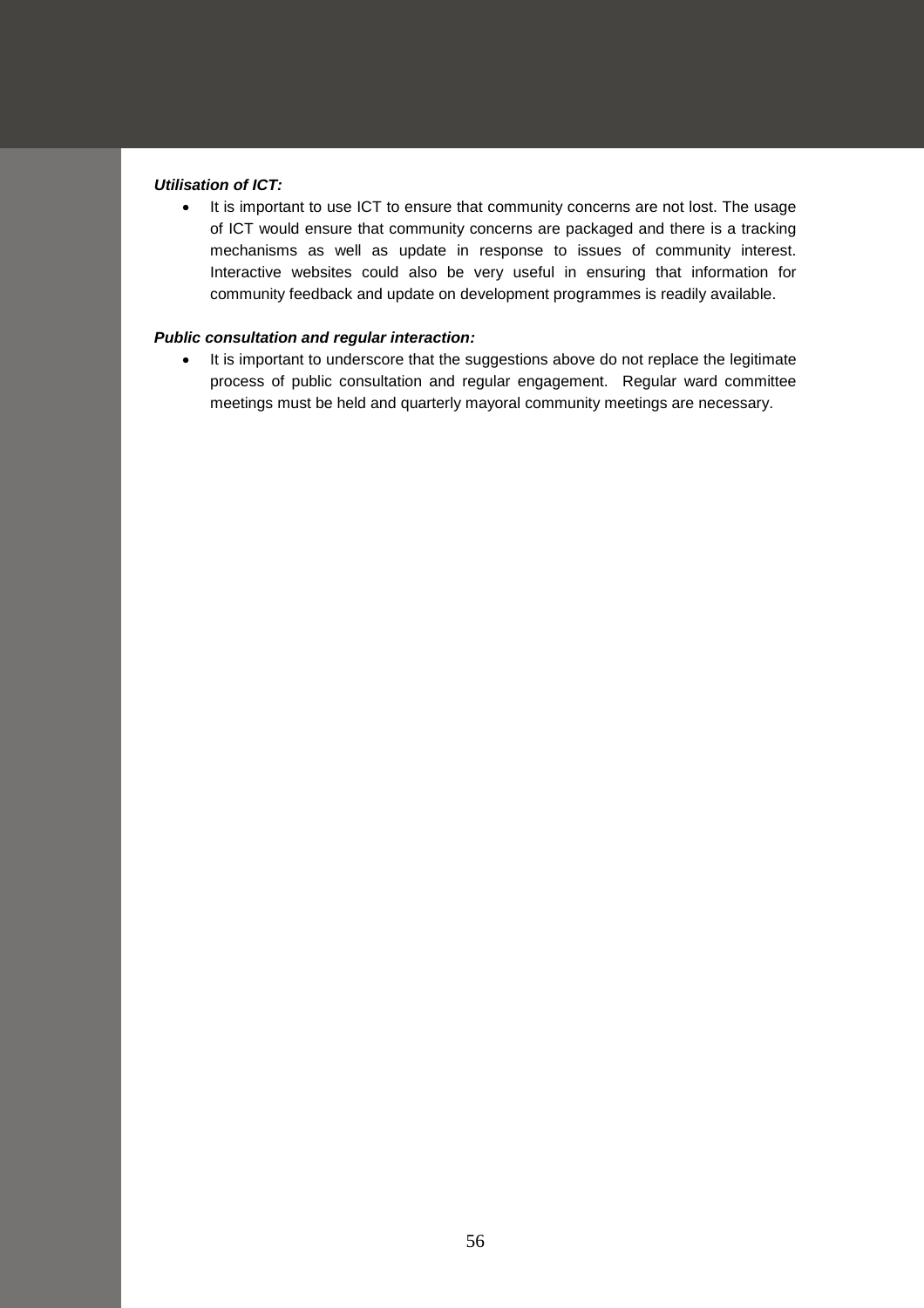***Utilisation of ICT:***

- It is important to use ICT to ensure that community concerns are not lost. The usage of ICT would ensure that community concerns are packaged and there is a tracking mechanisms as well as update in response to issues of community interest. Interactive websites could also be very useful in ensuring that information for community feedback and update on development programmes is readily available.

***Public consultation and regular interaction:***

- It is important to underscore that the suggestions above do not replace the legitimate process of public consultation and regular engagement. Regular ward committee meetings must be held and quarterly mayoral community meetings are necessary.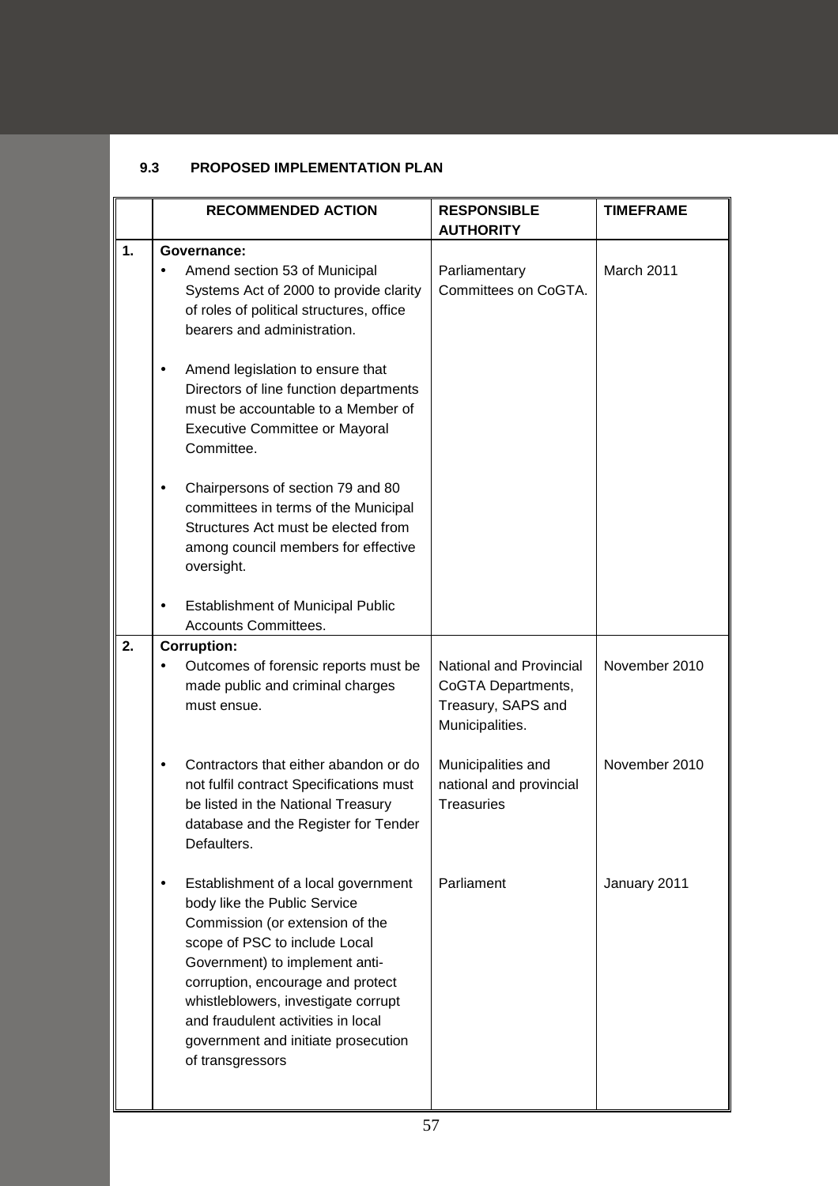### 9.3 PROPOSED IMPLEMENTATION PLAN

| | RECOMMENDED ACTION | RESPONSIBLE AUTHORITY | TIMEFRAME |
|---|---|---|---|
| **1.** | **Governance:**<br>• Amend section 53 of Municipal Systems Act of 2000 to provide clarity of roles of political structures, office bearers and administration.<br><br>• Amend legislation to ensure that Directors of line function departments must be accountable to a Member of Executive Committee or Mayoral Committee.<br><br>• Chairpersons of section 79 and 80 committees in terms of the Municipal Structures Act must be elected from among council members for effective oversight.<br><br>• Establishment of Municipal Public Accounts Committees. | Parliamentary Committees on CoGTA. | March 2011 |
| **2.** | **Corruption:**<br>• Outcomes of forensic reports must be made public and criminal charges must ensue. | National and Provincial CoGTA Departments, Treasury, SAPS and Municipalities. | November 2010 |
| | • Contractors that either abandon or do not fulfil contract Specifications must be listed in the National Treasury database and the Register for Tender Defaulters. | Municipalities and national and provincial Treasuries | November 2010 |
| | • Establishment of a local government body like the Public Service Commission (or extension of the scope of PSC to include Local Government) to implement anti-corruption, encourage and protect whistleblowers, investigate corrupt and fraudulent activities in local government and initiate prosecution of transgressors | Parliament | January 2011 |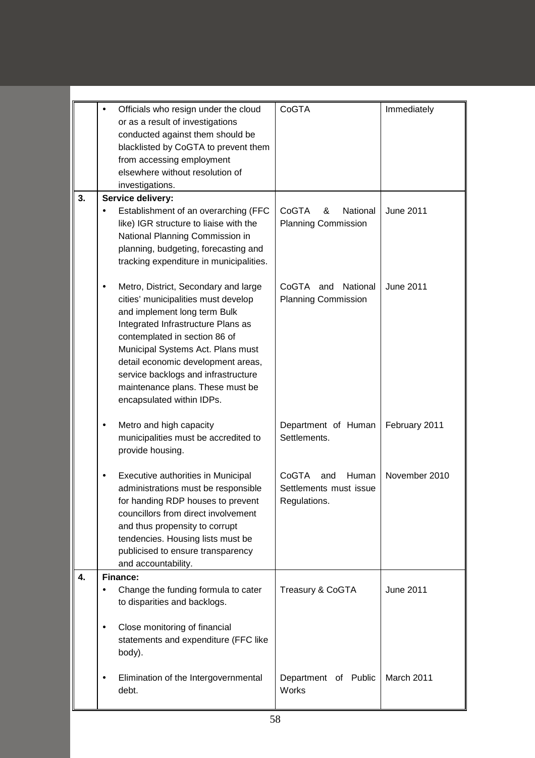| | | | |
|---|---|---|---|
| | • Officials who resign under the cloud or as a result of investigations conducted against them should be blacklisted by CoGTA to prevent them from accessing employment elsewhere without resolution of investigations. | CoGTA | Immediately |
| **3.** | **Service delivery:**<br>• Establishment of an overarching (FFC like) IGR structure to liaise with the National Planning Commission in planning, budgeting, forecasting and tracking expenditure in municipalities. | CoGTA & National Planning Commission | June 2011 |
| | • Metro, District, Secondary and large cities' municipalities must develop and implement long term Bulk Integrated Infrastructure Plans as contemplated in section 86 of Municipal Systems Act. Plans must detail economic development areas, service backlogs and infrastructure maintenance plans. These must be encapsulated within IDPs. | CoGTA and National Planning Commission | June 2011 |
| | • Metro and high capacity municipalities must be accredited to provide housing. | Department of Human Settlements. | February 2011 |
| | • Executive authorities in Municipal administrations must be responsible for handing RDP houses to prevent councillors from direct involvement and thus propensity to corrupt tendencies. Housing lists must be publicised to ensure transparency and accountability. | CoGTA and Human Settlements must issue Regulations. | November 2010 |
| **4.** | **Finance:**<br>• Change the funding formula to cater to disparities and backlogs. | Treasury & CoGTA | June 2011 |
| | • Close monitoring of financial statements and expenditure (FFC like body). | | |
| | • Elimination of the Intergovernmental debt. | Department of Public Works | March 2011 |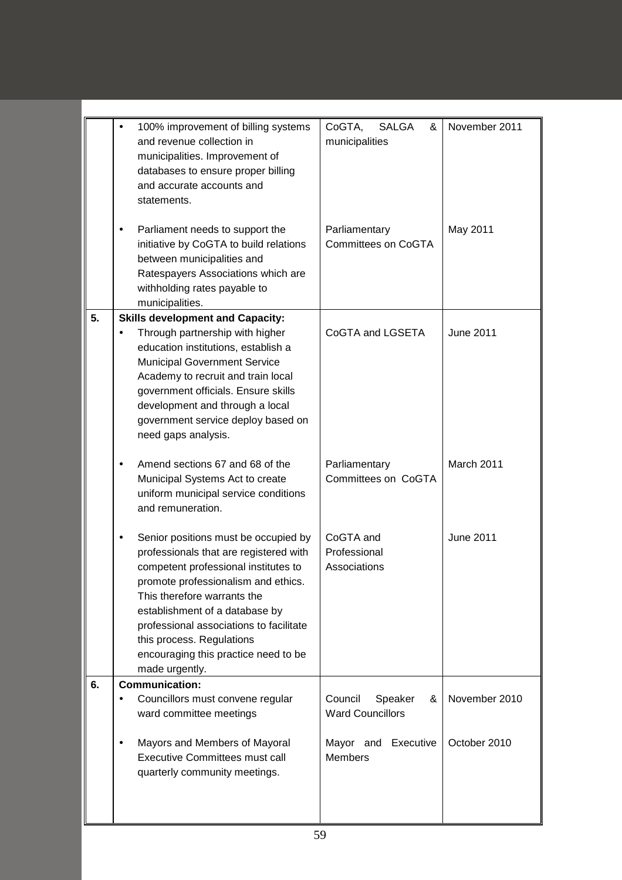| | | | |
|---|---|---|---|
| | • 100% improvement of billing systems and revenue collection in municipalities. Improvement of databases to ensure proper billing and accurate accounts and statements. | CoGTA, SALGA & municipalities | November 2011 |
| | • Parliament needs to support the initiative by CoGTA to build relations between municipalities and Ratespayers Associations which are withholding rates payable to municipalities. | Parliamentary Committees on CoGTA | May 2011 |
| **5.** | **Skills development and Capacity:** | | |
| | • Through partnership with higher education institutions, establish a Municipal Government Service Academy to recruit and train local government officials. Ensure skills development and through a local government service deploy based on need gaps analysis. | CoGTA and LGSETA | June 2011 |
| | • Amend sections 67 and 68 of the Municipal Systems Act to create uniform municipal service conditions and remuneration. | Parliamentary Committees on CoGTA | March 2011 |
| | • Senior positions must be occupied by professionals that are registered with competent professional institutes to promote professionalism and ethics. This therefore warrants the establishment of a database by professional associations to facilitate this process. Regulations encouraging this practice need to be made urgently. | CoGTA and Professional Associations | June 2011 |
| **6.** | **Communication:** | | |
| | • Councillors must convene regular ward committee meetings | Council Speaker & Ward Councillors | November 2010 |
| | • Mayors and Members of Mayoral Executive Committees must call quarterly community meetings. | Mayor and Executive Members | October 2010 |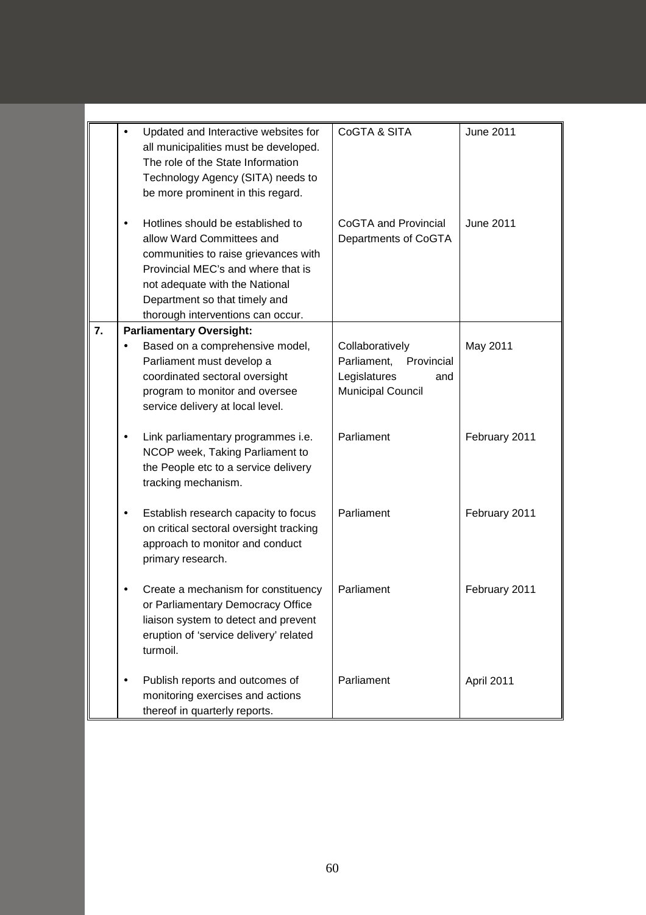| | | | |
|---|---|---|---|
| | • Updated and Interactive websites for all municipalities must be developed. The role of the State Information Technology Agency (SITA) needs to be more prominent in this regard. | CoGTA & SITA | June 2011 |
| | • Hotlines should be established to allow Ward Committees and communities to raise grievances with Provincial MEC's and where that is not adequate with the National Department so that timely and thorough interventions can occur. | CoGTA and Provincial Departments of CoGTA | June 2011 |
| 7. | **Parliamentary Oversight:** | | |
| | • Based on a comprehensive model, Parliament must develop a coordinated sectoral oversight program to monitor and oversee service delivery at local level. | Collaboratively Parliament, Provincial Legislatures and Municipal Council | May 2011 |
| | • Link parliamentary programmes i.e. NCOP week, Taking Parliament to the People etc to a service delivery tracking mechanism. | Parliament | February 2011 |
| | • Establish research capacity to focus on critical sectoral oversight tracking approach to monitor and conduct primary research. | Parliament | February 2011 |
| | • Create a mechanism for constituency or Parliamentary Democracy Office liaison system to detect and prevent eruption of 'service delivery' related turmoil. | Parliament | February 2011 |
| | • Publish reports and outcomes of monitoring exercises and actions thereof in quarterly reports. | Parliament | April 2011 |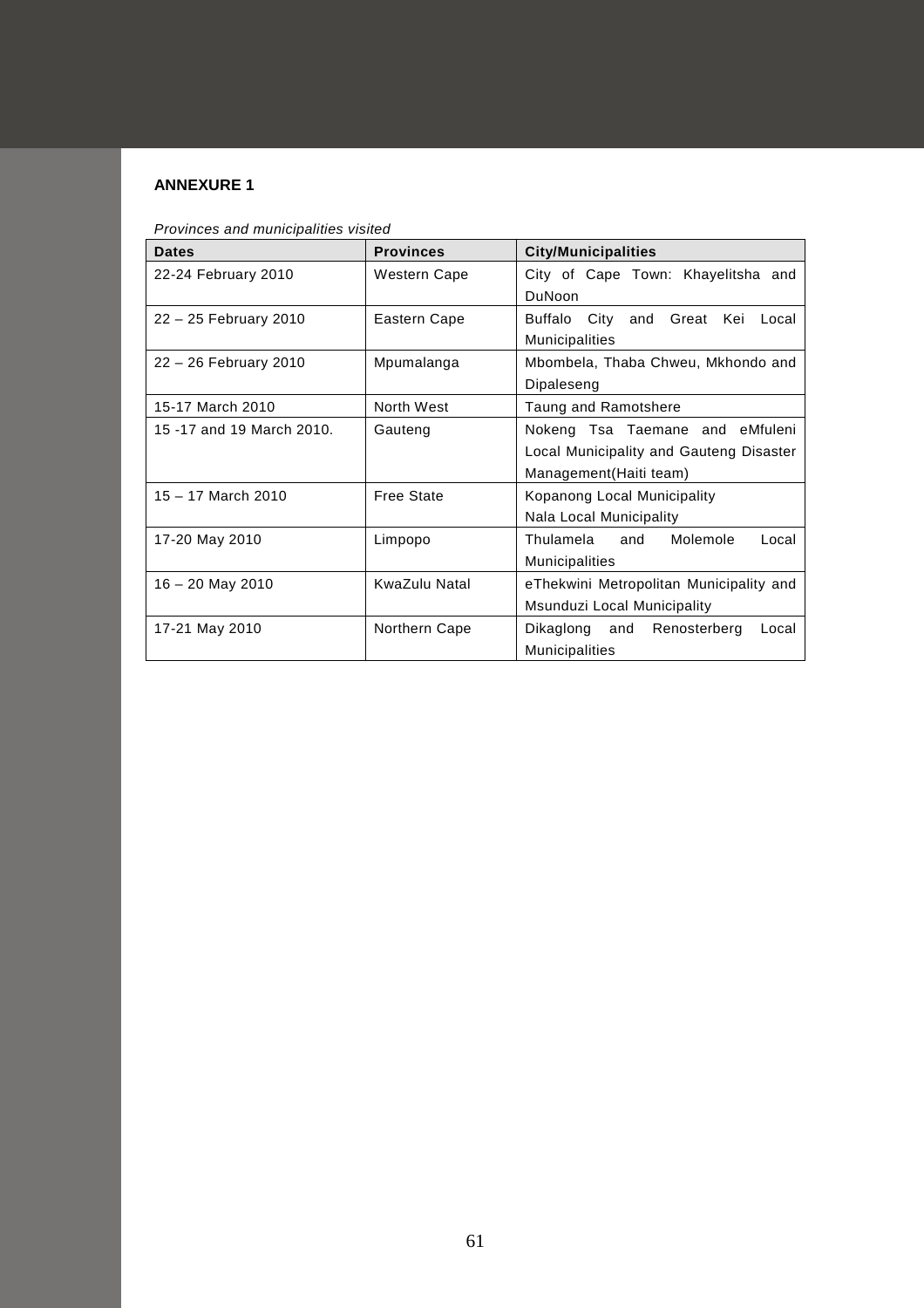**ANNEXURE 1**

*Provinces and municipalities visited*

| Dates | Provinces | City/Municipalities |
|---|---|---|
| 22-24 February 2010 | Western Cape | City of Cape Town: Khayelitsha and DuNoon |
| 22 – 25 February 2010 | Eastern Cape | Buffalo City and Great Kei Local Municipalities |
| 22 – 26 February 2010 | Mpumalanga | Mbombela, Thaba Chweu, Mkhondo and Dipaleseng |
| 15-17 March 2010 | North West | Taung and Ramotshere |
| 15 -17 and 19 March 2010. | Gauteng | Nokeng Tsa Taemane and eMfuleni Local Municipality and Gauteng Disaster Management(Haiti team) |
| 15 – 17 March 2010 | Free State | Kopanong Local Municipality<br>Nala Local Municipality |
| 17-20 May 2010 | Limpopo | Thulamela and Molemole Local Municipalities |
| 16 – 20 May 2010 | KwaZulu Natal | eThekwini Metropolitan Municipality and Msunduzi Local Municipality |
| 17-21 May 2010 | Northern Cape | Dikaglong and Renosterberg Local Municipalities |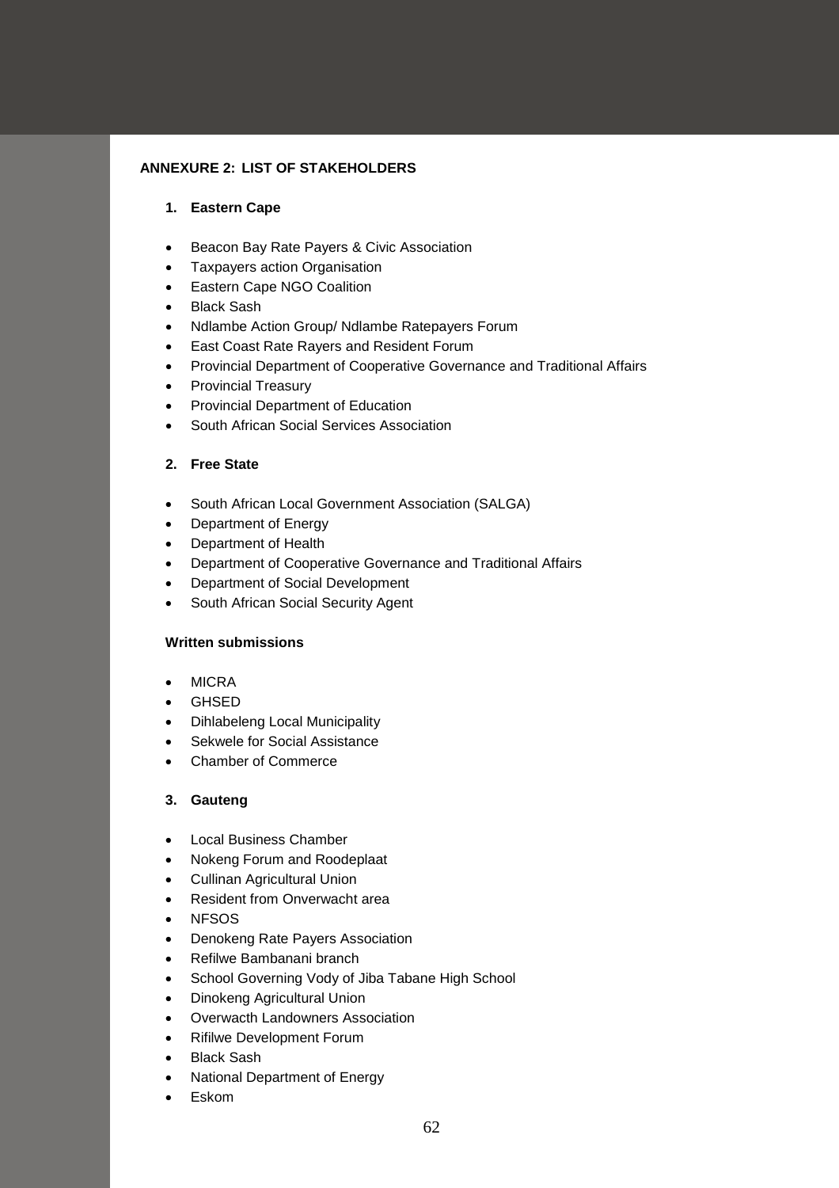## ANNEXURE 2: LIST OF STAKEHOLDERS

### 1. Eastern Cape

- Beacon Bay Rate Payers & Civic Association
- Taxpayers action Organisation
- Eastern Cape NGO Coalition
- Black Sash
- Ndlambe Action Group/ Ndlambe Ratepayers Forum
- East Coast Rate Rayers and Resident Forum
- Provincial Department of Cooperative Governance and Traditional Affairs
- Provincial Treasury
- Provincial Department of Education
- South African Social Services Association

### 2. Free State

- South African Local Government Association (SALGA)
- Department of Energy
- Department of Health
- Department of Cooperative Governance and Traditional Affairs
- Department of Social Development
- South African Social Security Agent

**Written submissions**

- MICRA
- GHSED
- Dihlabeleng Local Municipality
- Sekwele for Social Assistance
- Chamber of Commerce

### 3. Gauteng

- Local Business Chamber
- Nokeng Forum and Roodeplaat
- Cullinan Agricultural Union
- Resident from Onverwacht area
- NFSOS
- Denokeng Rate Payers Association
- Refilwe Bambanani branch
- School Governing Vody of Jiba Tabane High School
- Dinokeng Agricultural Union
- Overwacth Landowners Association
- Rifilwe Development Forum
- Black Sash
- National Department of Energy
- Eskom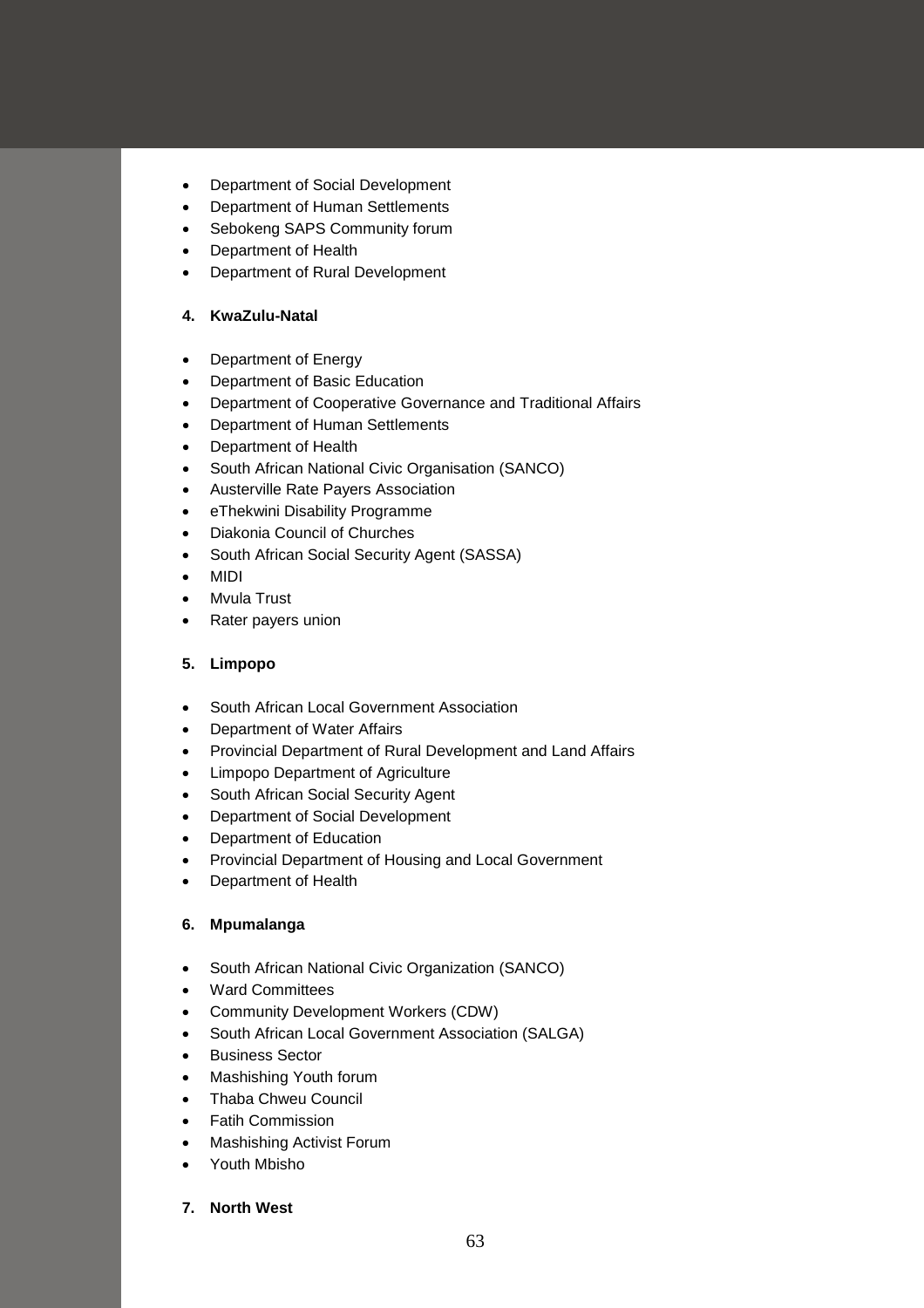- Department of Social Development
- Department of Human Settlements
- Sebokeng SAPS Community forum
- Department of Health
- Department of Rural Development

**4. KwaZulu-Natal**

- Department of Energy
- Department of Basic Education
- Department of Cooperative Governance and Traditional Affairs
- Department of Human Settlements
- Department of Health
- South African National Civic Organisation (SANCO)
- Austerville Rate Payers Association
- eThekwini Disability Programme
- Diakonia Council of Churches
- South African Social Security Agent (SASSA)
- MIDI
- Mvula Trust
- Rater payers union

**5. Limpopo**

- South African Local Government Association
- Department of Water Affairs
- Provincial Department of Rural Development and Land Affairs
- Limpopo Department of Agriculture
- South African Social Security Agent
- Department of Social Development
- Department of Education
- Provincial Department of Housing and Local Government
- Department of Health

**6. Mpumalanga**

- South African National Civic Organization (SANCO)
- Ward Committees
- Community Development Workers (CDW)
- South African Local Government Association (SALGA)
- Business Sector
- Mashishing Youth forum
- Thaba Chweu Council
- Fatih Commission
- Mashishing Activist Forum
- Youth Mbisho

**7. North West**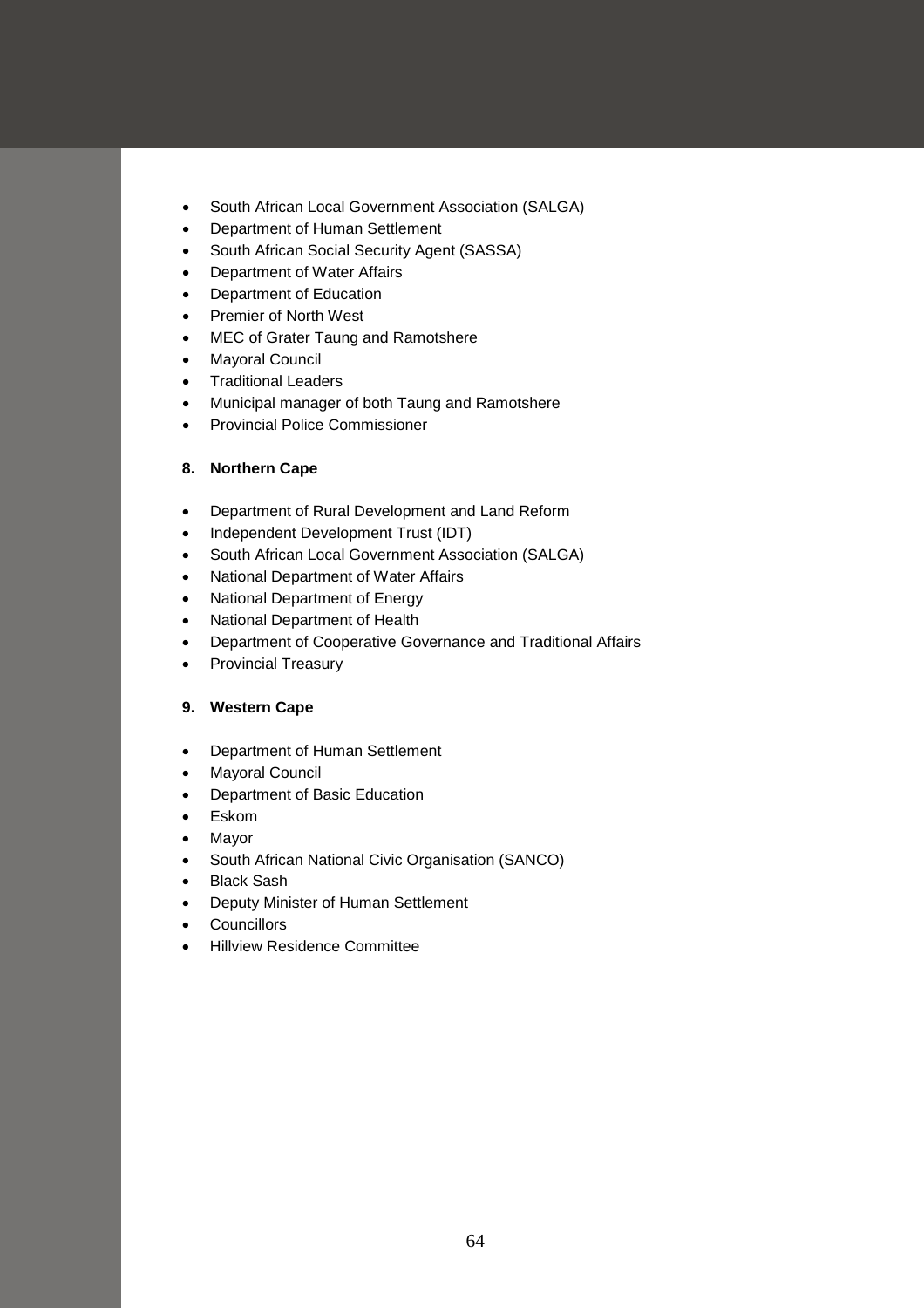- South African Local Government Association (SALGA)
- Department of Human Settlement
- South African Social Security Agent (SASSA)
- Department of Water Affairs
- Department of Education
- Premier of North West
- MEC of Grater Taung and Ramotshere
- Mayoral Council
- Traditional Leaders
- Municipal manager of both Taung and Ramotshere
- Provincial Police Commissioner

**8. Northern Cape**

- Department of Rural Development and Land Reform
- Independent Development Trust (IDT)
- South African Local Government Association (SALGA)
- National Department of Water Affairs
- National Department of Energy
- National Department of Health
- Department of Cooperative Governance and Traditional Affairs
- Provincial Treasury

**9. Western Cape**

- Department of Human Settlement
- Mayoral Council
- Department of Basic Education
- Eskom
- Mayor
- South African National Civic Organisation (SANCO)
- Black Sash
- Deputy Minister of Human Settlement
- Councillors
- Hillview Residence Committee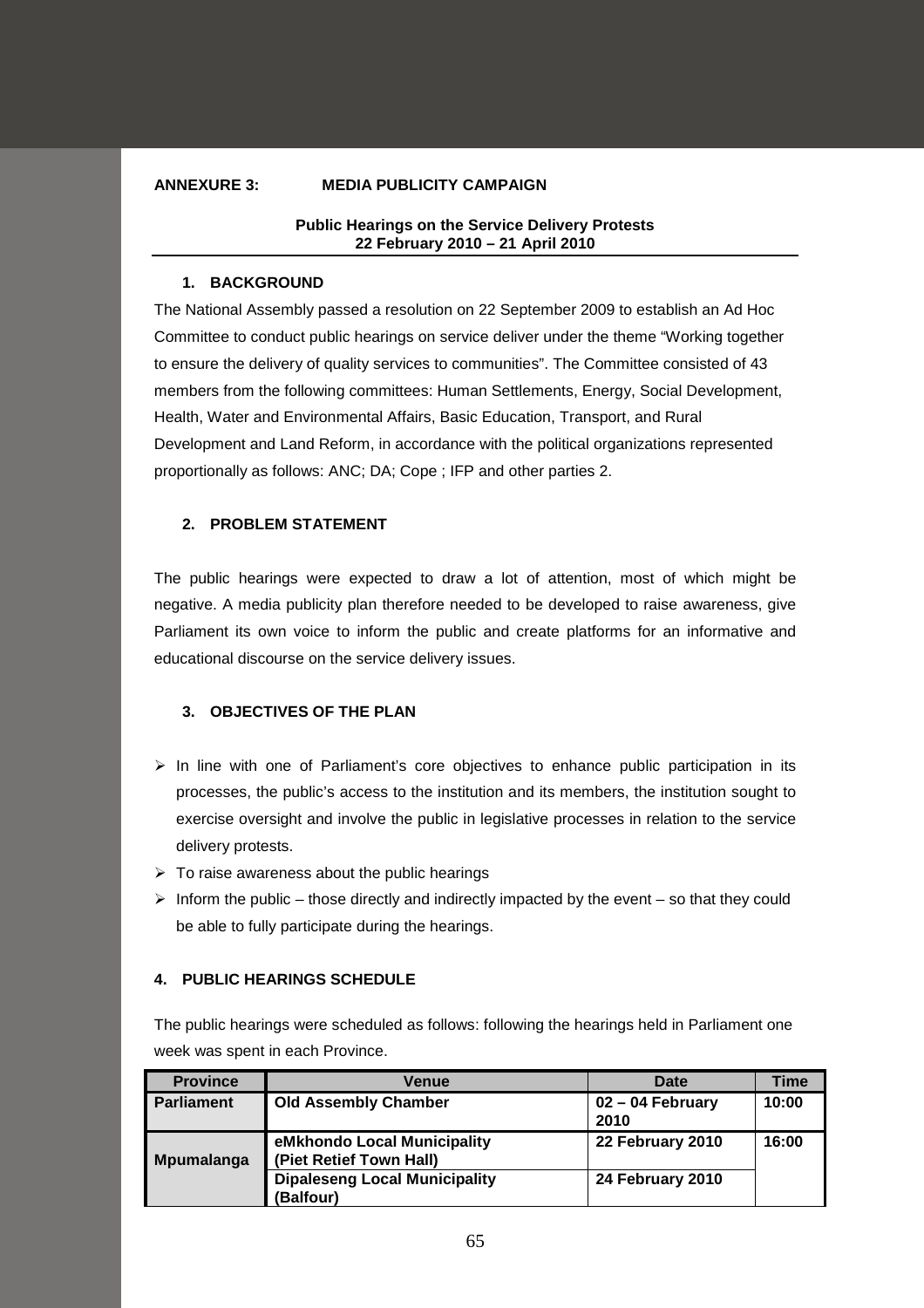**ANNEXURE 3: MEDIA PUBLICITY CAMPAIGN**

**Public Hearings on the Service Delivery Protests**
**22 February 2010 – 21 April 2010**

## 1. BACKGROUND

The National Assembly passed a resolution on 22 September 2009 to establish an Ad Hoc Committee to conduct public hearings on service deliver under the theme "Working together to ensure the delivery of quality services to communities". The Committee consisted of 43 members from the following committees: Human Settlements, Energy, Social Development, Health, Water and Environmental Affairs, Basic Education, Transport, and Rural Development and Land Reform, in accordance with the political organizations represented proportionally as follows: ANC; DA; Cope ; IFP and other parties 2.

## 2. PROBLEM STATEMENT

The public hearings were expected to draw a lot of attention, most of which might be negative. A media publicity plan therefore needed to be developed to raise awareness, give Parliament its own voice to inform the public and create platforms for an informative and educational discourse on the service delivery issues.

## 3. OBJECTIVES OF THE PLAN

- In line with one of Parliament's core objectives to enhance public participation in its processes, the public's access to the institution and its members, the institution sought to exercise oversight and involve the public in legislative processes in relation to the service delivery protests.
- To raise awareness about the public hearings
- Inform the public – those directly and indirectly impacted by the event – so that they could be able to fully participate during the hearings.

## 4. PUBLIC HEARINGS SCHEDULE

The public hearings were scheduled as follows: following the hearings held in Parliament one week was spent in each Province.

| Province | Venue | Date | Time |
|---|---|---|---|
| **Parliament** | **Old Assembly Chamber** | **02 – 04 February 2010** | **10:00** |
| **Mpumalanga** | **eMkhondo Local Municipality (Piet Retief Town Hall)** | **22 February 2010** | **16:00** |
| | **Dipaleseng Local Municipality (Balfour)** | **24 February 2010** | |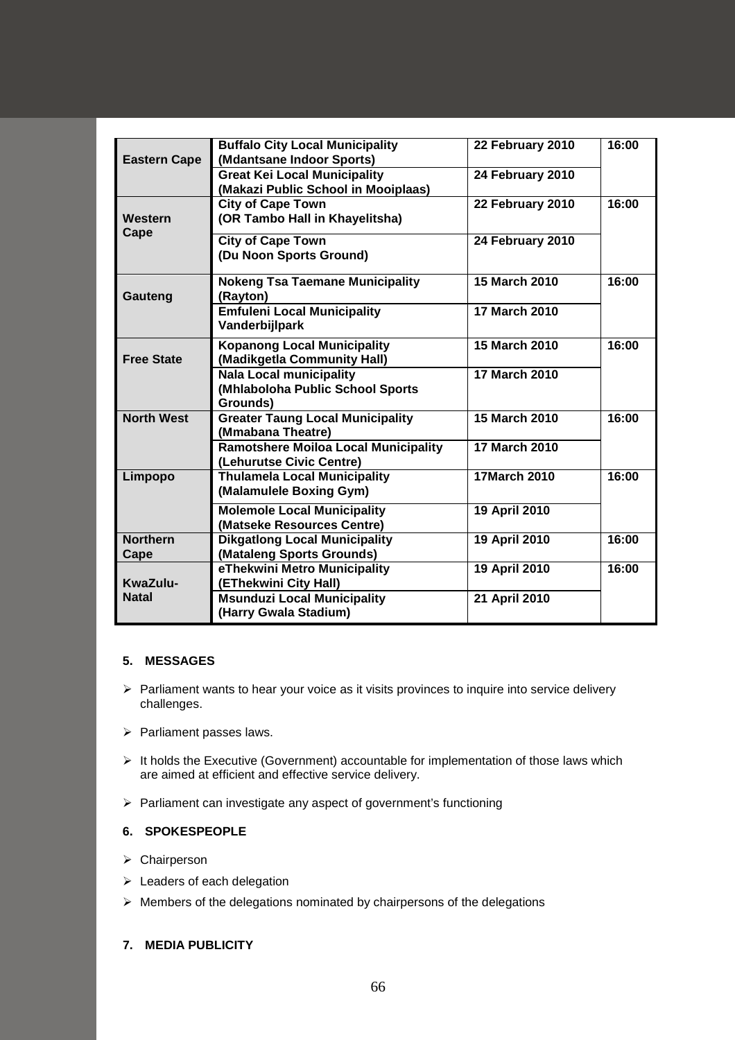| | | | |
|---|---|---|---|
| **Eastern Cape** | **Buffalo City Local Municipality (Mdantsane Indoor Sports)** | **22 February 2010** | **16:00** |
| | **Great Kei Local Municipality (Makazi Public School in Mooiplaas)** | **24 February 2010** | |
| **Western Cape** | **City of Cape Town (OR Tambo Hall in Khayelitsha)** | **22 February 2010** | **16:00** |
| | **City of Cape Town (Du Noon Sports Ground)** | **24 February 2010** | |
| **Gauteng** | **Nokeng Tsa Taemane Municipality (Rayton)** | **15 March 2010** | **16:00** |
| | **Emfuleni Local Municipality Vanderbijlpark** | **17 March 2010** | |
| **Free State** | **Kopanong Local Municipality (Madikgetla Community Hall)** | **15 March 2010** | **16:00** |
| | **Nala Local municipality (Mhlaboloha Public School Sports Grounds)** | **17 March 2010** | |
| **North West** | **Greater Taung Local Municipality (Mmabana Theatre)** | **15 March 2010** | **16:00** |
| | **Ramotshere Moiloa Local Municipality (Lehurutse Civic Centre)** | **17 March 2010** | |
| **Limpopo** | **Thulamela Local Municipality (Malamulele Boxing Gym)** | **17March 2010** | **16:00** |
| | **Molemole Local Municipality (Matseke Resources Centre)** | **19 April 2010** | |
| **Northern Cape** | **Dikgatlong Local Municipality (Mataleng Sports Grounds)** | **19 April 2010** | **16:00** |
| **KwaZulu-Natal** | **eThekwini Metro Municipality (EThekwini City Hall)** | **19 April 2010** | **16:00** |
| | **Msunduzi Local Municipality (Harry Gwala Stadium)** | **21 April 2010** | |

**5. MESSAGES**

- Parliament wants to hear your voice as it visits provinces to inquire into service delivery challenges.
- Parliament passes laws.
- It holds the Executive (Government) accountable for implementation of those laws which are aimed at efficient and effective service delivery.
- Parliament can investigate any aspect of government's functioning

**6. SPOKESPEOPLE**

- Chairperson
- Leaders of each delegation
- Members of the delegations nominated by chairpersons of the delegations

**7. MEDIA PUBLICITY**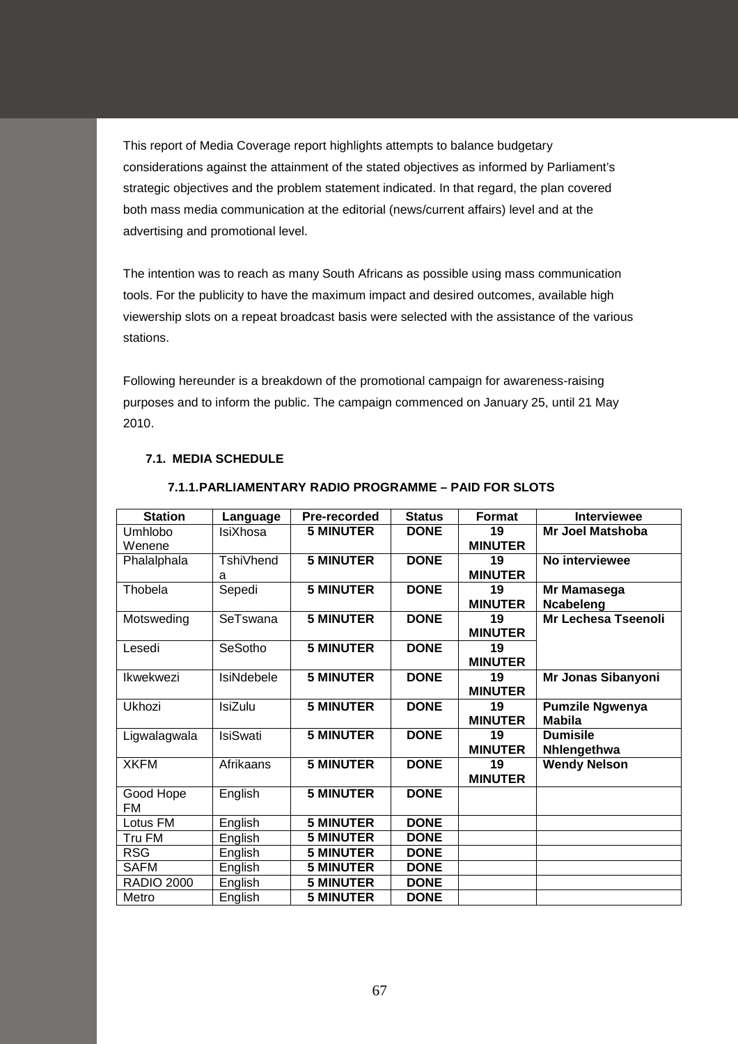This report of Media Coverage report highlights attempts to balance budgetary considerations against the attainment of the stated objectives as informed by Parliament's strategic objectives and the problem statement indicated. In that regard, the plan covered both mass media communication at the editorial (news/current affairs) level and at the advertising and promotional level.

The intention was to reach as many South Africans as possible using mass communication tools. For the publicity to have the maximum impact and desired outcomes, available high viewership slots on a repeat broadcast basis were selected with the assistance of the various stations.

Following hereunder is a breakdown of the promotional campaign for awareness-raising purposes and to inform the public. The campaign commenced on January 25, until 21 May 2010.

### 7.1. MEDIA SCHEDULE

#### 7.1.1. PARLIAMENTARY RADIO PROGRAMME – PAID FOR SLOTS

| Station | Language | Pre-recorded | Status | Format | Interviewee |
|---|---|---|---|---|---|
| Umhlobo Wenene | IsiXhosa | **5 MINUTER** | **DONE** | **19 MINUTER** | **Mr Joel Matshoba** |
| Phalalphala | TshiVhenda | **5 MINUTER** | **DONE** | **19 MINUTER** | **No interviewee** |
| Thobela | Sepedi | **5 MINUTER** | **DONE** | **19 MINUTER** | **Mr Mamasega Ncabeleng** |
| Motsweding | SeTswana | **5 MINUTER** | **DONE** | **19 MINUTER** | **Mr Lechesa Tseenoli** |
| Lesedi | SeSotho | **5 MINUTER** | **DONE** | **19 MINUTER** | |
| Ikwekwezi | IsiNdebele | **5 MINUTER** | **DONE** | **19 MINUTER** | **Mr Jonas Sibanyoni** |
| Ukhozi | IsiZulu | **5 MINUTER** | **DONE** | **19 MINUTER** | **Pumzile Ngwenya Mabila** |
| Ligwalagwala | IsiSwati | **5 MINUTER** | **DONE** | **19 MINUTER** | **Dumisile Nhlengethwa** |
| XKFM | Afrikaans | **5 MINUTER** | **DONE** | **19 MINUTER** | **Wendy Nelson** |
| Good Hope FM | English | **5 MINUTER** | **DONE** | | |
| Lotus FM | English | **5 MINUTER** | **DONE** | | |
| Tru FM | English | **5 MINUTER** | **DONE** | | |
| RSG | English | **5 MINUTER** | **DONE** | | |
| SAFM | English | **5 MINUTER** | **DONE** | | |
| RADIO 2000 | English | **5 MINUTER** | **DONE** | | |
| Metro | English | **5 MINUTER** | **DONE** | | |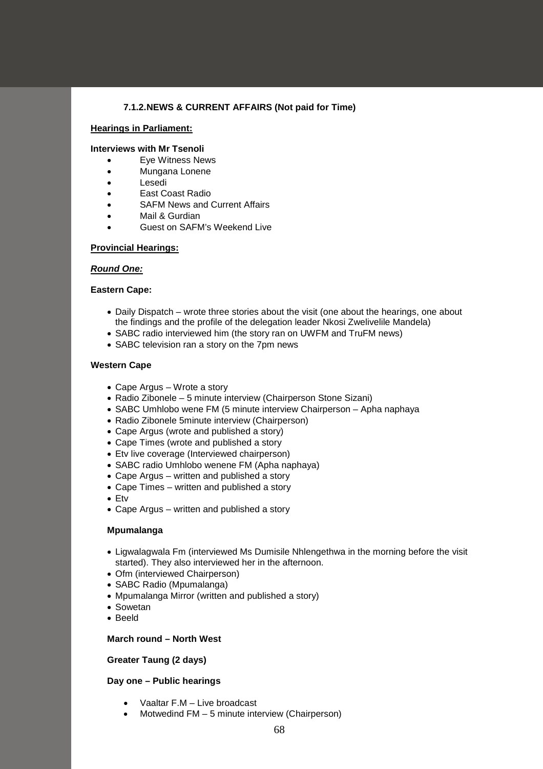### 7.1.2.NEWS & CURRENT AFFAIRS (Not paid for Time)

**Hearings in Parliament:**

**Interviews with Mr Tsenoli**

- Eye Witness News
- Mungana Lonene
- Lesedi
- East Coast Radio
- SAFM News and Current Affairs
- Mail & Gurdian
- Guest on SAFM's Weekend Live

**Provincial Hearings:**

***Round One:***

**Eastern Cape:**

- Daily Dispatch – wrote three stories about the visit (one about the hearings, one about the findings and the profile of the delegation leader Nkosi Zwelivelile Mandela)
- SABC radio interviewed him (the story ran on UWFM and TruFM news)
- SABC television ran a story on the 7pm news

**Western Cape**

- Cape Argus – Wrote a story
- Radio Zibonele – 5 minute interview (Chairperson Stone Sizani)
- SABC Umhlobo wene FM (5 minute interview Chairperson – Apha naphaya
- Radio Zibonele 5minute interview (Chairperson)
- Cape Argus (wrote and published a story)
- Cape Times (wrote and published a story
- Etv live coverage (Interviewed chairperson)
- SABC radio Umhlobo wenene FM (Apha naphaya)
- Cape Argus – written and published a story
- Cape Times – written and published a story
- Etv
- Cape Argus – written and published a story

**Mpumalanga**

- Ligwalagwala Fm (interviewed Ms Dumisile Nhlengethwa in the morning before the visit started). They also interviewed her in the afternoon.
- Ofm (interviewed Chairperson)
- SABC Radio (Mpumalanga)
- Mpumalanga Mirror (written and published a story)
- Sowetan
- Beeld

**March round – North West**

**Greater Taung (2 days)**

**Day one – Public hearings**

- Vaaltar F.M – Live broadcast
- Motwedind FM – 5 minute interview (Chairperson)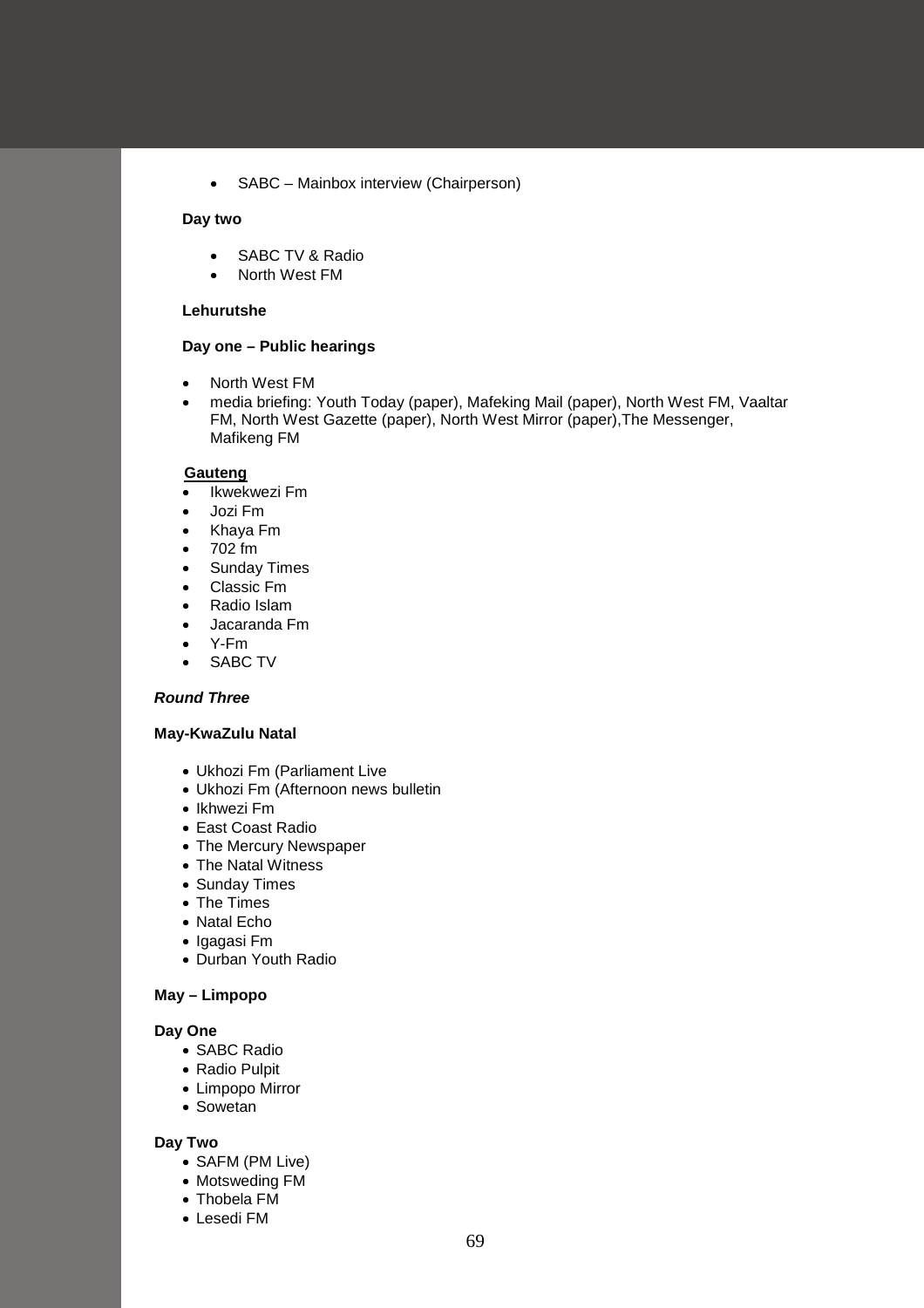- SABC – Mainbox interview (Chairperson)

**Day two**

- SABC TV & Radio
- North West FM

**Lehurutshe**

**Day one – Public hearings**

- North West FM
- media briefing: Youth Today (paper), Mafeking Mail (paper), North West FM, Vaaltar FM, North West Gazette (paper), North West Mirror (paper),The Messenger, Mafikeng FM

**Gauteng**

- Ikwekwezi Fm
- Jozi Fm
- Khaya Fm
- 702 fm
- Sunday Times
- Classic Fm
- Radio Islam
- Jacaranda Fm
- Y-Fm
- SABC TV

***Round Three***

**May-KwaZulu Natal**

- Ukhozi Fm (Parliament Live
- Ukhozi Fm (Afternoon news bulletin
- Ikhwezi Fm
- East Coast Radio
- The Mercury Newspaper
- The Natal Witness
- Sunday Times
- The Times
- Natal Echo
- Igagasi Fm
- Durban Youth Radio

**May – Limpopo**

**Day One**

- SABC Radio
- Radio Pulpit
- Limpopo Mirror
- Sowetan

**Day Two**

- SAFM (PM Live)
- Motsweding FM
- Thobela FM
- Lesedi FM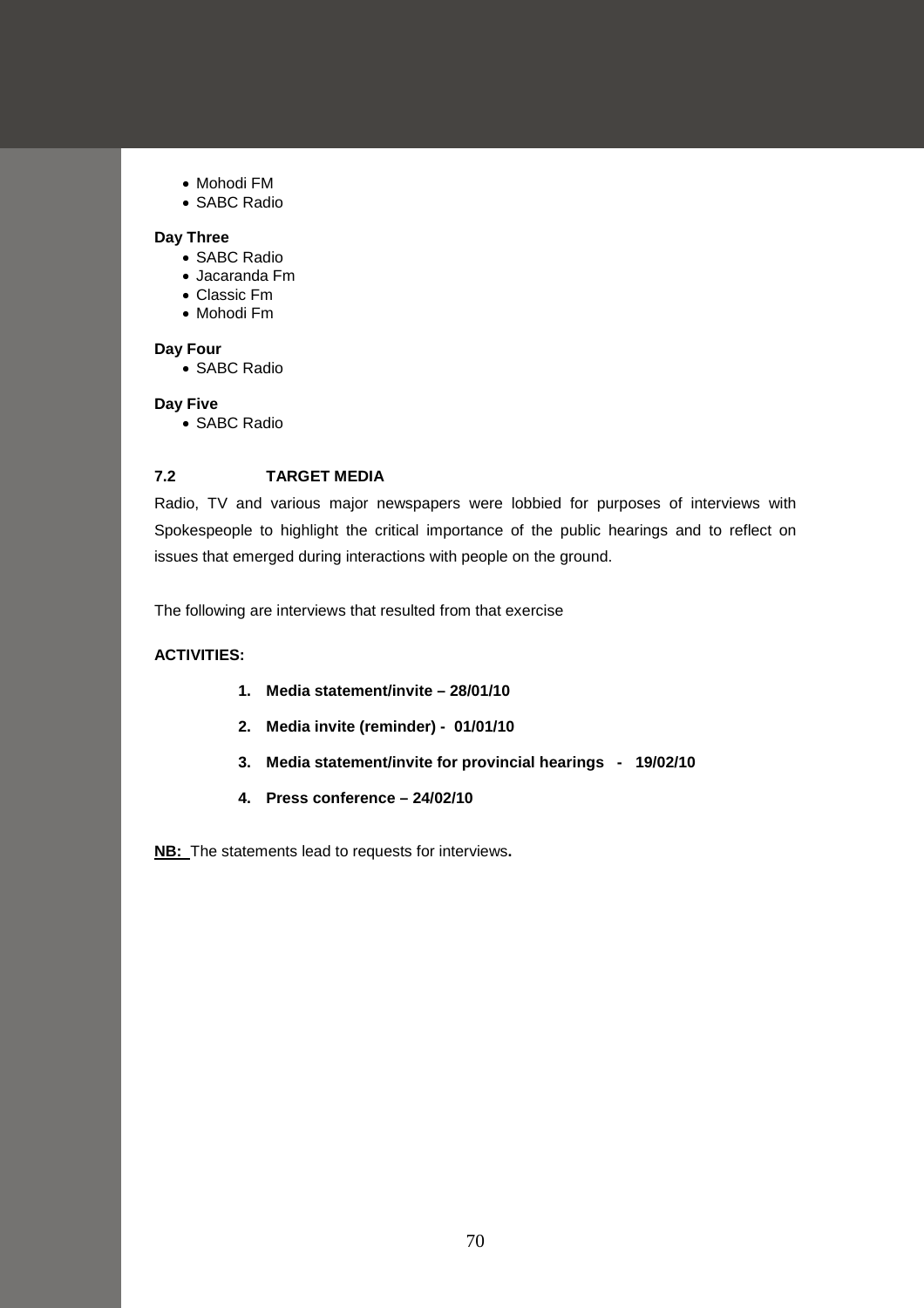- Mohodi FM
- SABC Radio

**Day Three**

- SABC Radio
- Jacaranda Fm
- Classic Fm
- Mohodi Fm

**Day Four**

- SABC Radio

**Day Five**

- SABC Radio

### 7.2 TARGET MEDIA

Radio, TV and various major newspapers were lobbied for purposes of interviews with Spokespeople to highlight the critical importance of the public hearings and to reflect on issues that emerged during interactions with people on the ground.

The following are interviews that resulted from that exercise

**ACTIVITIES:**

1. **Media statement/invite – 28/01/10**
2. **Media invite (reminder) - 01/01/10**
3. **Media statement/invite for provincial hearings - 19/02/10**
4. **Press conference – 24/02/10**

**NB:** The statements lead to requests for interviews**.**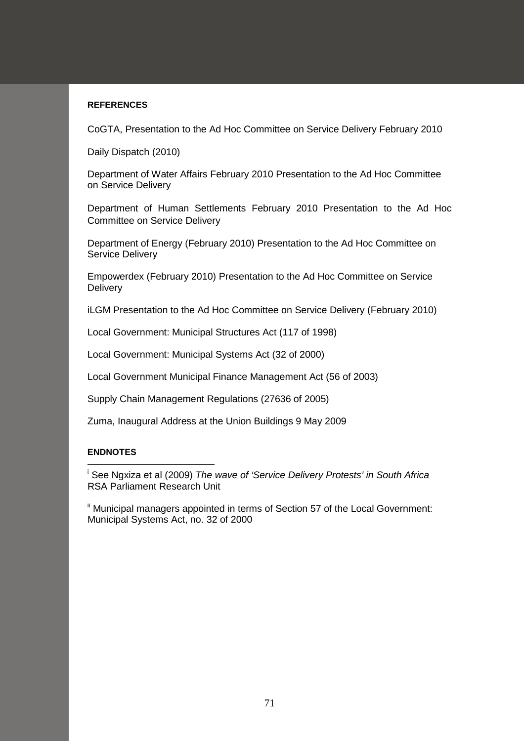## REFERENCES

CoGTA, Presentation to the Ad Hoc Committee on Service Delivery February 2010

Daily Dispatch (2010)

Department of Water Affairs February 2010 Presentation to the Ad Hoc Committee on Service Delivery

Department of Human Settlements February 2010 Presentation to the Ad Hoc Committee on Service Delivery

Department of Energy (February 2010) Presentation to the Ad Hoc Committee on Service Delivery

Empowerdex (February 2010) Presentation to the Ad Hoc Committee on Service Delivery

iLGM Presentation to the Ad Hoc Committee on Service Delivery (February 2010)

Local Government: Municipal Structures Act (117 of 1998)

Local Government: Municipal Systems Act (32 of 2000)

Local Government Municipal Finance Management Act (56 of 2003)

Supply Chain Management Regulations (27636 of 2005)

Zuma, Inaugural Address at the Union Buildings 9 May 2009

## ENDNOTES

[i] See Ngxiza et al (2009) *The wave of 'Service Delivery Protests' in South Africa* RSA Parliament Research Unit

[ii] Municipal managers appointed in terms of Section 57 of the Local Government: Municipal Systems Act, no. 32 of 2000